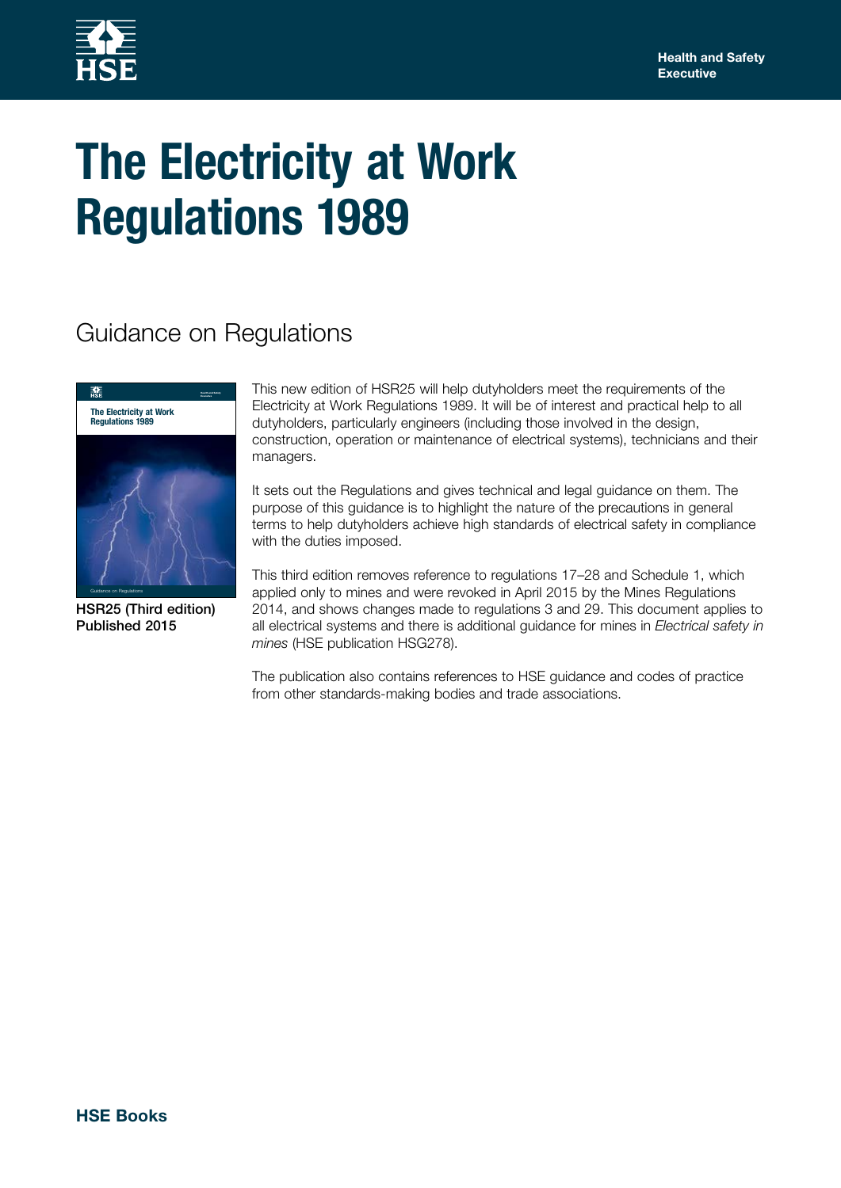Health and Safety Executive

# The Electricity at Work Regulations 1989

## Guidance on Regulations

**HSR25 (Third edition)**
**Published 2015**

This new edition of HSR25 will help dutyholders meet the requirements of the Electricity at Work Regulations 1989. It will be of interest and practical help to all dutyholders, particularly engineers (including those involved in the design, construction, operation or maintenance of electrical systems), technicians and their managers.

It sets out the Regulations and gives technical and legal guidance on them. The purpose of this guidance is to highlight the nature of the precautions in general terms to help dutyholders achieve high standards of electrical safety in compliance with the duties imposed.

This third edition removes reference to regulations 17–28 and Schedule 1, which applied only to mines and were revoked in April 2015 by the Mines Regulations 2014, and shows changes made to regulations 3 and 29. This document applies to all electrical systems and there is additional guidance for mines in *Electrical safety in mines* (HSE publication HSG278).

The publication also contains references to HSE guidance and codes of practice from other standards-making bodies and trade associations.

**HSE Books**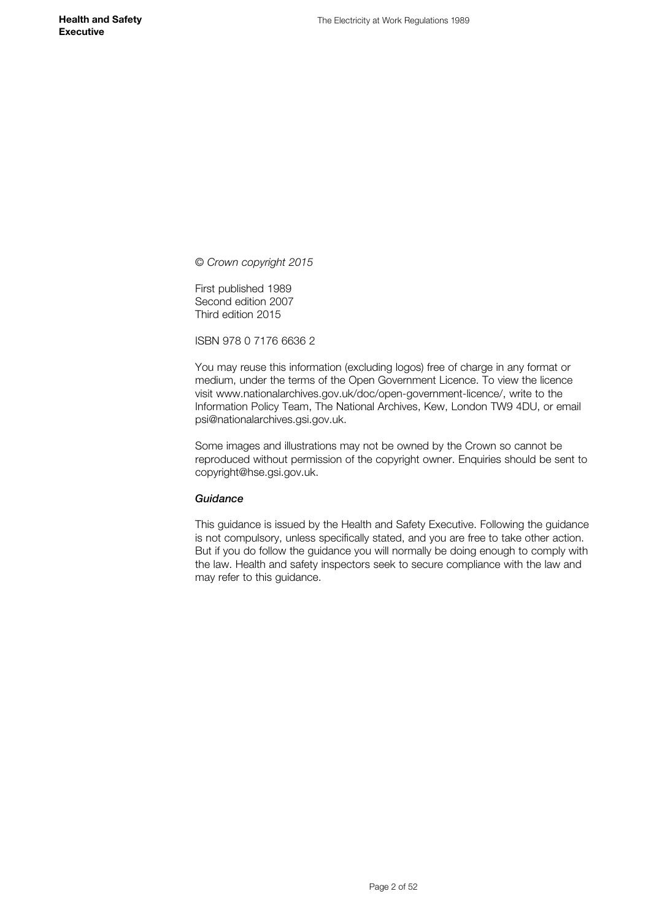*© Crown copyright 2015*

First published 1989
Second edition 2007
Third edition 2015

ISBN 978 0 7176 6636 2

You may reuse this information (excluding logos) free of charge in any format or medium, under the terms of the Open Government Licence. To view the licence visit www.nationalarchives.gov.uk/doc/open-government-licence/, write to the Information Policy Team, The National Archives, Kew, London TW9 4DU, or email psi@nationalarchives.gsi.gov.uk.

Some images and illustrations may not be owned by the Crown so cannot be reproduced without permission of the copyright owner. Enquiries should be sent to copyright@hse.gsi.gov.uk.

***Guidance***

This guidance is issued by the Health and Safety Executive. Following the guidance is not compulsory, unless specifically stated, and you are free to take other action. But if you do follow the guidance you will normally be doing enough to comply with the law. Health and safety inspectors seek to secure compliance with the law and may refer to this guidance.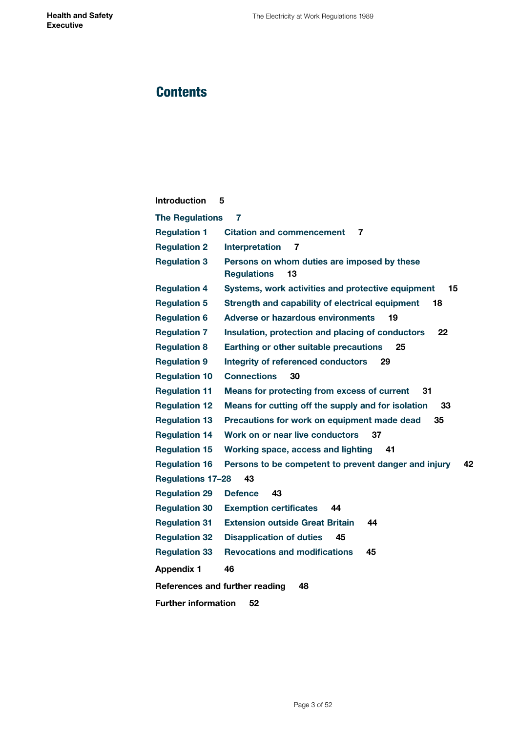# Contents

**Introduction** 5

**The Regulations** 7

**Regulation 1** Citation and commencement 7

**Regulation 2** Interpretation 7

**Regulation 3** Persons on whom duties are imposed by these Regulations 13

**Regulation 4** Systems, work activities and protective equipment 15

**Regulation 5** Strength and capability of electrical equipment 18

**Regulation 6** Adverse or hazardous environments 19

**Regulation 7** Insulation, protection and placing of conductors 22

**Regulation 8** Earthing or other suitable precautions 25

**Regulation 9** Integrity of referenced conductors 29

**Regulation 10** Connections 30

**Regulation 11** Means for protecting from excess of current 31

**Regulation 12** Means for cutting off the supply and for isolation 33

**Regulation 13** Precautions for work on equipment made dead 35

**Regulation 14** Work on or near live conductors 37

**Regulation 15** Working space, access and lighting 41

**Regulation 16** Persons to be competent to prevent danger and injury 42

**Regulations 17–28** 43

**Regulation 29** Defence 43

**Regulation 30** Exemption certificates 44

**Regulation 31** Extension outside Great Britain 44

**Regulation 32** Disapplication of duties 45

**Regulation 33** Revocations and modifications 45

**Appendix 1** 46

**References and further reading** 48

**Further information** 52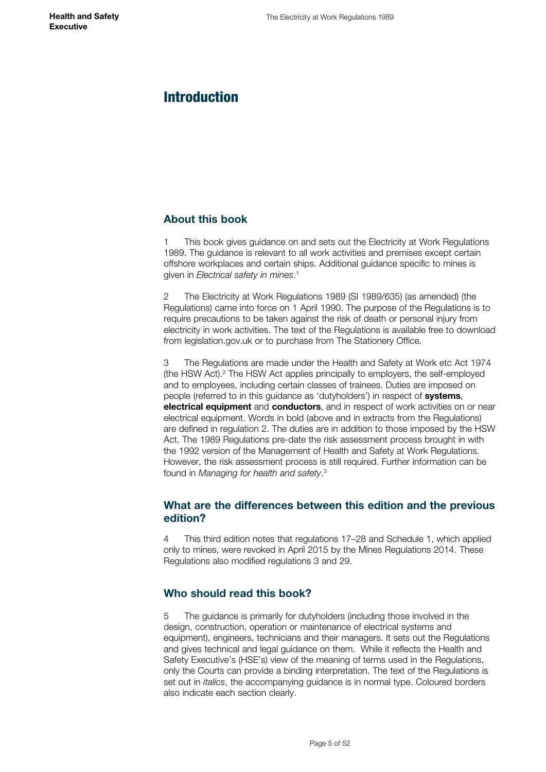# Introduction

## About this book

1 This book gives guidance on and sets out the Electricity at Work Regulations 1989. The guidance is relevant to all work activities and premises except certain offshore workplaces and certain ships. Additional guidance specific to mines is given in *Electrical safety in mines*.[1]

2 The Electricity at Work Regulations 1989 (SI 1989/635) (as amended) (the Regulations) came into force on 1 April 1990. The purpose of the Regulations is to require precautions to be taken against the risk of death or personal injury from electricity in work activities. The text of the Regulations is available free to download from legislation.gov.uk or to purchase from The Stationery Office.

3 The Regulations are made under the Health and Safety at Work etc Act 1974 (the HSW Act).[2] The HSW Act applies principally to employers, the self-employed and to employees, including certain classes of trainees. Duties are imposed on people (referred to in this guidance as 'dutyholders') in respect of **systems**, **electrical equipment** and **conductors**, and in respect of work activities on or near electrical equipment. Words in bold (above and in extracts from the Regulations) are defined in regulation 2. The duties are in addition to those imposed by the HSW Act. The 1989 Regulations pre-date the risk assessment process brought in with the 1992 version of the Management of Health and Safety at Work Regulations. However, the risk assessment process is still required. Further information can be found in *Managing for health and safety*.[3]

## What are the differences between this edition and the previous edition?

4 This third edition notes that regulations 17–28 and Schedule 1, which applied only to mines, were revoked in April 2015 by the Mines Regulations 2014. These Regulations also modified regulations 3 and 29.

## Who should read this book?

5 The guidance is primarily for dutyholders (including those involved in the design, construction, operation or maintenance of electrical systems and equipment), engineers, technicians and their managers. It sets out the Regulations and gives technical and legal guidance on them. While it reflects the Health and Safety Executive's (HSE's) view of the meaning of terms used in the Regulations, only the Courts can provide a binding interpretation. The text of the Regulations is set out in *italics*, the accompanying guidance is in normal type. Coloured borders also indicate each section clearly.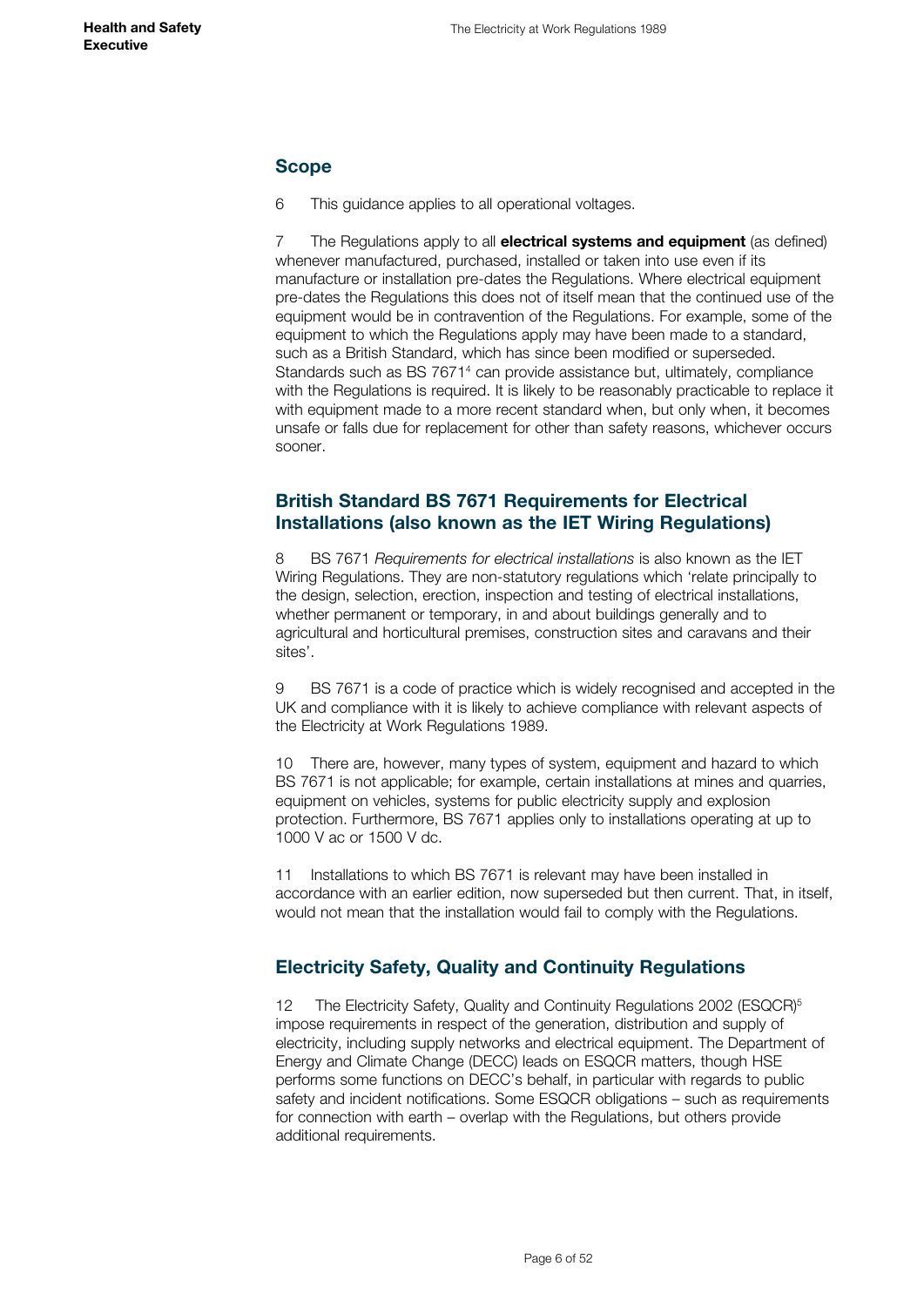## Scope

6 This guidance applies to all operational voltages.

7 The Regulations apply to all **electrical systems and equipment** (as defined) whenever manufactured, purchased, installed or taken into use even if its manufacture or installation pre-dates the Regulations. Where electrical equipment pre-dates the Regulations this does not of itself mean that the continued use of the equipment would be in contravention of the Regulations. For example, some of the equipment to which the Regulations apply may have been made to a standard, such as a British Standard, which has since been modified or superseded. Standards such as BS 7671[4] can provide assistance but, ultimately, compliance with the Regulations is required. It is likely to be reasonably practicable to replace it with equipment made to a more recent standard when, but only when, it becomes unsafe or falls due for replacement for other than safety reasons, whichever occurs sooner.

## British Standard BS 7671 Requirements for Electrical Installations (also known as the IET Wiring Regulations)

8 BS 7671 *Requirements for electrical installations* is also known as the IET Wiring Regulations. They are non-statutory regulations which 'relate principally to the design, selection, erection, inspection and testing of electrical installations, whether permanent or temporary, in and about buildings generally and to agricultural and horticultural premises, construction sites and caravans and their sites'.

9 BS 7671 is a code of practice which is widely recognised and accepted in the UK and compliance with it is likely to achieve compliance with relevant aspects of the Electricity at Work Regulations 1989.

10 There are, however, many types of system, equipment and hazard to which BS 7671 is not applicable; for example, certain installations at mines and quarries, equipment on vehicles, systems for public electricity supply and explosion protection. Furthermore, BS 7671 applies only to installations operating at up to 1000 V ac or 1500 V dc.

11 Installations to which BS 7671 is relevant may have been installed in accordance with an earlier edition, now superseded but then current. That, in itself, would not mean that the installation would fail to comply with the Regulations.

## Electricity Safety, Quality and Continuity Regulations

12 The Electricity Safety, Quality and Continuity Regulations 2002 (ESQCR)[5] impose requirements in respect of the generation, distribution and supply of electricity, including supply networks and electrical equipment. The Department of Energy and Climate Change (DECC) leads on ESQCR matters, though HSE performs some functions on DECC's behalf, in particular with regards to public safety and incident notifications. Some ESQCR obligations – such as requirements for connection with earth – overlap with the Regulations, but others provide additional requirements.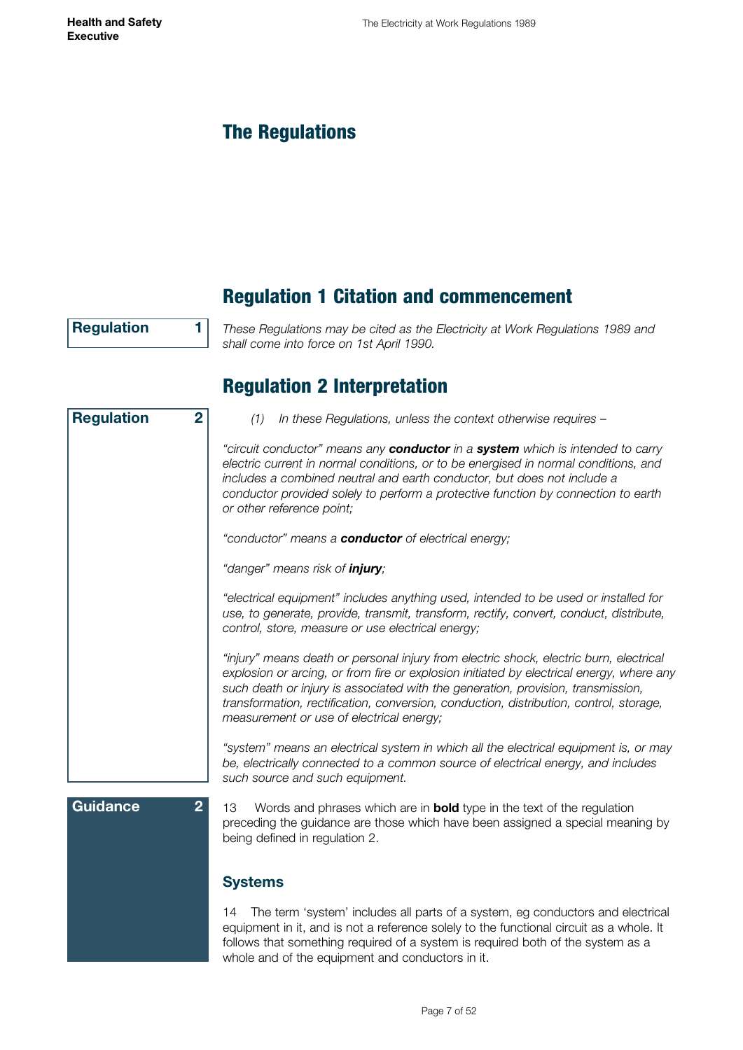# The Regulations

## Regulation 1 Citation and commencement

**Regulation 1**

*These Regulations may be cited as the Electricity at Work Regulations 1989 and shall come into force on 1st April 1990.*

## Regulation 2 Interpretation

**Regulation 2**

*(1) In these Regulations, unless the context otherwise requires –*

*"circuit conductor" means any **conductor** in a **system** which is intended to carry electric current in normal conditions, or to be energised in normal conditions, and includes a combined neutral and earth conductor, but does not include a conductor provided solely to perform a protective function by connection to earth or other reference point;*

*"conductor" means a **conductor** of electrical energy;*

*"danger" means risk of **injury**;*

*"electrical equipment" includes anything used, intended to be used or installed for use, to generate, provide, transmit, transform, rectify, convert, conduct, distribute, control, store, measure or use electrical energy;*

*"injury" means death or personal injury from electric shock, electric burn, electrical explosion or arcing, or from fire or explosion initiated by electrical energy, where any such death or injury is associated with the generation, provision, transmission, transformation, rectification, conversion, conduction, distribution, control, storage, measurement or use of electrical energy;*

*"system" means an electrical system in which all the electrical equipment is, or may be, electrically connected to a common source of electrical energy, and includes such source and such equipment.*

**Guidance 2**

13 Words and phrases which are in **bold** type in the text of the regulation preceding the guidance are those which have been assigned a special meaning by being defined in regulation 2.

### Systems

14 The term 'system' includes all parts of a system, eg conductors and electrical equipment in it, and is not a reference solely to the functional circuit as a whole. It follows that something required of a system is required both of the system as a whole and of the equipment and conductors in it.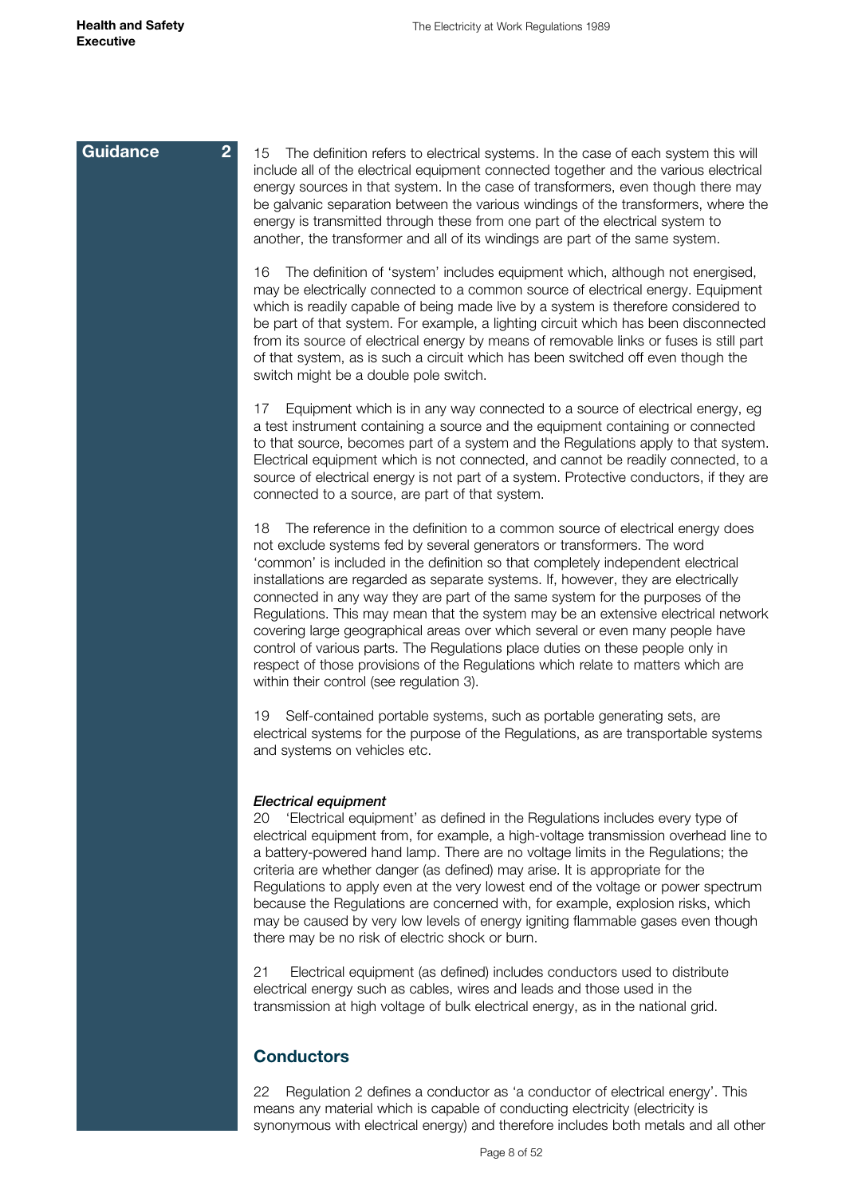**Guidance 2**

15 The definition refers to electrical systems. In the case of each system this will include all of the electrical equipment connected together and the various electrical energy sources in that system. In the case of transformers, even though there may be galvanic separation between the various windings of the transformers, where the energy is transmitted through these from one part of the electrical system to another, the transformer and all of its windings are part of the same system.

16 The definition of 'system' includes equipment which, although not energised, may be electrically connected to a common source of electrical energy. Equipment which is readily capable of being made live by a system is therefore considered to be part of that system. For example, a lighting circuit which has been disconnected from its source of electrical energy by means of removable links or fuses is still part of that system, as is such a circuit which has been switched off even though the switch might be a double pole switch.

17 Equipment which is in any way connected to a source of electrical energy, eg a test instrument containing a source and the equipment containing or connected to that source, becomes part of a system and the Regulations apply to that system. Electrical equipment which is not connected, and cannot be readily connected, to a source of electrical energy is not part of a system. Protective conductors, if they are connected to a source, are part of that system.

18 The reference in the definition to a common source of electrical energy does not exclude systems fed by several generators or transformers. The word 'common' is included in the definition so that completely independent electrical installations are regarded as separate systems. If, however, they are electrically connected in any way they are part of the same system for the purposes of the Regulations. This may mean that the system may be an extensive electrical network covering large geographical areas over which several or even many people have control of various parts. The Regulations place duties on these people only in respect of those provisions of the Regulations which relate to matters which are within their control (see regulation 3).

19 Self-contained portable systems, such as portable generating sets, are electrical systems for the purpose of the Regulations, as are transportable systems and systems on vehicles etc.

***Electrical equipment***

20 'Electrical equipment' as defined in the Regulations includes every type of electrical equipment from, for example, a high-voltage transmission overhead line to a battery-powered hand lamp. There are no voltage limits in the Regulations; the criteria are whether danger (as defined) may arise. It is appropriate for the Regulations to apply even at the very lowest end of the voltage or power spectrum because the Regulations are concerned with, for example, explosion risks, which may be caused by very low levels of energy igniting flammable gases even though there may be no risk of electric shock or burn.

21 Electrical equipment (as defined) includes conductors used to distribute electrical energy such as cables, wires and leads and those used in the transmission at high voltage of bulk electrical energy, as in the national grid.

## Conductors

22 Regulation 2 defines a conductor as 'a conductor of electrical energy'. This means any material which is capable of conducting electricity (electricity is synonymous with electrical energy) and therefore includes both metals and all other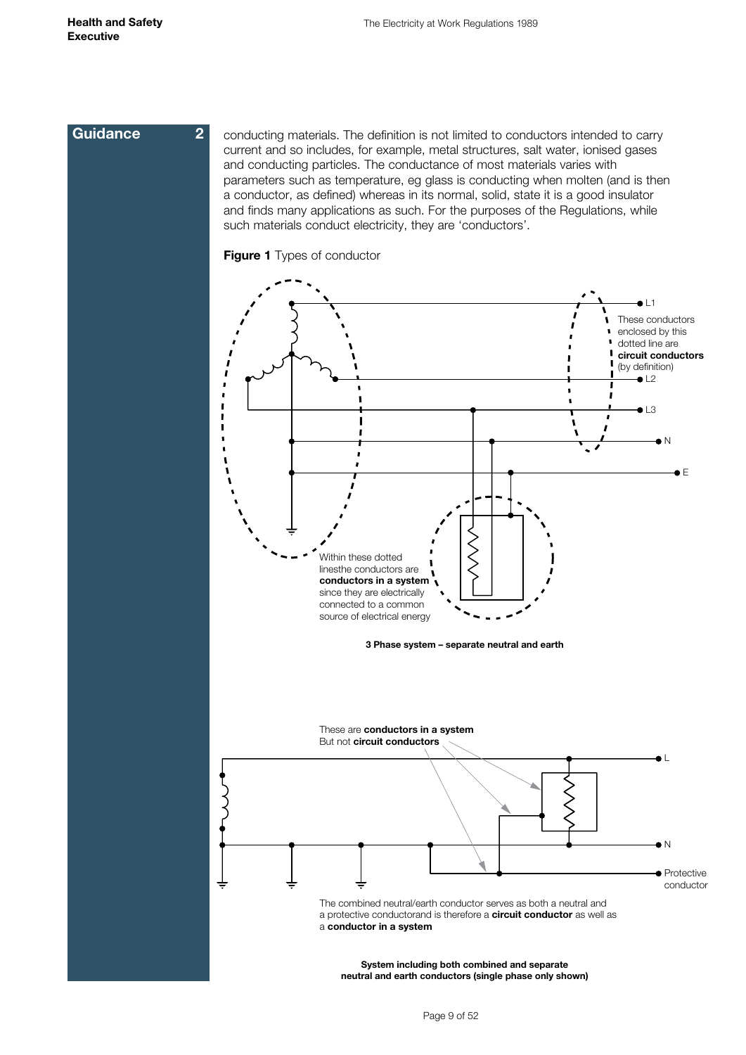**Guidance 2**

conducting materials. The definition is not limited to conductors intended to carry current and so includes, for example, metal structures, salt water, ionised gases and conducting particles. The conductance of most materials varies with parameters such as temperature, eg glass is conducting when molten (and is then a conductor, as defined) whereas in its normal, solid, state it is a good insulator and finds many applications as such. For the purposes of the Regulations, while such materials conduct electricity, they are 'conductors'.

**Figure 1** Types of conductor

L1

These conductors enclosed by this dotted line are **circuit conductors** (by definition)

L2

L3

N

E

Within these dotted linesthe conductors are **conductors in a system** since they are electrically connected to a common source of electrical energy

**3 Phase system – separate neutral and earth**

These are **conductors in a system** But not **circuit conductors**

L

N

Protective conductor

The combined neutral/earth conductor serves as both a neutral and a protective conductorand is therefore a **circuit conductor** as well as a **conductor in a system**

**System including both combined and separate neutral and earth conductors (single phase only shown)**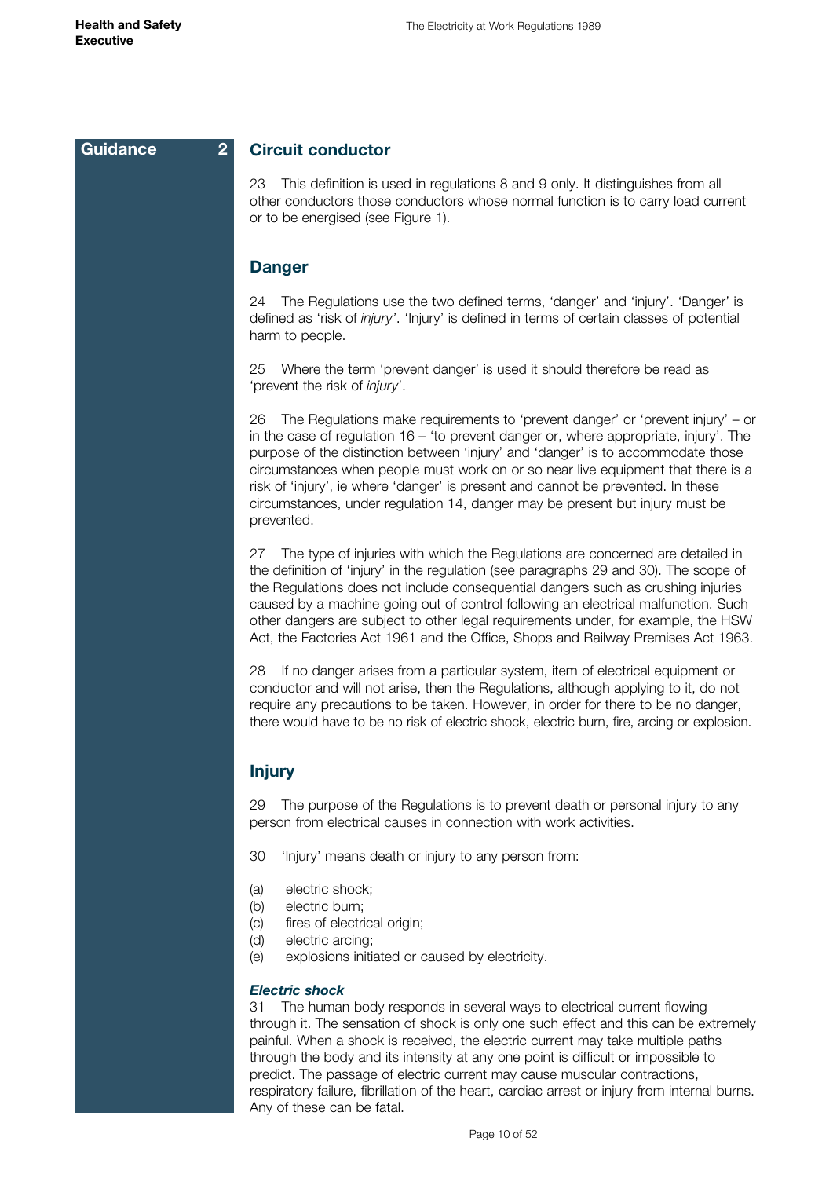**Guidance 2**

## Circuit conductor

23 This definition is used in regulations 8 and 9 only. It distinguishes from all other conductors those conductors whose normal function is to carry load current or to be energised (see Figure 1).

## Danger

24 The Regulations use the two defined terms, 'danger' and 'injury'. 'Danger' is defined as 'risk of *injury'*. 'Injury' is defined in terms of certain classes of potential harm to people.

25 Where the term 'prevent danger' is used it should therefore be read as 'prevent the risk of *injury*'.

26 The Regulations make requirements to 'prevent danger' or 'prevent injury' – or in the case of regulation 16 – 'to prevent danger or, where appropriate, injury'. The purpose of the distinction between 'injury' and 'danger' is to accommodate those circumstances when people must work on or so near live equipment that there is a risk of 'injury', ie where 'danger' is present and cannot be prevented. In these circumstances, under regulation 14, danger may be present but injury must be prevented.

27 The type of injuries with which the Regulations are concerned are detailed in the definition of 'injury' in the regulation (see paragraphs 29 and 30). The scope of the Regulations does not include consequential dangers such as crushing injuries caused by a machine going out of control following an electrical malfunction. Such other dangers are subject to other legal requirements under, for example, the HSW Act, the Factories Act 1961 and the Office, Shops and Railway Premises Act 1963.

28 If no danger arises from a particular system, item of electrical equipment or conductor and will not arise, then the Regulations, although applying to it, do not require any precautions to be taken. However, in order for there to be no danger, there would have to be no risk of electric shock, electric burn, fire, arcing or explosion.

## Injury

29 The purpose of the Regulations is to prevent death or personal injury to any person from electrical causes in connection with work activities.

30 'Injury' means death or injury to any person from:

(a) electric shock;
(b) electric burn;
(c) fires of electrical origin;
(d) electric arcing;
(e) explosions initiated or caused by electricity.

### *Electric shock*

31 The human body responds in several ways to electrical current flowing through it. The sensation of shock is only one such effect and this can be extremely painful. When a shock is received, the electric current may take multiple paths through the body and its intensity at any one point is difficult or impossible to predict. The passage of electric current may cause muscular contractions, respiratory failure, fibrillation of the heart, cardiac arrest or injury from internal burns. Any of these can be fatal.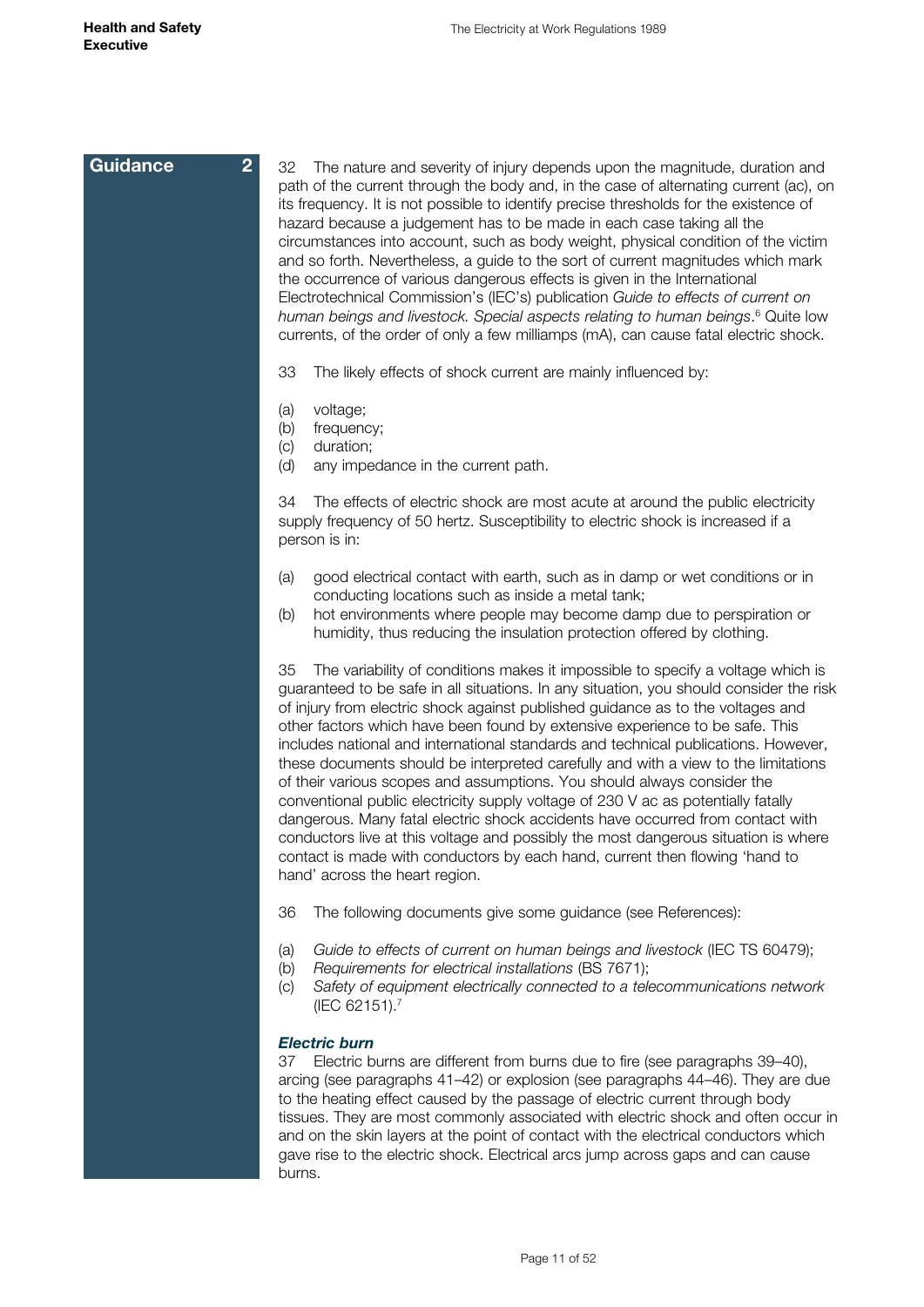**Guidance 2**

32 The nature and severity of injury depends upon the magnitude, duration and path of the current through the body and, in the case of alternating current (ac), on its frequency. It is not possible to identify precise thresholds for the existence of hazard because a judgement has to be made in each case taking all the circumstances into account, such as body weight, physical condition of the victim and so forth. Nevertheless, a guide to the sort of current magnitudes which mark the occurrence of various dangerous effects is given in the International Electrotechnical Commission's (IEC's) publication *Guide to effects of current on human beings and livestock. Special aspects relating to human beings*.[6] Quite low currents, of the order of only a few milliamps (mA), can cause fatal electric shock.

33 The likely effects of shock current are mainly influenced by:

(a) voltage;
(b) frequency;
(c) duration;
(d) any impedance in the current path.

34 The effects of electric shock are most acute at around the public electricity supply frequency of 50 hertz. Susceptibility to electric shock is increased if a person is in:

(a) good electrical contact with earth, such as in damp or wet conditions or in conducting locations such as inside a metal tank;
(b) hot environments where people may become damp due to perspiration or humidity, thus reducing the insulation protection offered by clothing.

35 The variability of conditions makes it impossible to specify a voltage which is guaranteed to be safe in all situations. In any situation, you should consider the risk of injury from electric shock against published guidance as to the voltages and other factors which have been found by extensive experience to be safe. This includes national and international standards and technical publications. However, these documents should be interpreted carefully and with a view to the limitations of their various scopes and assumptions. You should always consider the conventional public electricity supply voltage of 230 V ac as potentially fatally dangerous. Many fatal electric shock accidents have occurred from contact with conductors live at this voltage and possibly the most dangerous situation is where contact is made with conductors by each hand, current then flowing 'hand to hand' across the heart region.

36 The following documents give some guidance (see References):

(a) *Guide to effects of current on human beings and livestock* (IEC TS 60479);
(b) *Requirements for electrical installations* (BS 7671);
(c) *Safety of equipment electrically connected to a telecommunications network* (IEC 62151).[7]

### *Electric burn*

37 Electric burns are different from burns due to fire (see paragraphs 39–40), arcing (see paragraphs 41–42) or explosion (see paragraphs 44–46). They are due to the heating effect caused by the passage of electric current through body tissues. They are most commonly associated with electric shock and often occur in and on the skin layers at the point of contact with the electrical conductors which gave rise to the electric shock. Electrical arcs jump across gaps and can cause burns.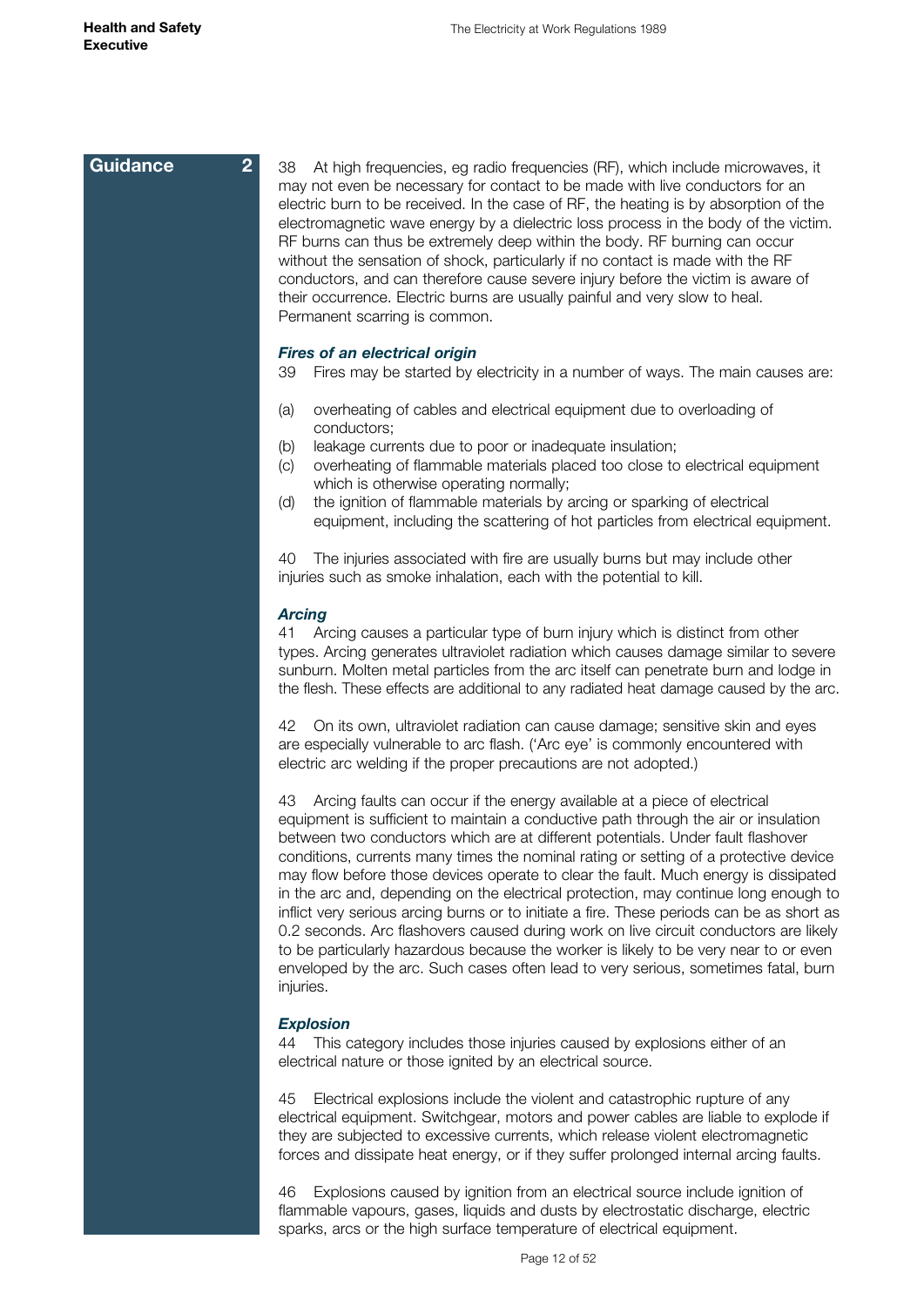Guidance 2

38 At high frequencies, eg radio frequencies (RF), which include microwaves, it may not even be necessary for contact to be made with live conductors for an electric burn to be received. In the case of RF, the heating is by absorption of the electromagnetic wave energy by a dielectric loss process in the body of the victim. RF burns can thus be extremely deep within the body. RF burning can occur without the sensation of shock, particularly if no contact is made with the RF conductors, and can therefore cause severe injury before the victim is aware of their occurrence. Electric burns are usually painful and very slow to heal. Permanent scarring is common.

### *Fires of an electrical origin*

39 Fires may be started by electricity in a number of ways. The main causes are:

(a) overheating of cables and electrical equipment due to overloading of conductors;
(b) leakage currents due to poor or inadequate insulation;
(c) overheating of flammable materials placed too close to electrical equipment which is otherwise operating normally;
(d) the ignition of flammable materials by arcing or sparking of electrical equipment, including the scattering of hot particles from electrical equipment.

40 The injuries associated with fire are usually burns but may include other injuries such as smoke inhalation, each with the potential to kill.

### *Arcing*

41 Arcing causes a particular type of burn injury which is distinct from other types. Arcing generates ultraviolet radiation which causes damage similar to severe sunburn. Molten metal particles from the arc itself can penetrate burn and lodge in the flesh. These effects are additional to any radiated heat damage caused by the arc.

42 On its own, ultraviolet radiation can cause damage; sensitive skin and eyes are especially vulnerable to arc flash. ('Arc eye' is commonly encountered with electric arc welding if the proper precautions are not adopted.)

43 Arcing faults can occur if the energy available at a piece of electrical equipment is sufficient to maintain a conductive path through the air or insulation between two conductors which are at different potentials. Under fault flashover conditions, currents many times the nominal rating or setting of a protective device may flow before those devices operate to clear the fault. Much energy is dissipated in the arc and, depending on the electrical protection, may continue long enough to inflict very serious arcing burns or to initiate a fire. These periods can be as short as 0.2 seconds. Arc flashovers caused during work on live circuit conductors are likely to be particularly hazardous because the worker is likely to be very near to or even enveloped by the arc. Such cases often lead to very serious, sometimes fatal, burn injuries.

### *Explosion*

44 This category includes those injuries caused by explosions either of an electrical nature or those ignited by an electrical source.

45 Electrical explosions include the violent and catastrophic rupture of any electrical equipment. Switchgear, motors and power cables are liable to explode if they are subjected to excessive currents, which release violent electromagnetic forces and dissipate heat energy, or if they suffer prolonged internal arcing faults.

46 Explosions caused by ignition from an electrical source include ignition of flammable vapours, gases, liquids and dusts by electrostatic discharge, electric sparks, arcs or the high surface temperature of electrical equipment.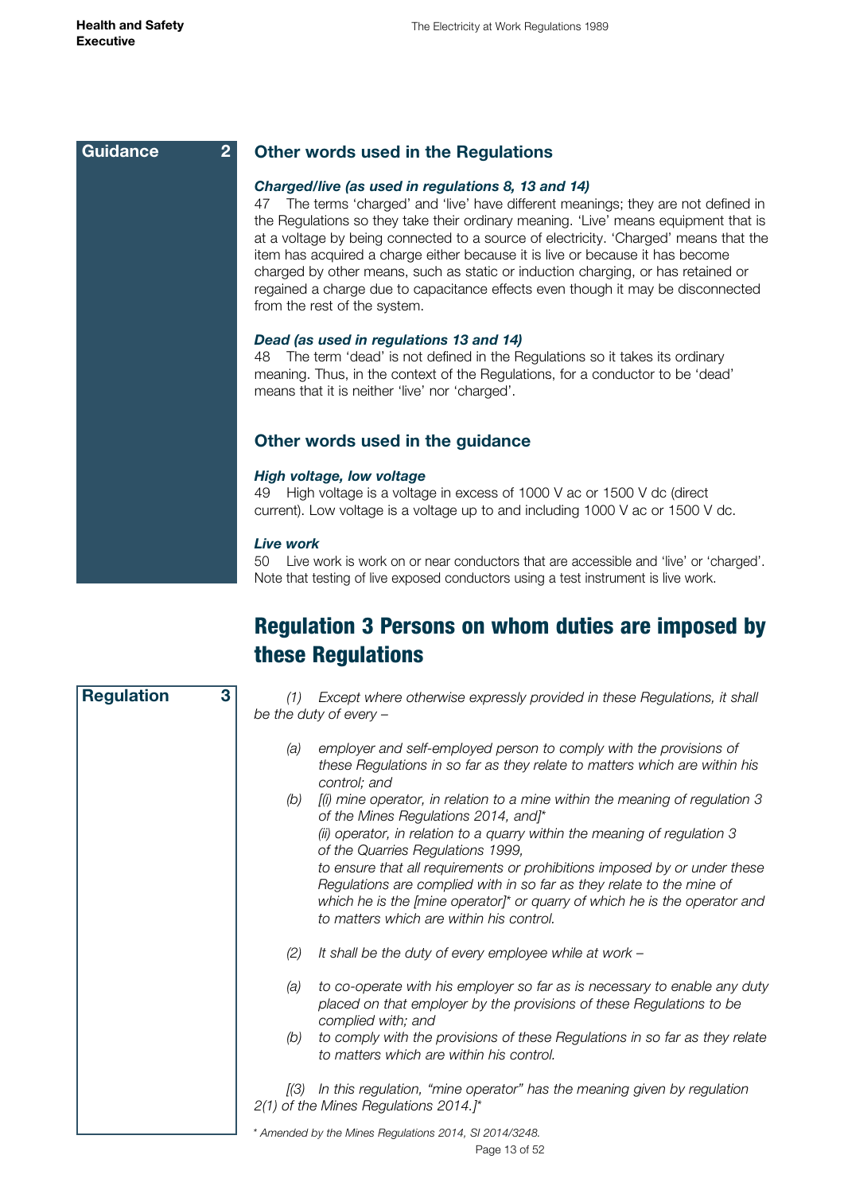**Guidance 2**

## Other words used in the Regulations

***Charged/live (as used in regulations 8, 13 and 14)***

47 The terms 'charged' and 'live' have different meanings; they are not defined in the Regulations so they take their ordinary meaning. 'Live' means equipment that is at a voltage by being connected to a source of electricity. 'Charged' means that the item has acquired a charge either because it is live or because it has become charged by other means, such as static or induction charging, or has retained or regained a charge due to capacitance effects even though it may be disconnected from the rest of the system.

***Dead (as used in regulations 13 and 14)***

48 The term 'dead' is not defined in the Regulations so it takes its ordinary meaning. Thus, in the context of the Regulations, for a conductor to be 'dead' means that it is neither 'live' nor 'charged'.

## Other words used in the guidance

***High voltage, low voltage***

49 High voltage is a voltage in excess of 1000 V ac or 1500 V dc (direct current). Low voltage is a voltage up to and including 1000 V ac or 1500 V dc.

***Live work***

50 Live work is work on or near conductors that are accessible and 'live' or 'charged'. Note that testing of live exposed conductors using a test instrument is live work.

# Regulation 3 Persons on whom duties are imposed by these Regulations

**Regulation 3**

*(1) Except where otherwise expressly provided in these Regulations, it shall be the duty of every –*

*(a) employer and self-employed person to comply with the provisions of these Regulations in so far as they relate to matters which are within his control; and*

*(b) [(i) mine operator, in relation to a mine within the meaning of regulation 3 of the Mines Regulations 2014, and]\**
*(ii) operator, in relation to a quarry within the meaning of regulation 3 of the Quarries Regulations 1999,*
*to ensure that all requirements or prohibitions imposed by or under these Regulations are complied with in so far as they relate to the mine of which he is the [mine operator]\* or quarry of which he is the operator and to matters which are within his control.*

*(2) It shall be the duty of every employee while at work –*

*(a) to co-operate with his employer so far as is necessary to enable any duty placed on that employer by the provisions of these Regulations to be complied with; and*

*(b) to comply with the provisions of these Regulations in so far as they relate to matters which are within his control.*

*[(3) In this regulation, "mine operator" has the meaning given by regulation 2(1) of the Mines Regulations 2014.]\**

*\* Amended by the Mines Regulations 2014, SI 2014/3248.*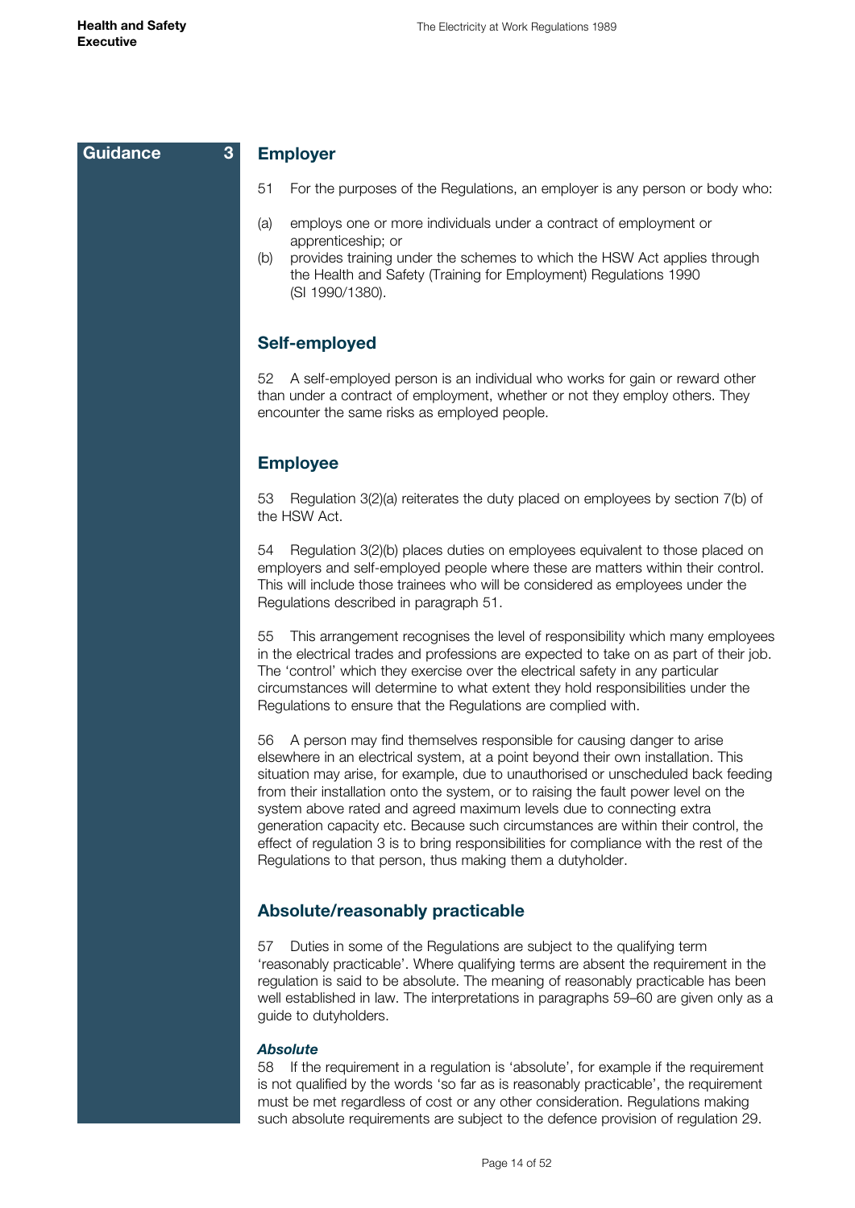Guidance 3

## Employer

51 For the purposes of the Regulations, an employer is any person or body who:

(a) employs one or more individuals under a contract of employment or apprenticeship; or
(b) provides training under the schemes to which the HSW Act applies through the Health and Safety (Training for Employment) Regulations 1990 (SI 1990/1380).

## Self-employed

52 A self-employed person is an individual who works for gain or reward other than under a contract of employment, whether or not they employ others. They encounter the same risks as employed people.

## Employee

53 Regulation 3(2)(a) reiterates the duty placed on employees by section 7(b) of the HSW Act.

54 Regulation 3(2)(b) places duties on employees equivalent to those placed on employers and self-employed people where these are matters within their control. This will include those trainees who will be considered as employees under the Regulations described in paragraph 51.

55 This arrangement recognises the level of responsibility which many employees in the electrical trades and professions are expected to take on as part of their job. The 'control' which they exercise over the electrical safety in any particular circumstances will determine to what extent they hold responsibilities under the Regulations to ensure that the Regulations are complied with.

56 A person may find themselves responsible for causing danger to arise elsewhere in an electrical system, at a point beyond their own installation. This situation may arise, for example, due to unauthorised or unscheduled back feeding from their installation onto the system, or to raising the fault power level on the system above rated and agreed maximum levels due to connecting extra generation capacity etc. Because such circumstances are within their control, the effect of regulation 3 is to bring responsibilities for compliance with the rest of the Regulations to that person, thus making them a dutyholder.

## Absolute/reasonably practicable

57 Duties in some of the Regulations are subject to the qualifying term 'reasonably practicable'. Where qualifying terms are absent the requirement in the regulation is said to be absolute. The meaning of reasonably practicable has been well established in law. The interpretations in paragraphs 59–60 are given only as a guide to dutyholders.

***Absolute***

58 If the requirement in a regulation is 'absolute', for example if the requirement is not qualified by the words 'so far as is reasonably practicable', the requirement must be met regardless of cost or any other consideration. Regulations making such absolute requirements are subject to the defence provision of regulation 29.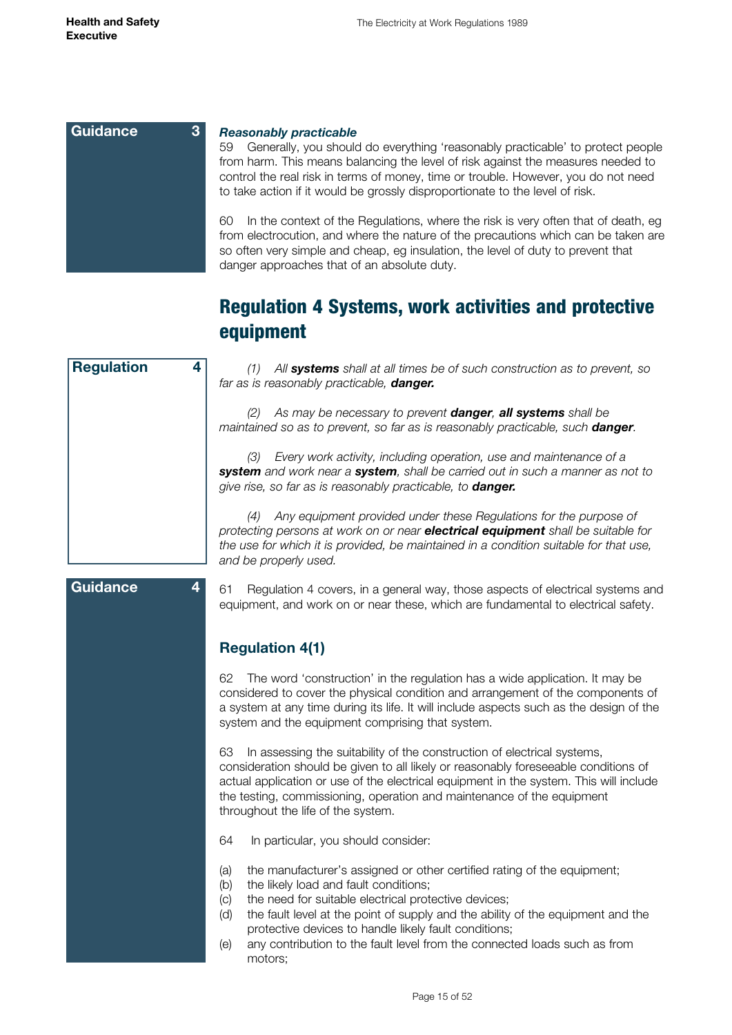**Guidance 3**

***Reasonably practicable***

59 Generally, you should do everything 'reasonably practicable' to protect people from harm. This means balancing the level of risk against the measures needed to control the real risk in terms of money, time or trouble. However, you do not need to take action if it would be grossly disproportionate to the level of risk.

60 In the context of the Regulations, where the risk is very often that of death, eg from electrocution, and where the nature of the precautions which can be taken are so often very simple and cheap, eg insulation, the level of duty to prevent that danger approaches that of an absolute duty.

## Regulation 4 Systems, work activities and protective equipment

**Regulation 4**

*(1) All **systems** shall at all times be of such construction as to prevent, so far as is reasonably practicable, **danger.***

*(2) As may be necessary to prevent **danger**, **all systems** shall be maintained so as to prevent, so far as is reasonably practicable, such **danger**.*

*(3) Every work activity, including operation, use and maintenance of a **system** and work near a **system**, shall be carried out in such a manner as not to give rise, so far as is reasonably practicable, to **danger.***

*(4) Any equipment provided under these Regulations for the purpose of protecting persons at work on or near **electrical equipment** shall be suitable for the use for which it is provided, be maintained in a condition suitable for that use, and be properly used.*

**Guidance 4**

61 Regulation 4 covers, in a general way, those aspects of electrical systems and equipment, and work on or near these, which are fundamental to electrical safety.

### Regulation 4(1)

62 The word 'construction' in the regulation has a wide application. It may be considered to cover the physical condition and arrangement of the components of a system at any time during its life. It will include aspects such as the design of the system and the equipment comprising that system.

63 In assessing the suitability of the construction of electrical systems, consideration should be given to all likely or reasonably foreseeable conditions of actual application or use of the electrical equipment in the system. This will include the testing, commissioning, operation and maintenance of the equipment throughout the life of the system.

64 In particular, you should consider:

(a) the manufacturer's assigned or other certified rating of the equipment;
(b) the likely load and fault conditions;
(c) the need for suitable electrical protective devices;
(d) the fault level at the point of supply and the ability of the equipment and the protective devices to handle likely fault conditions;
(e) any contribution to the fault level from the connected loads such as from motors;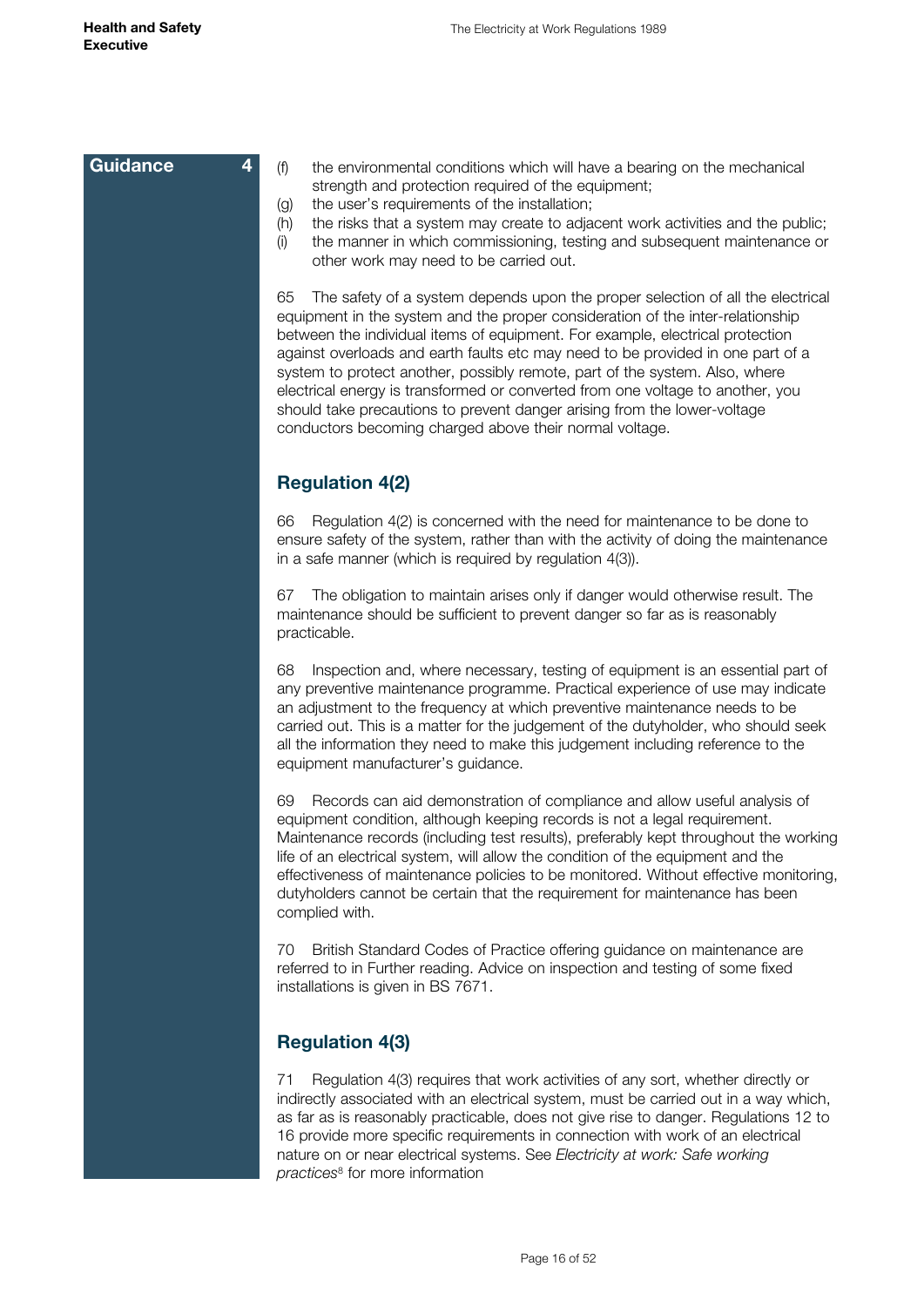**Guidance 4**

(f) the environmental conditions which will have a bearing on the mechanical strength and protection required of the equipment;
(g) the user's requirements of the installation;
(h) the risks that a system may create to adjacent work activities and the public;
(i) the manner in which commissioning, testing and subsequent maintenance or other work may need to be carried out.

65 The safety of a system depends upon the proper selection of all the electrical equipment in the system and the proper consideration of the inter-relationship between the individual items of equipment. For example, electrical protection against overloads and earth faults etc may need to be provided in one part of a system to protect another, possibly remote, part of the system. Also, where electrical energy is transformed or converted from one voltage to another, you should take precautions to prevent danger arising from the lower-voltage conductors becoming charged above their normal voltage.

## Regulation 4(2)

66 Regulation 4(2) is concerned with the need for maintenance to be done to ensure safety of the system, rather than with the activity of doing the maintenance in a safe manner (which is required by regulation 4(3)).

67 The obligation to maintain arises only if danger would otherwise result. The maintenance should be sufficient to prevent danger so far as is reasonably practicable.

68 Inspection and, where necessary, testing of equipment is an essential part of any preventive maintenance programme. Practical experience of use may indicate an adjustment to the frequency at which preventive maintenance needs to be carried out. This is a matter for the judgement of the dutyholder, who should seek all the information they need to make this judgement including reference to the equipment manufacturer's guidance.

69 Records can aid demonstration of compliance and allow useful analysis of equipment condition, although keeping records is not a legal requirement. Maintenance records (including test results), preferably kept throughout the working life of an electrical system, will allow the condition of the equipment and the effectiveness of maintenance policies to be monitored. Without effective monitoring, dutyholders cannot be certain that the requirement for maintenance has been complied with.

70 British Standard Codes of Practice offering guidance on maintenance are referred to in Further reading. Advice on inspection and testing of some fixed installations is given in BS 7671.

## Regulation 4(3)

71 Regulation 4(3) requires that work activities of any sort, whether directly or indirectly associated with an electrical system, must be carried out in a way which, as far as is reasonably practicable, does not give rise to danger. Regulations 12 to 16 provide more specific requirements in connection with work of an electrical nature on or near electrical systems. See *Electricity at work: Safe working practices*[8] for more information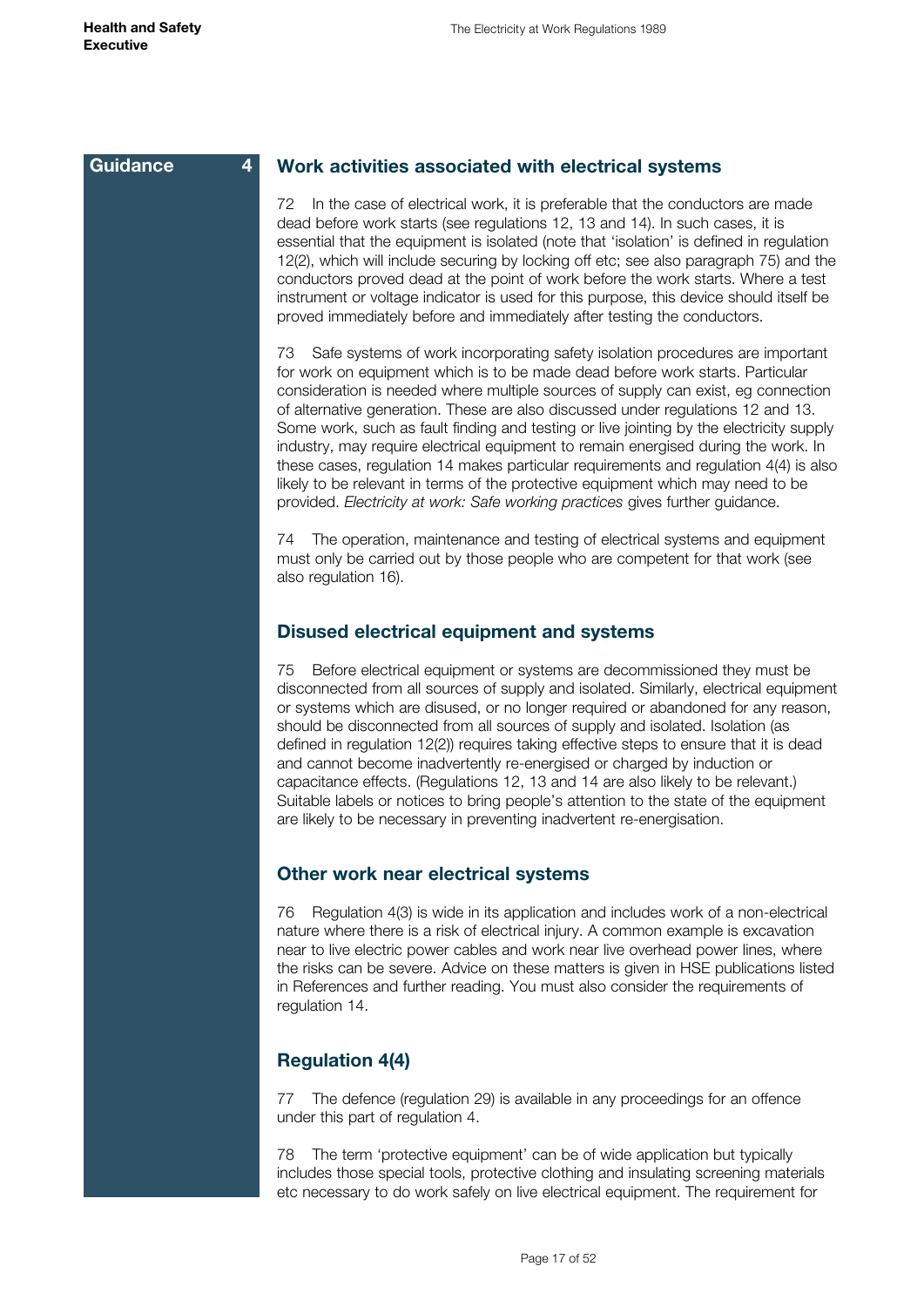Guidance 4

## Work activities associated with electrical systems

72 In the case of electrical work, it is preferable that the conductors are made dead before work starts (see regulations 12, 13 and 14). In such cases, it is essential that the equipment is isolated (note that 'isolation' is defined in regulation 12(2), which will include securing by locking off etc; see also paragraph 75) and the conductors proved dead at the point of work before the work starts. Where a test instrument or voltage indicator is used for this purpose, this device should itself be proved immediately before and immediately after testing the conductors.

73 Safe systems of work incorporating safety isolation procedures are important for work on equipment which is to be made dead before work starts. Particular consideration is needed where multiple sources of supply can exist, eg connection of alternative generation. These are also discussed under regulations 12 and 13. Some work, such as fault finding and testing or live jointing by the electricity supply industry, may require electrical equipment to remain energised during the work. In these cases, regulation 14 makes particular requirements and regulation 4(4) is also likely to be relevant in terms of the protective equipment which may need to be provided. *Electricity at work: Safe working practices* gives further guidance.

74 The operation, maintenance and testing of electrical systems and equipment must only be carried out by those people who are competent for that work (see also regulation 16).

## Disused electrical equipment and systems

75 Before electrical equipment or systems are decommissioned they must be disconnected from all sources of supply and isolated. Similarly, electrical equipment or systems which are disused, or no longer required or abandoned for any reason, should be disconnected from all sources of supply and isolated. Isolation (as defined in regulation 12(2)) requires taking effective steps to ensure that it is dead and cannot become inadvertently re-energised or charged by induction or capacitance effects. (Regulations 12, 13 and 14 are also likely to be relevant.) Suitable labels or notices to bring people's attention to the state of the equipment are likely to be necessary in preventing inadvertent re-energisation.

## Other work near electrical systems

76 Regulation 4(3) is wide in its application and includes work of a non-electrical nature where there is a risk of electrical injury. A common example is excavation near to live electric power cables and work near live overhead power lines, where the risks can be severe. Advice on these matters is given in HSE publications listed in References and further reading. You must also consider the requirements of regulation 14.

## Regulation 4(4)

77 The defence (regulation 29) is available in any proceedings for an offence under this part of regulation 4.

78 The term 'protective equipment' can be of wide application but typically includes those special tools, protective clothing and insulating screening materials etc necessary to do work safely on live electrical equipment. The requirement for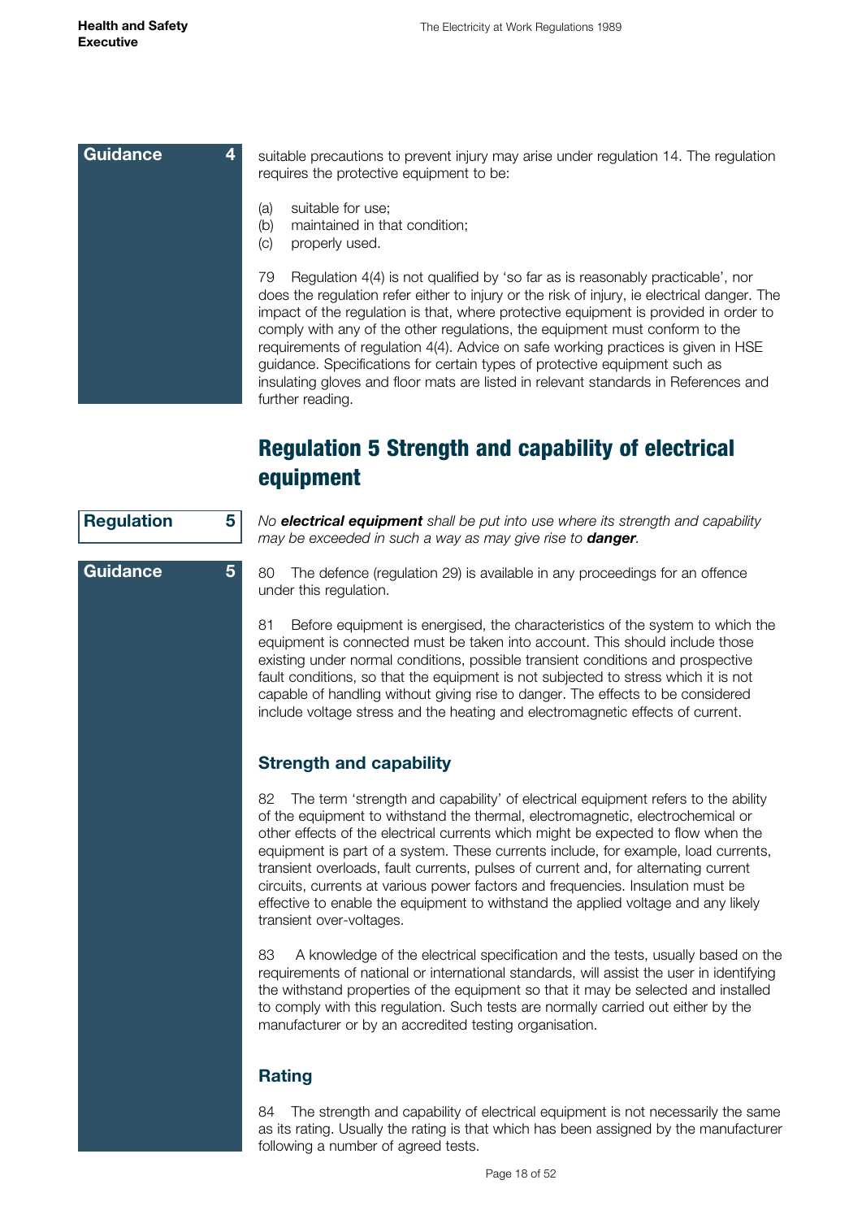**Guidance 4**

suitable precautions to prevent injury may arise under regulation 14. The regulation requires the protective equipment to be:

(a) suitable for use;
(b) maintained in that condition;
(c) properly used.

79 Regulation 4(4) is not qualified by 'so far as is reasonably practicable', nor does the regulation refer either to injury or the risk of injury, ie electrical danger. The impact of the regulation is that, where protective equipment is provided in order to comply with any of the other regulations, the equipment must conform to the requirements of regulation 4(4). Advice on safe working practices is given in HSE guidance. Specifications for certain types of protective equipment such as insulating gloves and floor mats are listed in relevant standards in References and further reading.

## Regulation 5 Strength and capability of electrical equipment

**Regulation 5**

*No **electrical equipment** shall be put into use where its strength and capability may be exceeded in such a way as may give rise to **danger**.*

**Guidance 5**

80 The defence (regulation 29) is available in any proceedings for an offence under this regulation.

81 Before equipment is energised, the characteristics of the system to which the equipment is connected must be taken into account. This should include those existing under normal conditions, possible transient conditions and prospective fault conditions, so that the equipment is not subjected to stress which it is not capable of handling without giving rise to danger. The effects to be considered include voltage stress and the heating and electromagnetic effects of current.

### Strength and capability

82 The term 'strength and capability' of electrical equipment refers to the ability of the equipment to withstand the thermal, electromagnetic, electrochemical or other effects of the electrical currents which might be expected to flow when the equipment is part of a system. These currents include, for example, load currents, transient overloads, fault currents, pulses of current and, for alternating current circuits, currents at various power factors and frequencies. Insulation must be effective to enable the equipment to withstand the applied voltage and any likely transient over-voltages.

83 A knowledge of the electrical specification and the tests, usually based on the requirements of national or international standards, will assist the user in identifying the withstand properties of the equipment so that it may be selected and installed to comply with this regulation. Such tests are normally carried out either by the manufacturer or by an accredited testing organisation.

### Rating

84 The strength and capability of electrical equipment is not necessarily the same as its rating. Usually the rating is that which has been assigned by the manufacturer following a number of agreed tests.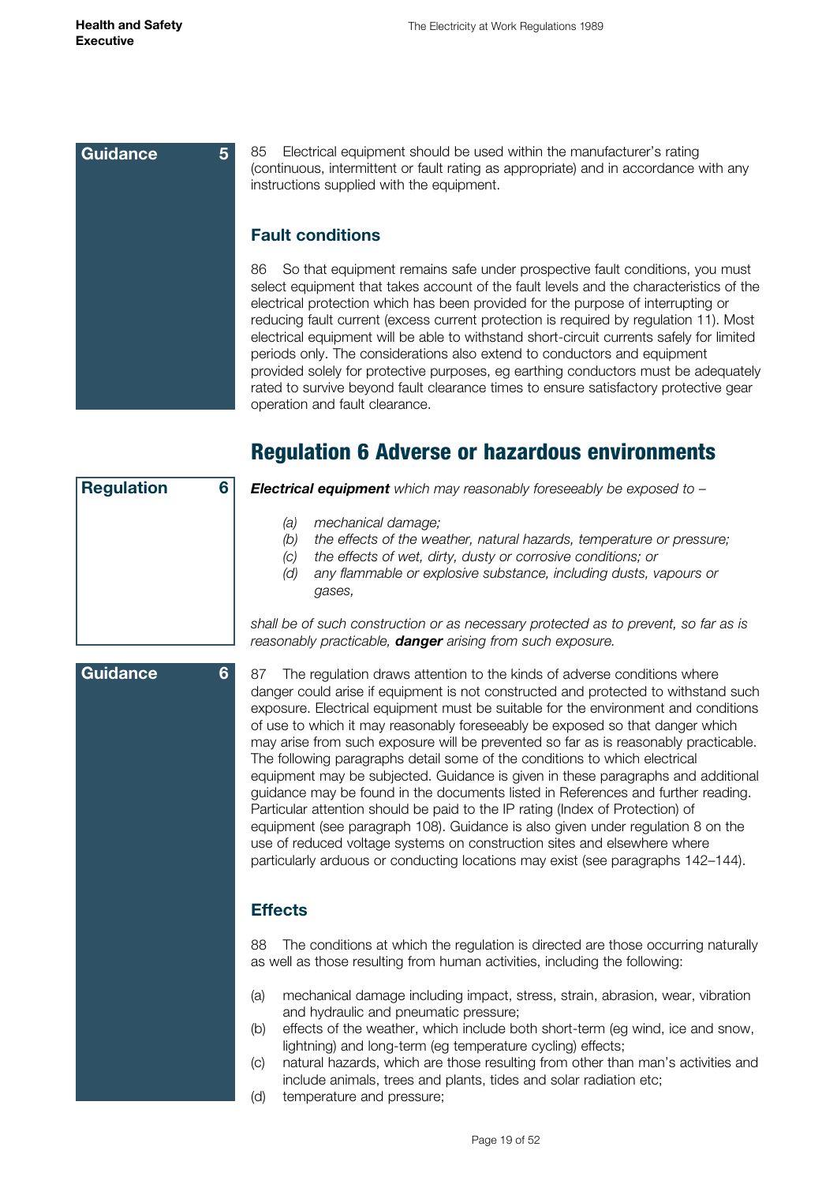**Guidance 5**

85 Electrical equipment should be used within the manufacturer's rating (continuous, intermittent or fault rating as appropriate) and in accordance with any instructions supplied with the equipment.

### Fault conditions

86 So that equipment remains safe under prospective fault conditions, you must select equipment that takes account of the fault levels and the characteristics of the electrical protection which has been provided for the purpose of interrupting or reducing fault current (excess current protection is required by regulation 11). Most electrical equipment will be able to withstand short-circuit currents safely for limited periods only. The considerations also extend to conductors and equipment provided solely for protective purposes, eg earthing conductors must be adequately rated to survive beyond fault clearance times to ensure satisfactory protective gear operation and fault clearance.

## Regulation 6 Adverse or hazardous environments

**Regulation 6**

***Electrical equipment*** *which may reasonably foreseeably be exposed to –*

- *(a) mechanical damage;*
- *(b) the effects of the weather, natural hazards, temperature or pressure;*
- *(c) the effects of wet, dirty, dusty or corrosive conditions; or*
- *(d) any flammable or explosive substance, including dusts, vapours or gases,*

*shall be of such construction or as necessary protected as to prevent, so far as is reasonably practicable,* ***danger*** *arising from such exposure.*

**Guidance 6**

87 The regulation draws attention to the kinds of adverse conditions where danger could arise if equipment is not constructed and protected to withstand such exposure. Electrical equipment must be suitable for the environment and conditions of use to which it may reasonably foreseeably be exposed so that danger which may arise from such exposure will be prevented so far as is reasonably practicable. The following paragraphs detail some of the conditions to which electrical equipment may be subjected. Guidance is given in these paragraphs and additional guidance may be found in the documents listed in References and further reading. Particular attention should be paid to the IP rating (Index of Protection) of equipment (see paragraph 108). Guidance is also given under regulation 8 on the use of reduced voltage systems on construction sites and elsewhere where particularly arduous or conducting locations may exist (see paragraphs 142–144).

### Effects

88 The conditions at which the regulation is directed are those occurring naturally as well as those resulting from human activities, including the following:

- (a) mechanical damage including impact, stress, strain, abrasion, wear, vibration and hydraulic and pneumatic pressure;
- (b) effects of the weather, which include both short-term (eg wind, ice and snow, lightning) and long-term (eg temperature cycling) effects;
- (c) natural hazards, which are those resulting from other than man's activities and include animals, trees and plants, tides and solar radiation etc;
- (d) temperature and pressure;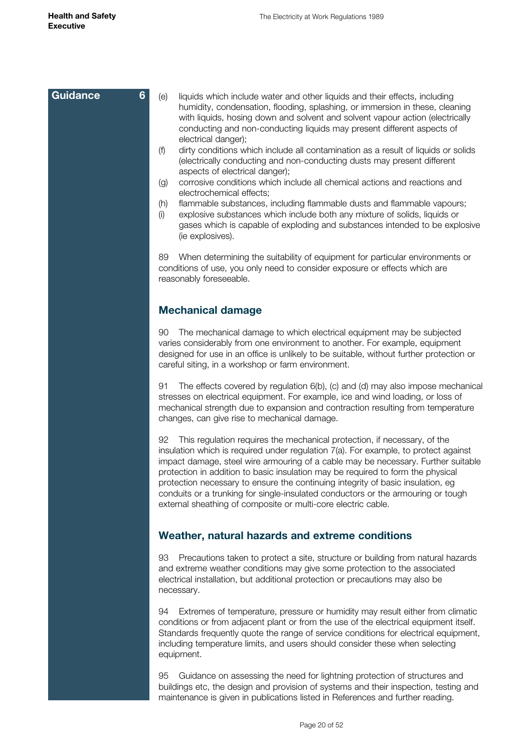**Guidance 6**

(e) liquids which include water and other liquids and their effects, including humidity, condensation, flooding, splashing, or immersion in these, cleaning with liquids, hosing down and solvent and solvent vapour action (electrically conducting and non-conducting liquids may present different aspects of electrical danger);

(f) dirty conditions which include all contamination as a result of liquids or solids (electrically conducting and non-conducting dusts may present different aspects of electrical danger);

(g) corrosive conditions which include all chemical actions and reactions and electrochemical effects;

(h) flammable substances, including flammable dusts and flammable vapours;

(i) explosive substances which include both any mixture of solids, liquids or gases which is capable of exploding and substances intended to be explosive (ie explosives).

89 When determining the suitability of equipment for particular environments or conditions of use, you only need to consider exposure or effects which are reasonably foreseeable.

## Mechanical damage

90 The mechanical damage to which electrical equipment may be subjected varies considerably from one environment to another. For example, equipment designed for use in an office is unlikely to be suitable, without further protection or careful siting, in a workshop or farm environment.

91 The effects covered by regulation 6(b), (c) and (d) may also impose mechanical stresses on electrical equipment. For example, ice and wind loading, or loss of mechanical strength due to expansion and contraction resulting from temperature changes, can give rise to mechanical damage.

92 This regulation requires the mechanical protection, if necessary, of the insulation which is required under regulation 7(a). For example, to protect against impact damage, steel wire armouring of a cable may be necessary. Further suitable protection in addition to basic insulation may be required to form the physical protection necessary to ensure the continuing integrity of basic insulation, eg conduits or a trunking for single-insulated conductors or the armouring or tough external sheathing of composite or multi-core electric cable.

## Weather, natural hazards and extreme conditions

93 Precautions taken to protect a site, structure or building from natural hazards and extreme weather conditions may give some protection to the associated electrical installation, but additional protection or precautions may also be necessary.

94 Extremes of temperature, pressure or humidity may result either from climatic conditions or from adjacent plant or from the use of the electrical equipment itself. Standards frequently quote the range of service conditions for electrical equipment, including temperature limits, and users should consider these when selecting equipment.

95 Guidance on assessing the need for lightning protection of structures and buildings etc, the design and provision of systems and their inspection, testing and maintenance is given in publications listed in References and further reading.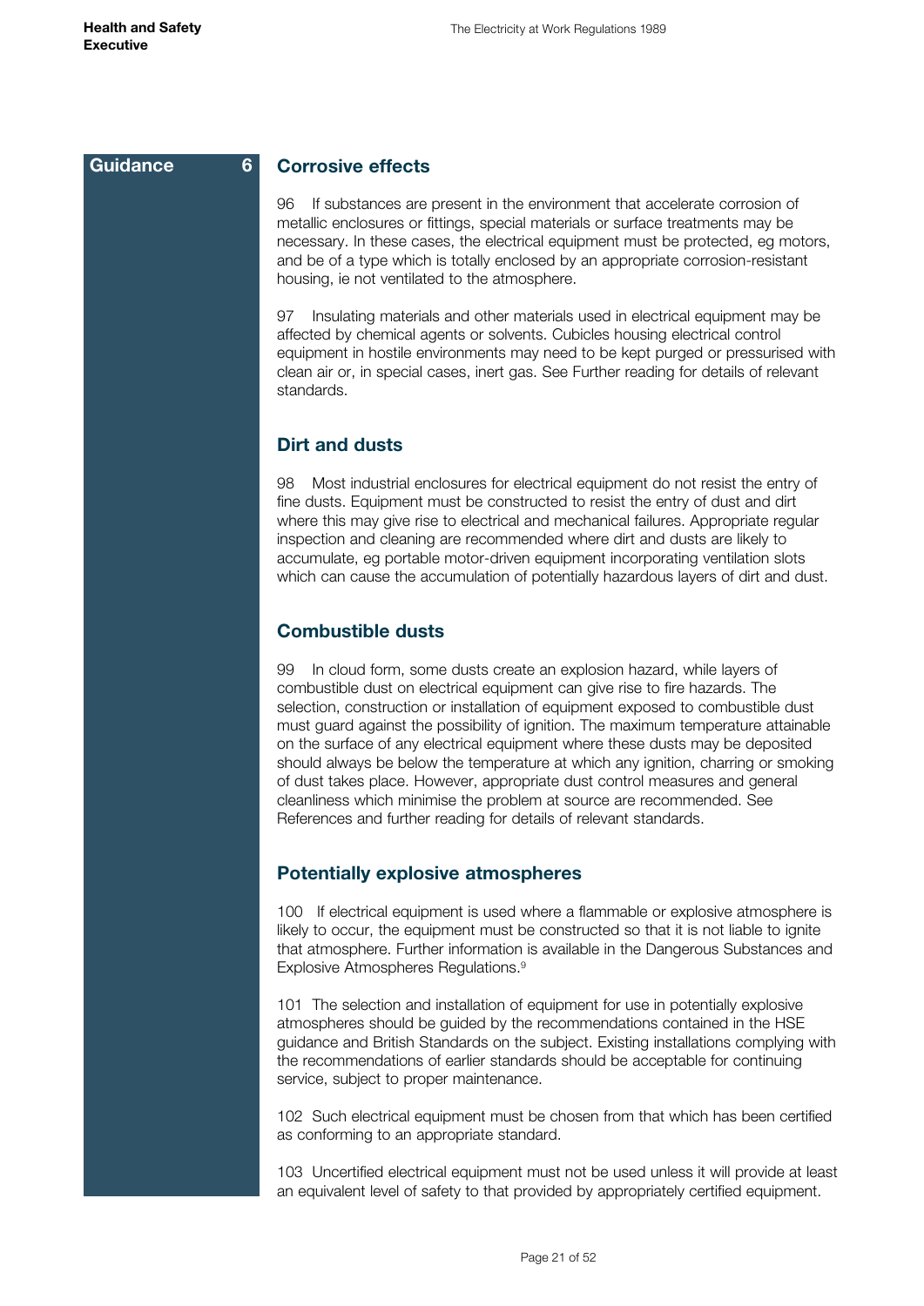**Guidance 6**

## Corrosive effects

96 If substances are present in the environment that accelerate corrosion of metallic enclosures or fittings, special materials or surface treatments may be necessary. In these cases, the electrical equipment must be protected, eg motors, and be of a type which is totally enclosed by an appropriate corrosion-resistant housing, ie not ventilated to the atmosphere.

97 Insulating materials and other materials used in electrical equipment may be affected by chemical agents or solvents. Cubicles housing electrical control equipment in hostile environments may need to be kept purged or pressurised with clean air or, in special cases, inert gas. See Further reading for details of relevant standards.

## Dirt and dusts

98 Most industrial enclosures for electrical equipment do not resist the entry of fine dusts. Equipment must be constructed to resist the entry of dust and dirt where this may give rise to electrical and mechanical failures. Appropriate regular inspection and cleaning are recommended where dirt and dusts are likely to accumulate, eg portable motor-driven equipment incorporating ventilation slots which can cause the accumulation of potentially hazardous layers of dirt and dust.

## Combustible dusts

99 In cloud form, some dusts create an explosion hazard, while layers of combustible dust on electrical equipment can give rise to fire hazards. The selection, construction or installation of equipment exposed to combustible dust must guard against the possibility of ignition. The maximum temperature attainable on the surface of any electrical equipment where these dusts may be deposited should always be below the temperature at which any ignition, charring or smoking of dust takes place. However, appropriate dust control measures and general cleanliness which minimise the problem at source are recommended. See References and further reading for details of relevant standards.

## Potentially explosive atmospheres

100 If electrical equipment is used where a flammable or explosive atmosphere is likely to occur, the equipment must be constructed so that it is not liable to ignite that atmosphere. Further information is available in the Dangerous Substances and Explosive Atmospheres Regulations.[9]

101 The selection and installation of equipment for use in potentially explosive atmospheres should be guided by the recommendations contained in the HSE guidance and British Standards on the subject. Existing installations complying with the recommendations of earlier standards should be acceptable for continuing service, subject to proper maintenance.

102 Such electrical equipment must be chosen from that which has been certified as conforming to an appropriate standard.

103 Uncertified electrical equipment must not be used unless it will provide at least an equivalent level of safety to that provided by appropriately certified equipment.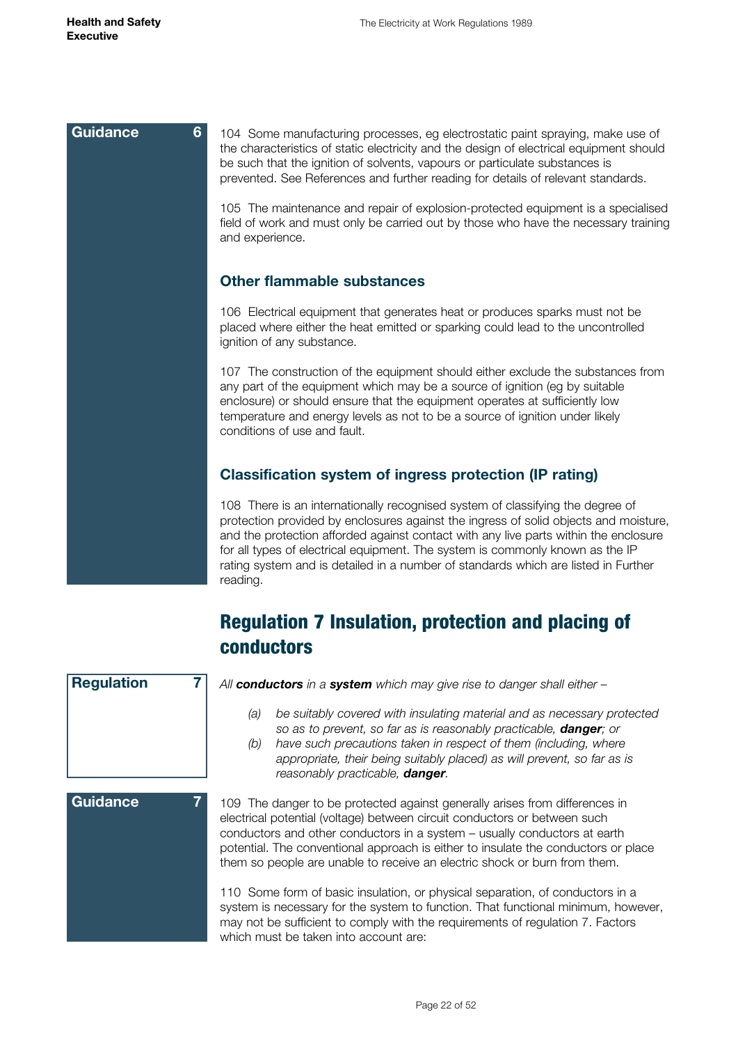**Guidance 6**

104 Some manufacturing processes, eg electrostatic paint spraying, make use of the characteristics of static electricity and the design of electrical equipment should be such that the ignition of solvents, vapours or particulate substances is prevented. See References and further reading for details of relevant standards.

105 The maintenance and repair of explosion-protected equipment is a specialised field of work and must only be carried out by those who have the necessary training and experience.

### Other flammable substances

106 Electrical equipment that generates heat or produces sparks must not be placed where either the heat emitted or sparking could lead to the uncontrolled ignition of any substance.

107 The construction of the equipment should either exclude the substances from any part of the equipment which may be a source of ignition (eg by suitable enclosure) or should ensure that the equipment operates at sufficiently low temperature and energy levels as not to be a source of ignition under likely conditions of use and fault.

### Classification system of ingress protection (IP rating)

108 There is an internationally recognised system of classifying the degree of protection provided by enclosures against the ingress of solid objects and moisture, and the protection afforded against contact with any live parts within the enclosure for all types of electrical equipment. The system is commonly known as the IP rating system and is detailed in a number of standards which are listed in Further reading.

## Regulation 7 Insulation, protection and placing of conductors

**Regulation 7**

*All **conductors** in a **system** which may give rise to danger shall either –*

*(a) be suitably covered with insulating material and as necessary protected so as to prevent, so far as is reasonably practicable, **danger**; or*

*(b) have such precautions taken in respect of them (including, where appropriate, their being suitably placed) as will prevent, so far as is reasonably practicable, **danger**.*

**Guidance 7**

109 The danger to be protected against generally arises from differences in electrical potential (voltage) between circuit conductors or between such conductors and other conductors in a system – usually conductors at earth potential. The conventional approach is either to insulate the conductors or place them so people are unable to receive an electric shock or burn from them.

110 Some form of basic insulation, or physical separation, of conductors in a system is necessary for the system to function. That functional minimum, however, may not be sufficient to comply with the requirements of regulation 7. Factors which must be taken into account are: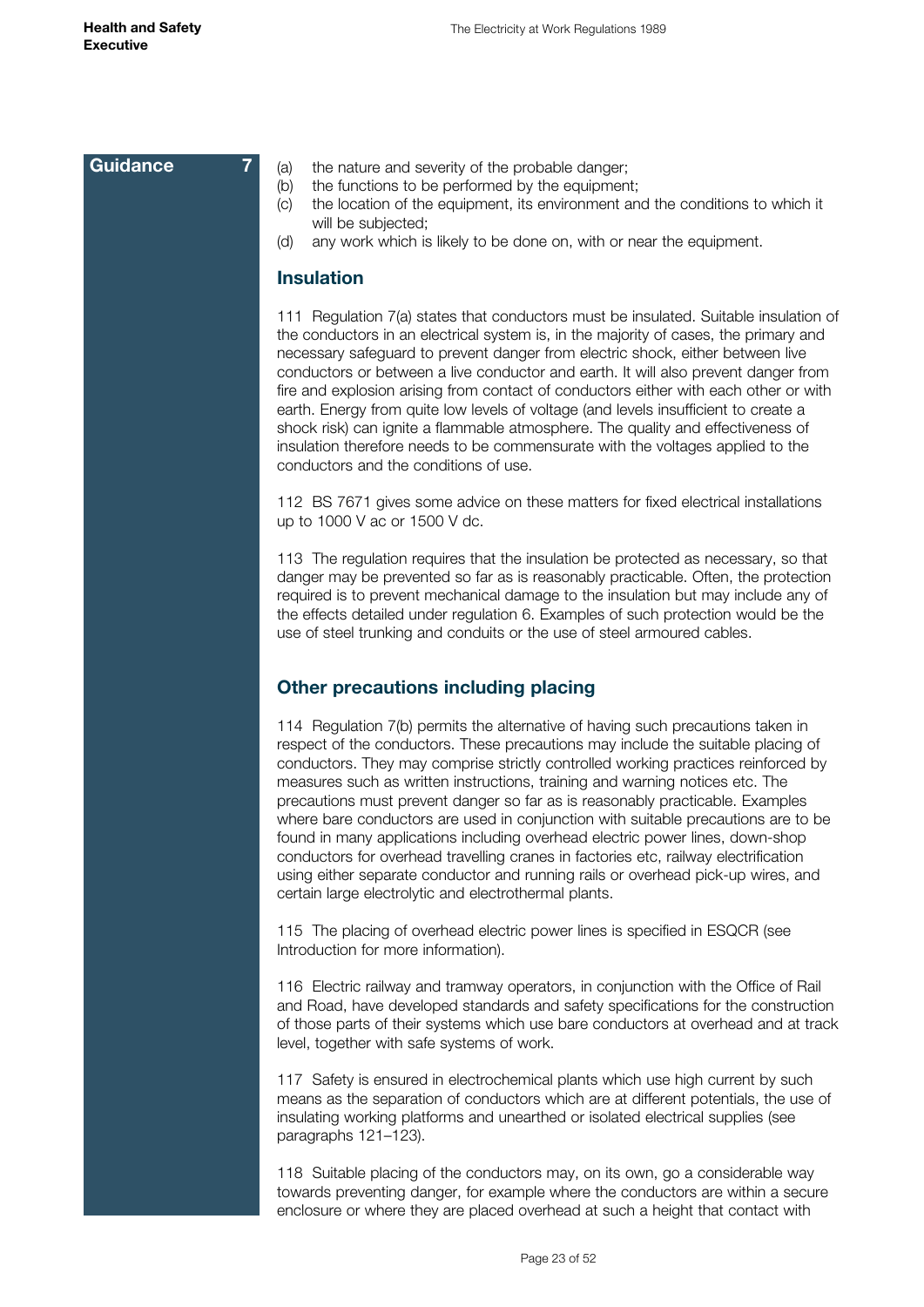**Guidance 7**

(a) the nature and severity of the probable danger;
(b) the functions to be performed by the equipment;
(c) the location of the equipment, its environment and the conditions to which it will be subjected;
(d) any work which is likely to be done on, with or near the equipment.

## Insulation

111 Regulation 7(a) states that conductors must be insulated. Suitable insulation of the conductors in an electrical system is, in the majority of cases, the primary and necessary safeguard to prevent danger from electric shock, either between live conductors or between a live conductor and earth. It will also prevent danger from fire and explosion arising from contact of conductors either with each other or with earth. Energy from quite low levels of voltage (and levels insufficient to create a shock risk) can ignite a flammable atmosphere. The quality and effectiveness of insulation therefore needs to be commensurate with the voltages applied to the conductors and the conditions of use.

112 BS 7671 gives some advice on these matters for fixed electrical installations up to 1000 V ac or 1500 V dc.

113 The regulation requires that the insulation be protected as necessary, so that danger may be prevented so far as is reasonably practicable. Often, the protection required is to prevent mechanical damage to the insulation but may include any of the effects detailed under regulation 6. Examples of such protection would be the use of steel trunking and conduits or the use of steel armoured cables.

## Other precautions including placing

114 Regulation 7(b) permits the alternative of having such precautions taken in respect of the conductors. These precautions may include the suitable placing of conductors. They may comprise strictly controlled working practices reinforced by measures such as written instructions, training and warning notices etc. The precautions must prevent danger so far as is reasonably practicable. Examples where bare conductors are used in conjunction with suitable precautions are to be found in many applications including overhead electric power lines, down-shop conductors for overhead travelling cranes in factories etc, railway electrification using either separate conductor and running rails or overhead pick-up wires, and certain large electrolytic and electrothermal plants.

115 The placing of overhead electric power lines is specified in ESQCR (see Introduction for more information).

116 Electric railway and tramway operators, in conjunction with the Office of Rail and Road, have developed standards and safety specifications for the construction of those parts of their systems which use bare conductors at overhead and at track level, together with safe systems of work.

117 Safety is ensured in electrochemical plants which use high current by such means as the separation of conductors which are at different potentials, the use of insulating working platforms and unearthed or isolated electrical supplies (see paragraphs 121–123).

118 Suitable placing of the conductors may, on its own, go a considerable way towards preventing danger, for example where the conductors are within a secure enclosure or where they are placed overhead at such a height that contact with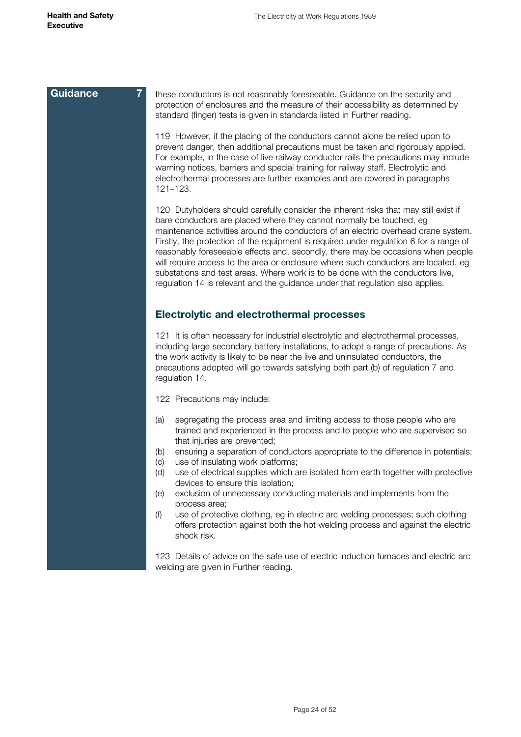**Guidance 7**

these conductors is not reasonably foreseeable. Guidance on the security and protection of enclosures and the measure of their accessibility as determined by standard (finger) tests is given in standards listed in Further reading.

119 However, if the placing of the conductors cannot alone be relied upon to prevent danger, then additional precautions must be taken and rigorously applied. For example, in the case of live railway conductor rails the precautions may include warning notices, barriers and special training for railway staff. Electrolytic and electrothermal processes are further examples and are covered in paragraphs 121–123.

120 Dutyholders should carefully consider the inherent risks that may still exist if bare conductors are placed where they cannot normally be touched, eg maintenance activities around the conductors of an electric overhead crane system. Firstly, the protection of the equipment is required under regulation 6 for a range of reasonably foreseeable effects and, secondly, there may be occasions when people will require access to the area or enclosure where such conductors are located, eg substations and test areas. Where work is to be done with the conductors live, regulation 14 is relevant and the guidance under that regulation also applies.

## Electrolytic and electrothermal processes

121 It is often necessary for industrial electrolytic and electrothermal processes, including large secondary battery installations, to adopt a range of precautions. As the work activity is likely to be near the live and uninsulated conductors, the precautions adopted will go towards satisfying both part (b) of regulation 7 and regulation 14.

122 Precautions may include:

(a) segregating the process area and limiting access to those people who are trained and experienced in the process and to people who are supervised so that injuries are prevented;
(b) ensuring a separation of conductors appropriate to the difference in potentials;
(c) use of insulating work platforms;
(d) use of electrical supplies which are isolated from earth together with protective devices to ensure this isolation;
(e) exclusion of unnecessary conducting materials and implements from the process area;
(f) use of protective clothing, eg in electric arc welding processes; such clothing offers protection against both the hot welding process and against the electric shock risk.

123 Details of advice on the safe use of electric induction furnaces and electric arc welding are given in Further reading.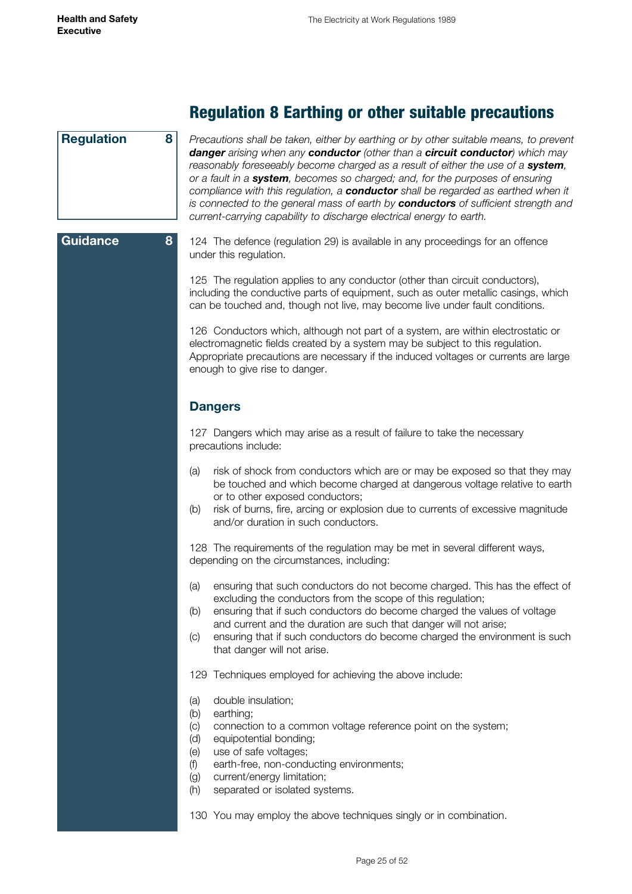## Regulation 8 Earthing or other suitable precautions

**Regulation 8**

*Precautions shall be taken, either by earthing or by other suitable means, to prevent **danger** arising when any **conductor** (other than a **circuit conductor**) which may reasonably foreseeably become charged as a result of either the use of a **system**, or a fault in a **system**, becomes so charged; and, for the purposes of ensuring compliance with this regulation, a **conductor** shall be regarded as earthed when it is connected to the general mass of earth by **conductors** of sufficient strength and current-carrying capability to discharge electrical energy to earth.*

**Guidance 8**

124 The defence (regulation 29) is available in any proceedings for an offence under this regulation.

125 The regulation applies to any conductor (other than circuit conductors), including the conductive parts of equipment, such as outer metallic casings, which can be touched and, though not live, may become live under fault conditions.

126 Conductors which, although not part of a system, are within electrostatic or electromagnetic fields created by a system may be subject to this regulation. Appropriate precautions are necessary if the induced voltages or currents are large enough to give rise to danger.

### Dangers

127 Dangers which may arise as a result of failure to take the necessary precautions include:

(a) risk of shock from conductors which are or may be exposed so that they may be touched and which become charged at dangerous voltage relative to earth or to other exposed conductors;
(b) risk of burns, fire, arcing or explosion due to currents of excessive magnitude and/or duration in such conductors.

128 The requirements of the regulation may be met in several different ways, depending on the circumstances, including:

(a) ensuring that such conductors do not become charged. This has the effect of excluding the conductors from the scope of this regulation;
(b) ensuring that if such conductors do become charged the values of voltage and current and the duration are such that danger will not arise;
(c) ensuring that if such conductors do become charged the environment is such that danger will not arise.

129 Techniques employed for achieving the above include:

(a) double insulation;
(b) earthing;
(c) connection to a common voltage reference point on the system;
(d) equipotential bonding;
(e) use of safe voltages;
(f) earth-free, non-conducting environments;
(g) current/energy limitation;
(h) separated or isolated systems.

130 You may employ the above techniques singly or in combination.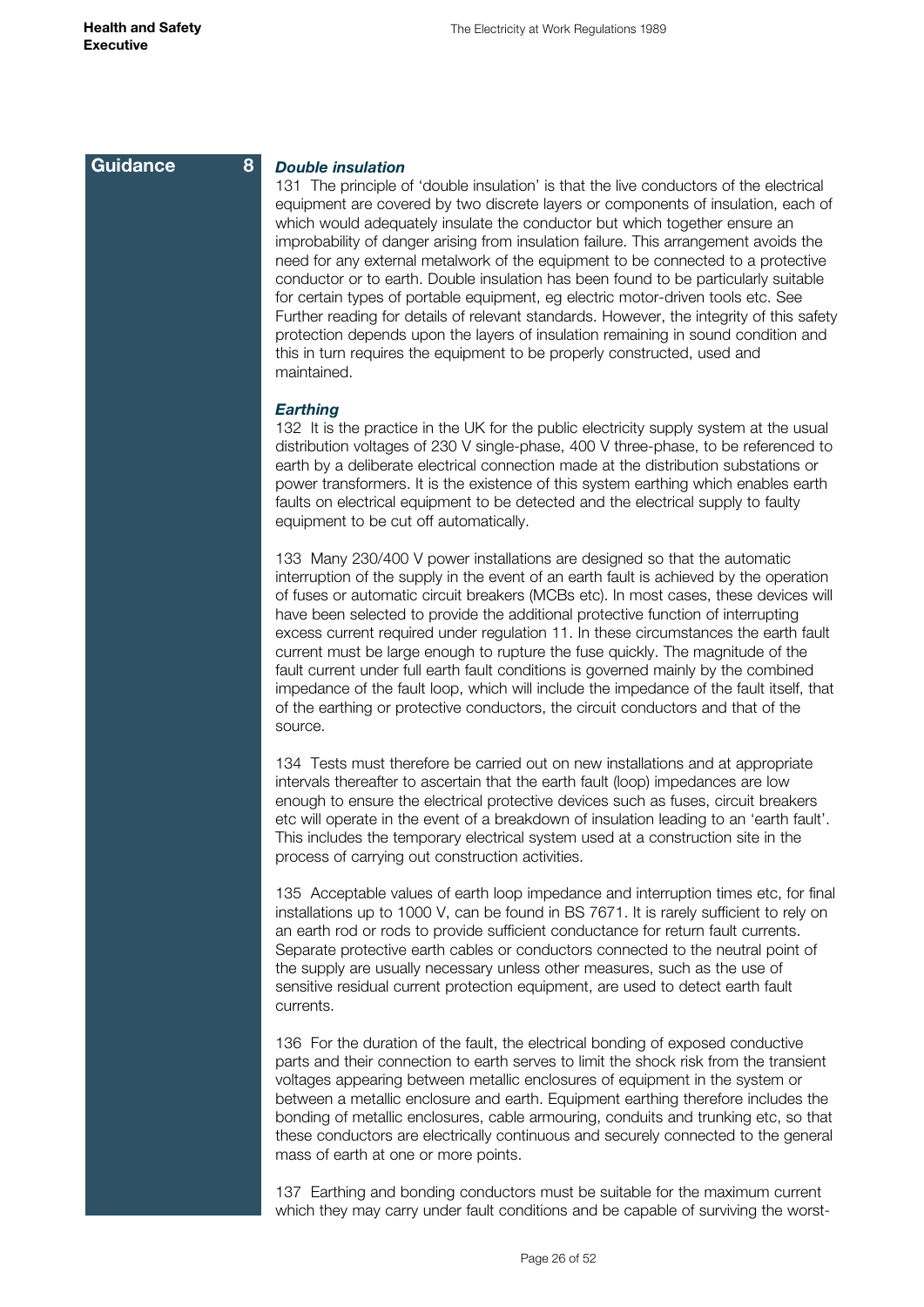**Guidance 8**

### *Double insulation*

131 The principle of 'double insulation' is that the live conductors of the electrical equipment are covered by two discrete layers or components of insulation, each of which would adequately insulate the conductor but which together ensure an improbability of danger arising from insulation failure. This arrangement avoids the need for any external metalwork of the equipment to be connected to a protective conductor or to earth. Double insulation has been found to be particularly suitable for certain types of portable equipment, eg electric motor-driven tools etc. See Further reading for details of relevant standards. However, the integrity of this safety protection depends upon the layers of insulation remaining in sound condition and this in turn requires the equipment to be properly constructed, used and maintained.

### *Earthing*

132 It is the practice in the UK for the public electricity supply system at the usual distribution voltages of 230 V single-phase, 400 V three-phase, to be referenced to earth by a deliberate electrical connection made at the distribution substations or power transformers. It is the existence of this system earthing which enables earth faults on electrical equipment to be detected and the electrical supply to faulty equipment to be cut off automatically.

133 Many 230/400 V power installations are designed so that the automatic interruption of the supply in the event of an earth fault is achieved by the operation of fuses or automatic circuit breakers (MCBs etc). In most cases, these devices will have been selected to provide the additional protective function of interrupting excess current required under regulation 11. In these circumstances the earth fault current must be large enough to rupture the fuse quickly. The magnitude of the fault current under full earth fault conditions is governed mainly by the combined impedance of the fault loop, which will include the impedance of the fault itself, that of the earthing or protective conductors, the circuit conductors and that of the source.

134 Tests must therefore be carried out on new installations and at appropriate intervals thereafter to ascertain that the earth fault (loop) impedances are low enough to ensure the electrical protective devices such as fuses, circuit breakers etc will operate in the event of a breakdown of insulation leading to an 'earth fault'. This includes the temporary electrical system used at a construction site in the process of carrying out construction activities.

135 Acceptable values of earth loop impedance and interruption times etc, for final installations up to 1000 V, can be found in BS 7671. It is rarely sufficient to rely on an earth rod or rods to provide sufficient conductance for return fault currents. Separate protective earth cables or conductors connected to the neutral point of the supply are usually necessary unless other measures, such as the use of sensitive residual current protection equipment, are used to detect earth fault currents.

136 For the duration of the fault, the electrical bonding of exposed conductive parts and their connection to earth serves to limit the shock risk from the transient voltages appearing between metallic enclosures of equipment in the system or between a metallic enclosure and earth. Equipment earthing therefore includes the bonding of metallic enclosures, cable armouring, conduits and trunking etc, so that these conductors are electrically continuous and securely connected to the general mass of earth at one or more points.

137 Earthing and bonding conductors must be suitable for the maximum current which they may carry under fault conditions and be capable of surviving the worst-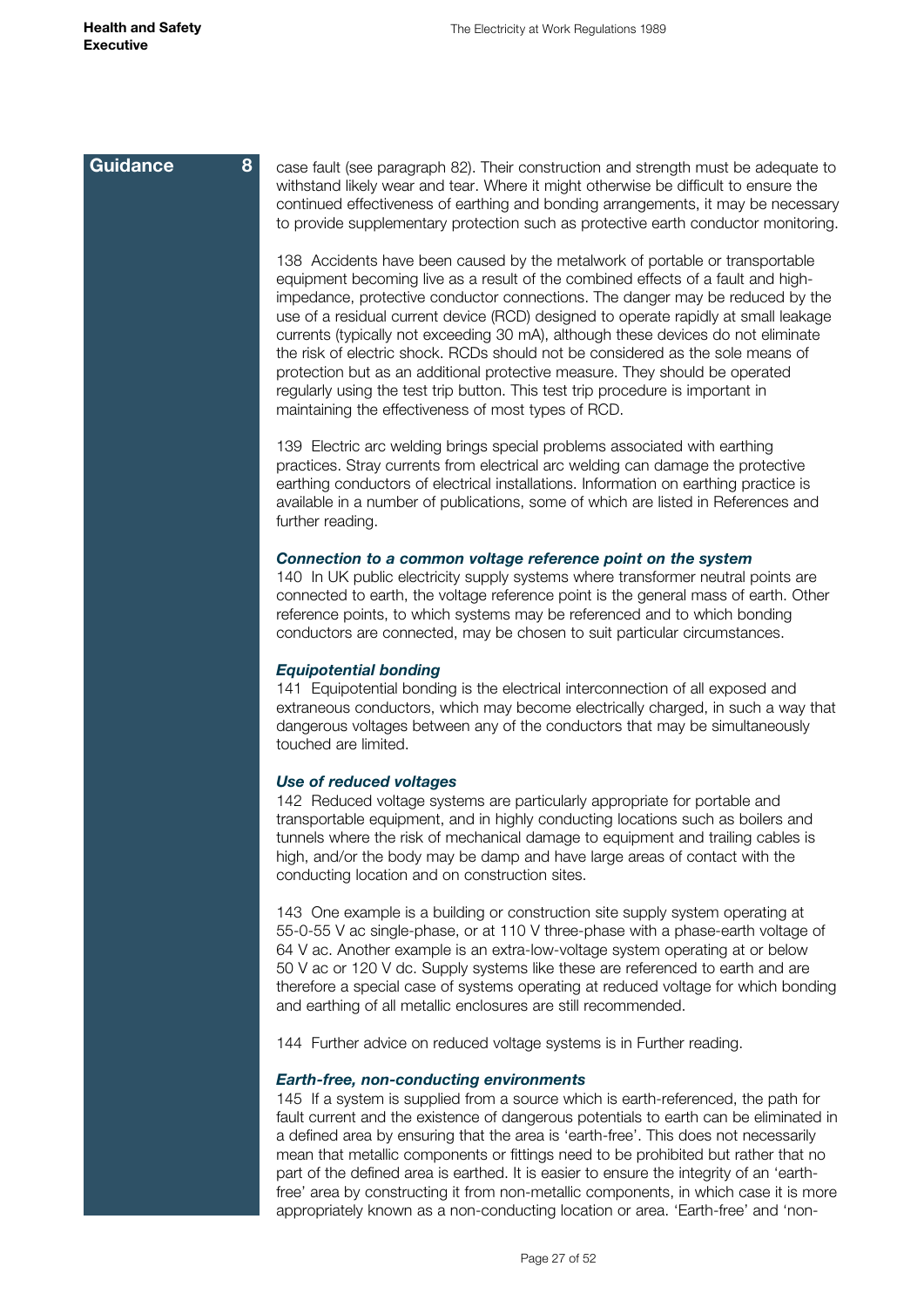**Guidance 8**

case fault (see paragraph 82). Their construction and strength must be adequate to withstand likely wear and tear. Where it might otherwise be difficult to ensure the continued effectiveness of earthing and bonding arrangements, it may be necessary to provide supplementary protection such as protective earth conductor monitoring.

138 Accidents have been caused by the metalwork of portable or transportable equipment becoming live as a result of the combined effects of a fault and high-impedance, protective conductor connections. The danger may be reduced by the use of a residual current device (RCD) designed to operate rapidly at small leakage currents (typically not exceeding 30 mA), although these devices do not eliminate the risk of electric shock. RCDs should not be considered as the sole means of protection but as an additional protective measure. They should be operated regularly using the test trip button. This test trip procedure is important in maintaining the effectiveness of most types of RCD.

139 Electric arc welding brings special problems associated with earthing practices. Stray currents from electrical arc welding can damage the protective earthing conductors of electrical installations. Information on earthing practice is available in a number of publications, some of which are listed in References and further reading.

### *Connection to a common voltage reference point on the system*

140 In UK public electricity supply systems where transformer neutral points are connected to earth, the voltage reference point is the general mass of earth. Other reference points, to which systems may be referenced and to which bonding conductors are connected, may be chosen to suit particular circumstances.

### *Equipotential bonding*

141 Equipotential bonding is the electrical interconnection of all exposed and extraneous conductors, which may become electrically charged, in such a way that dangerous voltages between any of the conductors that may be simultaneously touched are limited.

### *Use of reduced voltages*

142 Reduced voltage systems are particularly appropriate for portable and transportable equipment, and in highly conducting locations such as boilers and tunnels where the risk of mechanical damage to equipment and trailing cables is high, and/or the body may be damp and have large areas of contact with the conducting location and on construction sites.

143 One example is a building or construction site supply system operating at 55-0-55 V ac single-phase, or at 110 V three-phase with a phase-earth voltage of 64 V ac. Another example is an extra-low-voltage system operating at or below 50 V ac or 120 V dc. Supply systems like these are referenced to earth and are therefore a special case of systems operating at reduced voltage for which bonding and earthing of all metallic enclosures are still recommended.

144 Further advice on reduced voltage systems is in Further reading.

### *Earth-free, non-conducting environments*

145 If a system is supplied from a source which is earth-referenced, the path for fault current and the existence of dangerous potentials to earth can be eliminated in a defined area by ensuring that the area is 'earth-free'. This does not necessarily mean that metallic components or fittings need to be prohibited but rather that no part of the defined area is earthed. It is easier to ensure the integrity of an 'earth-free' area by constructing it from non-metallic components, in which case it is more appropriately known as a non-conducting location or area. 'Earth-free' and 'non-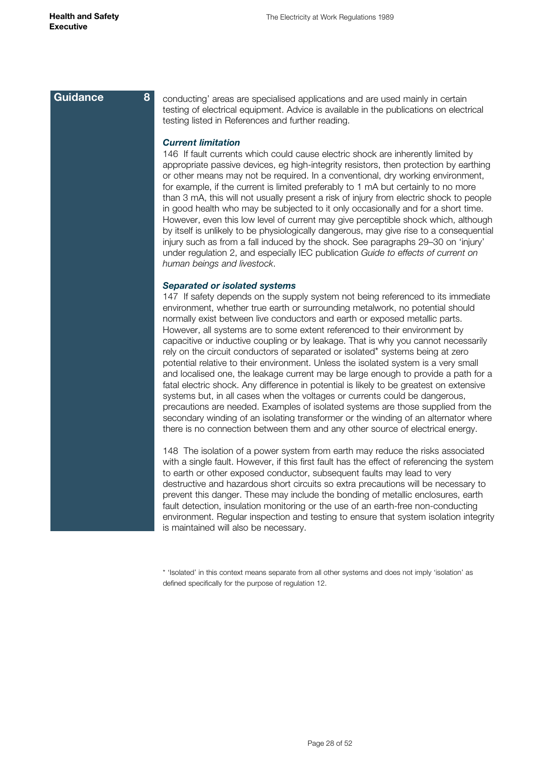**Guidance 8**

conducting' areas are specialised applications and are used mainly in certain testing of electrical equipment. Advice is available in the publications on electrical testing listed in References and further reading.

### *Current limitation*

146 If fault currents which could cause electric shock are inherently limited by appropriate passive devices, eg high-integrity resistors, then protection by earthing or other means may not be required. In a conventional, dry working environment, for example, if the current is limited preferably to 1 mA but certainly to no more than 3 mA, this will not usually present a risk of injury from electric shock to people in good health who may be subjected to it only occasionally and for a short time. However, even this low level of current may give perceptible shock which, although by itself is unlikely to be physiologically dangerous, may give rise to a consequential injury such as from a fall induced by the shock. See paragraphs 29–30 on 'injury' under regulation 2, and especially IEC publication *Guide to effects of current on human beings and livestock*.

### *Separated or isolated systems*

147 If safety depends on the supply system not being referenced to its immediate environment, whether true earth or surrounding metalwork, no potential should normally exist between live conductors and earth or exposed metallic parts. However, all systems are to some extent referenced to their environment by capacitive or inductive coupling or by leakage. That is why you cannot necessarily rely on the circuit conductors of separated or isolated* systems being at zero potential relative to their environment. Unless the isolated system is a very small and localised one, the leakage current may be large enough to provide a path for a fatal electric shock. Any difference in potential is likely to be greatest on extensive systems but, in all cases when the voltages or currents could be dangerous, precautions are needed. Examples of isolated systems are those supplied from the secondary winding of an isolating transformer or the winding of an alternator where there is no connection between them and any other source of electrical energy.

148 The isolation of a power system from earth may reduce the risks associated with a single fault. However, if this first fault has the effect of referencing the system to earth or other exposed conductor, subsequent faults may lead to very destructive and hazardous short circuits so extra precautions will be necessary to prevent this danger. These may include the bonding of metallic enclosures, earth fault detection, insulation monitoring or the use of an earth-free non-conducting environment. Regular inspection and testing to ensure that system isolation integrity is maintained will also be necessary.

\* 'Isolated' in this context means separate from all other systems and does not imply 'isolation' as defined specifically for the purpose of regulation 12.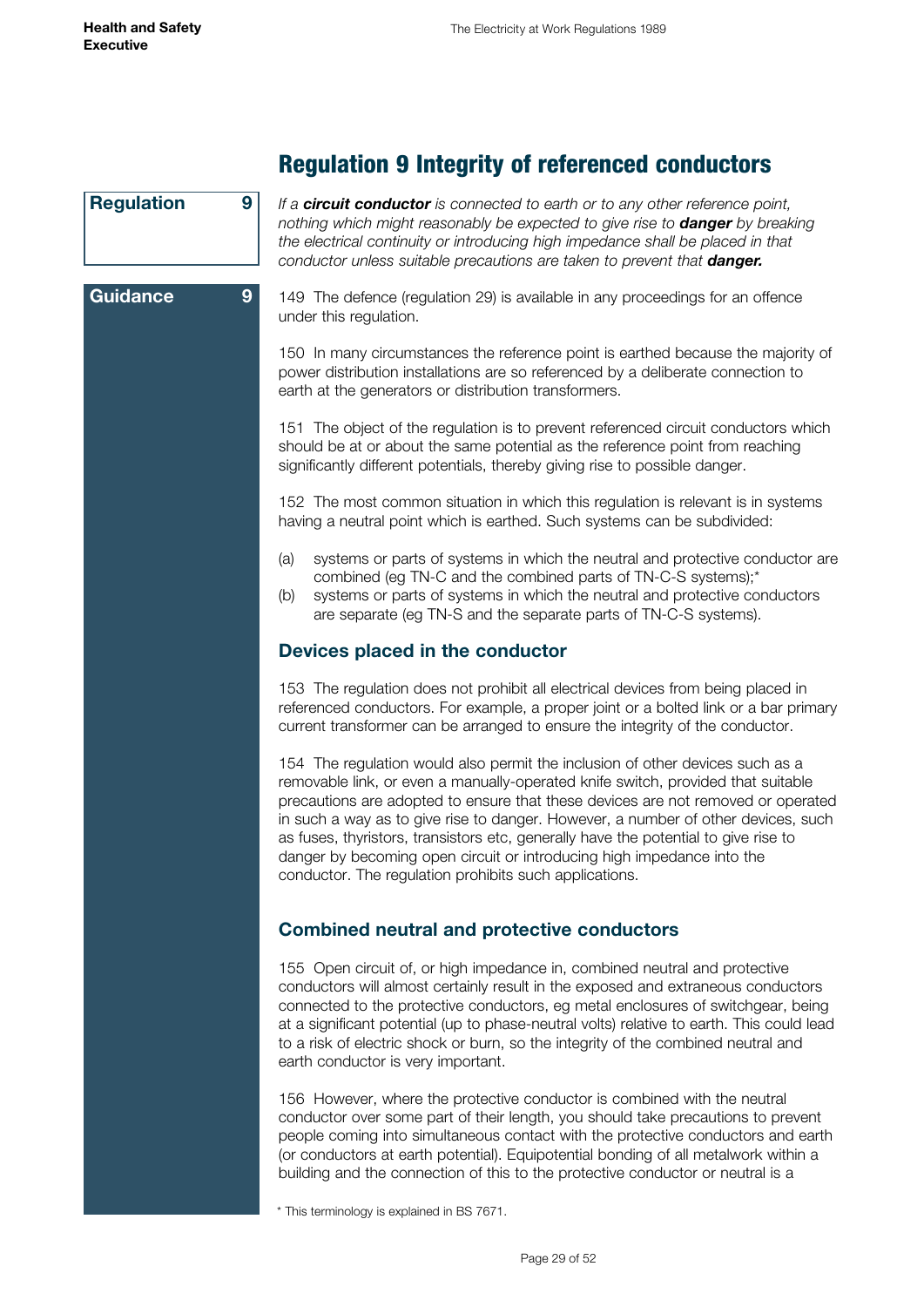## Regulation 9 Integrity of referenced conductors

**Regulation 9**

*If a **circuit conductor** is connected to earth or to any other reference point, nothing which might reasonably be expected to give rise to **danger** by breaking the electrical continuity or introducing high impedance shall be placed in that conductor unless suitable precautions are taken to prevent that **danger.***

**Guidance 9**

149 The defence (regulation 29) is available in any proceedings for an offence under this regulation.

150 In many circumstances the reference point is earthed because the majority of power distribution installations are so referenced by a deliberate connection to earth at the generators or distribution transformers.

151 The object of the regulation is to prevent referenced circuit conductors which should be at or about the same potential as the reference point from reaching significantly different potentials, thereby giving rise to possible danger.

152 The most common situation in which this regulation is relevant is in systems having a neutral point which is earthed. Such systems can be subdivided:

(a) systems or parts of systems in which the neutral and protective conductor are combined (eg TN-C and the combined parts of TN-C-S systems);*

(b) systems or parts of systems in which the neutral and protective conductors are separate (eg TN-S and the separate parts of TN-C-S systems).

### Devices placed in the conductor

153 The regulation does not prohibit all electrical devices from being placed in referenced conductors. For example, a proper joint or a bolted link or a bar primary current transformer can be arranged to ensure the integrity of the conductor.

154 The regulation would also permit the inclusion of other devices such as a removable link, or even a manually-operated knife switch, provided that suitable precautions are adopted to ensure that these devices are not removed or operated in such a way as to give rise to danger. However, a number of other devices, such as fuses, thyristors, transistors etc, generally have the potential to give rise to danger by becoming open circuit or introducing high impedance into the conductor. The regulation prohibits such applications.

### Combined neutral and protective conductors

155 Open circuit of, or high impedance in, combined neutral and protective conductors will almost certainly result in the exposed and extraneous conductors connected to the protective conductors, eg metal enclosures of switchgear, being at a significant potential (up to phase-neutral volts) relative to earth. This could lead to a risk of electric shock or burn, so the integrity of the combined neutral and earth conductor is very important.

156 However, where the protective conductor is combined with the neutral conductor over some part of their length, you should take precautions to prevent people coming into simultaneous contact with the protective conductors and earth (or conductors at earth potential). Equipotential bonding of all metalwork within a building and the connection of this to the protective conductor or neutral is a

\* This terminology is explained in BS 7671.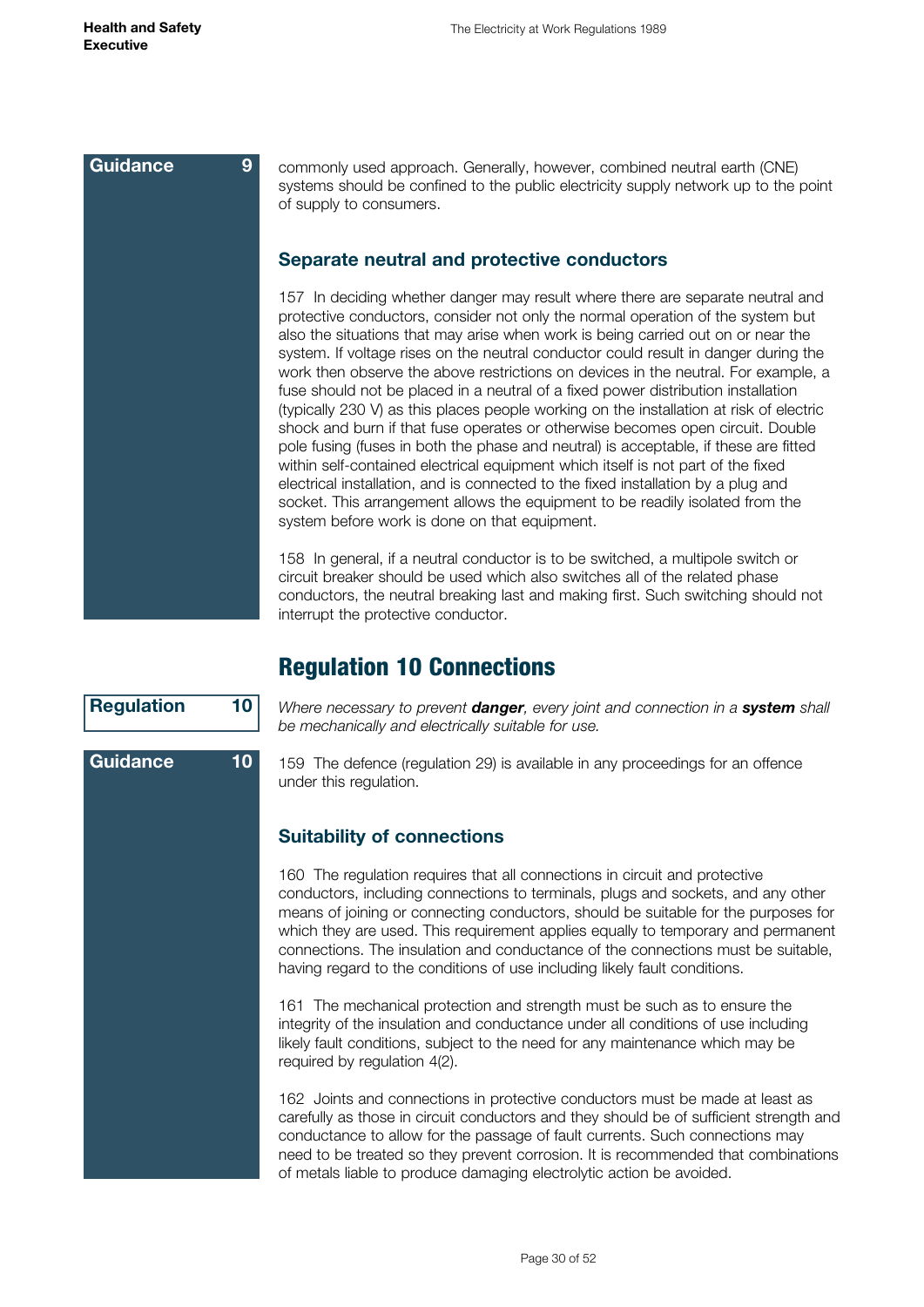Guidance 9

commonly used approach. Generally, however, combined neutral earth (CNE) systems should be confined to the public electricity supply network up to the point of supply to consumers.

### Separate neutral and protective conductors

157 In deciding whether danger may result where there are separate neutral and protective conductors, consider not only the normal operation of the system but also the situations that may arise when work is being carried out on or near the system. If voltage rises on the neutral conductor could result in danger during the work then observe the above restrictions on devices in the neutral. For example, a fuse should not be placed in a neutral of a fixed power distribution installation (typically 230 V) as this places people working on the installation at risk of electric shock and burn if that fuse operates or otherwise becomes open circuit. Double pole fusing (fuses in both the phase and neutral) is acceptable, if these are fitted within self-contained electrical equipment which itself is not part of the fixed electrical installation, and is connected to the fixed installation by a plug and socket. This arrangement allows the equipment to be readily isolated from the system before work is done on that equipment.

158 In general, if a neutral conductor is to be switched, a multipole switch or circuit breaker should be used which also switches all of the related phase conductors, the neutral breaking last and making first. Such switching should not interrupt the protective conductor.

## Regulation 10 Connections

Regulation 10

*Where necessary to prevent **danger**, every joint and connection in a **system** shall be mechanically and electrically suitable for use.*

Guidance 10

159 The defence (regulation 29) is available in any proceedings for an offence under this regulation.

### Suitability of connections

160 The regulation requires that all connections in circuit and protective conductors, including connections to terminals, plugs and sockets, and any other means of joining or connecting conductors, should be suitable for the purposes for which they are used. This requirement applies equally to temporary and permanent connections. The insulation and conductance of the connections must be suitable, having regard to the conditions of use including likely fault conditions.

161 The mechanical protection and strength must be such as to ensure the integrity of the insulation and conductance under all conditions of use including likely fault conditions, subject to the need for any maintenance which may be required by regulation 4(2).

162 Joints and connections in protective conductors must be made at least as carefully as those in circuit conductors and they should be of sufficient strength and conductance to allow for the passage of fault currents. Such connections may need to be treated so they prevent corrosion. It is recommended that combinations of metals liable to produce damaging electrolytic action be avoided.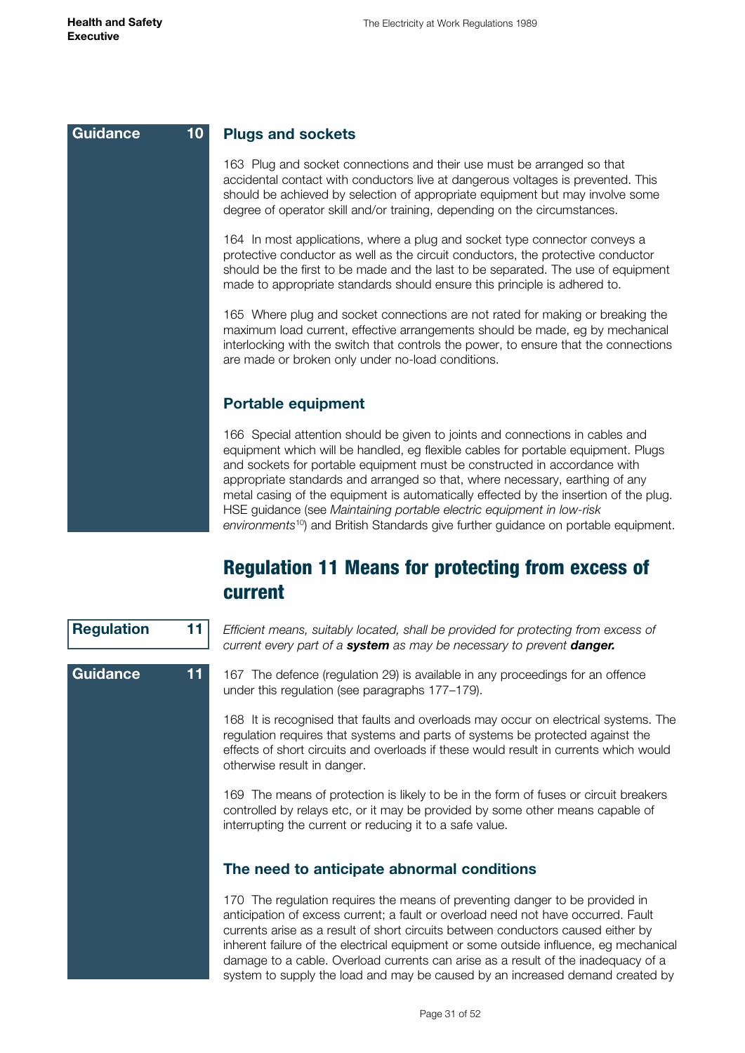**Guidance 10**

### Plugs and sockets

163 Plug and socket connections and their use must be arranged so that accidental contact with conductors live at dangerous voltages is prevented. This should be achieved by selection of appropriate equipment but may involve some degree of operator skill and/or training, depending on the circumstances.

164 In most applications, where a plug and socket type connector conveys a protective conductor as well as the circuit conductors, the protective conductor should be the first to be made and the last to be separated. The use of equipment made to appropriate standards should ensure this principle is adhered to.

165 Where plug and socket connections are not rated for making or breaking the maximum load current, effective arrangements should be made, eg by mechanical interlocking with the switch that controls the power, to ensure that the connections are made or broken only under no-load conditions.

### Portable equipment

166 Special attention should be given to joints and connections in cables and equipment which will be handled, eg flexible cables for portable equipment. Plugs and sockets for portable equipment must be constructed in accordance with appropriate standards and arranged so that, where necessary, earthing of any metal casing of the equipment is automatically effected by the insertion of the plug. HSE guidance (see *Maintaining portable electric equipment in low-risk environments*[10]) and British Standards give further guidance on portable equipment.

## Regulation 11 Means for protecting from excess of current

**Regulation 11**

*Efficient means, suitably located, shall be provided for protecting from excess of current every part of a* ***system*** *as may be necessary to prevent* ***danger.***

**Guidance 11**

167 The defence (regulation 29) is available in any proceedings for an offence under this regulation (see paragraphs 177–179).

168 It is recognised that faults and overloads may occur on electrical systems. The regulation requires that systems and parts of systems be protected against the effects of short circuits and overloads if these would result in currents which would otherwise result in danger.

169 The means of protection is likely to be in the form of fuses or circuit breakers controlled by relays etc, or it may be provided by some other means capable of interrupting the current or reducing it to a safe value.

### The need to anticipate abnormal conditions

170 The regulation requires the means of preventing danger to be provided in anticipation of excess current; a fault or overload need not have occurred. Fault currents arise as a result of short circuits between conductors caused either by inherent failure of the electrical equipment or some outside influence, eg mechanical damage to a cable. Overload currents can arise as a result of the inadequacy of a system to supply the load and may be caused by an increased demand created by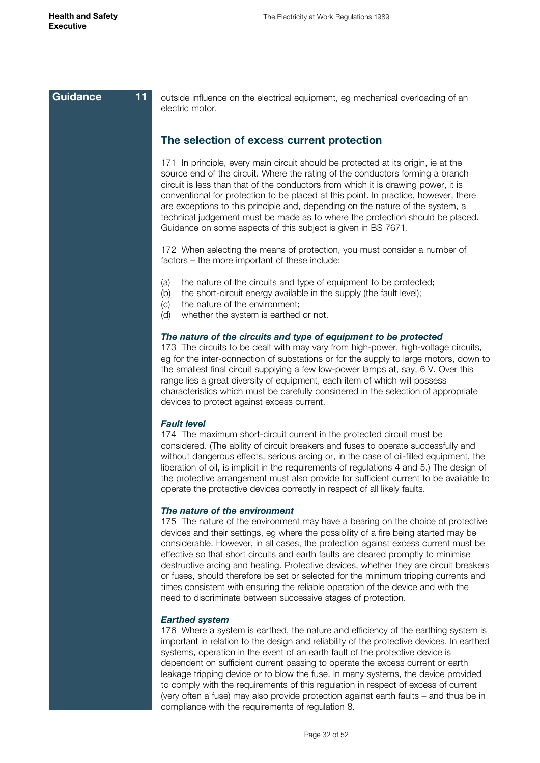Guidance 11

outside influence on the electrical equipment, eg mechanical overloading of an electric motor.

## The selection of excess current protection

171 In principle, every main circuit should be protected at its origin, ie at the source end of the circuit. Where the rating of the conductors forming a branch circuit is less than that of the conductors from which it is drawing power, it is conventional for protection to be placed at this point. In practice, however, there are exceptions to this principle and, depending on the nature of the system, a technical judgement must be made as to where the protection should be placed. Guidance on some aspects of this subject is given in BS 7671.

172 When selecting the means of protection, you must consider a number of factors – the more important of these include:

(a) the nature of the circuits and type of equipment to be protected;
(b) the short-circuit energy available in the supply (the fault level);
(c) the nature of the environment;
(d) whether the system is earthed or not.

***The nature of the circuits and type of equipment to be protected***

173 The circuits to be dealt with may vary from high-power, high-voltage circuits, eg for the inter-connection of substations or for the supply to large motors, down to the smallest final circuit supplying a few low-power lamps at, say, 6 V. Over this range lies a great diversity of equipment, each item of which will possess characteristics which must be carefully considered in the selection of appropriate devices to protect against excess current.

***Fault level***

174 The maximum short-circuit current in the protected circuit must be considered. (The ability of circuit breakers and fuses to operate successfully and without dangerous effects, serious arcing or, in the case of oil-filled equipment, the liberation of oil, is implicit in the requirements of regulations 4 and 5.) The design of the protective arrangement must also provide for sufficient current to be available to operate the protective devices correctly in respect of all likely faults.

***The nature of the environment***

175 The nature of the environment may have a bearing on the choice of protective devices and their settings, eg where the possibility of a fire being started may be considerable. However, in all cases, the protection against excess current must be effective so that short circuits and earth faults are cleared promptly to minimise destructive arcing and heating. Protective devices, whether they are circuit breakers or fuses, should therefore be set or selected for the minimum tripping currents and times consistent with ensuring the reliable operation of the device and with the need to discriminate between successive stages of protection.

***Earthed system***

176 Where a system is earthed, the nature and efficiency of the earthing system is important in relation to the design and reliability of the protective devices. In earthed systems, operation in the event of an earth fault of the protective device is dependent on sufficient current passing to operate the excess current or earth leakage tripping device or to blow the fuse. In many systems, the device provided to comply with the requirements of this regulation in respect of excess of current (very often a fuse) may also provide protection against earth faults – and thus be in compliance with the requirements of regulation 8.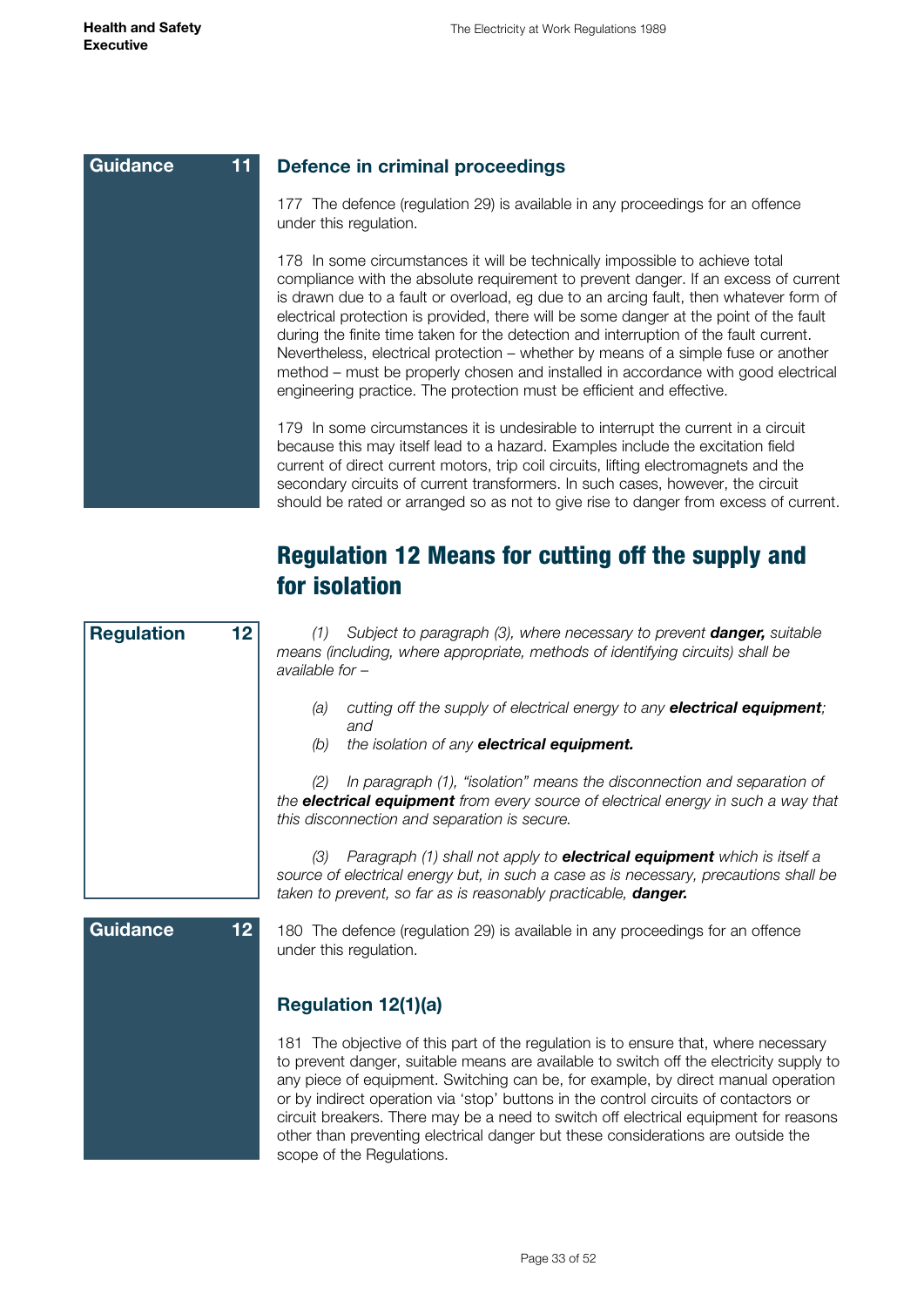**Guidance 11**

### Defence in criminal proceedings

177 The defence (regulation 29) is available in any proceedings for an offence under this regulation.

178 In some circumstances it will be technically impossible to achieve total compliance with the absolute requirement to prevent danger. If an excess of current is drawn due to a fault or overload, eg due to an arcing fault, then whatever form of electrical protection is provided, there will be some danger at the point of the fault during the finite time taken for the detection and interruption of the fault current. Nevertheless, electrical protection – whether by means of a simple fuse or another method – must be properly chosen and installed in accordance with good electrical engineering practice. The protection must be efficient and effective.

179 In some circumstances it is undesirable to interrupt the current in a circuit because this may itself lead to a hazard. Examples include the excitation field current of direct current motors, trip coil circuits, lifting electromagnets and the secondary circuits of current transformers. In such cases, however, the circuit should be rated or arranged so as not to give rise to danger from excess of current.

## Regulation 12 Means for cutting off the supply and for isolation

**Regulation 12**

*(1) Subject to paragraph (3), where necessary to prevent* ***danger,*** *suitable means (including, where appropriate, methods of identifying circuits) shall be available for –*

*(a) cutting off the supply of electrical energy to any* ***electrical equipment****; and*

*(b) the isolation of any* ***electrical equipment.***

*(2) In paragraph (1), "isolation" means the disconnection and separation of the* ***electrical equipment*** *from every source of electrical energy in such a way that this disconnection and separation is secure.*

*(3) Paragraph (1) shall not apply to* ***electrical equipment*** *which is itself a source of electrical energy but, in such a case as is necessary, precautions shall be taken to prevent, so far as is reasonably practicable,* ***danger.***

**Guidance 12**

180 The defence (regulation 29) is available in any proceedings for an offence under this regulation.

### Regulation 12(1)(a)

181 The objective of this part of the regulation is to ensure that, where necessary to prevent danger, suitable means are available to switch off the electricity supply to any piece of equipment. Switching can be, for example, by direct manual operation or by indirect operation via 'stop' buttons in the control circuits of contactors or circuit breakers. There may be a need to switch off electrical equipment for reasons other than preventing electrical danger but these considerations are outside the scope of the Regulations.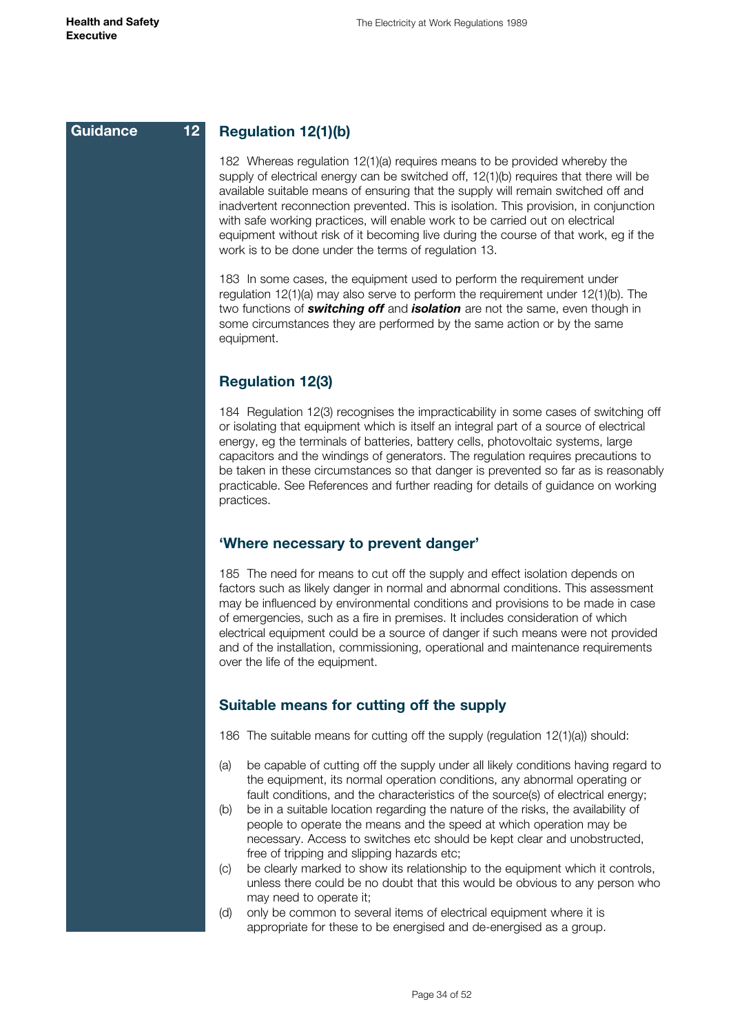**Guidance 12**

## Regulation 12(1)(b)

182 Whereas regulation 12(1)(a) requires means to be provided whereby the supply of electrical energy can be switched off, 12(1)(b) requires that there will be available suitable means of ensuring that the supply will remain switched off and inadvertent reconnection prevented. This is isolation. This provision, in conjunction with safe working practices, will enable work to be carried out on electrical equipment without risk of it becoming live during the course of that work, eg if the work is to be done under the terms of regulation 13.

183 In some cases, the equipment used to perform the requirement under regulation 12(1)(a) may also serve to perform the requirement under 12(1)(b). The two functions of ***switching off*** and ***isolation*** are not the same, even though in some circumstances they are performed by the same action or by the same equipment.

## Regulation 12(3)

184 Regulation 12(3) recognises the impracticability in some cases of switching off or isolating that equipment which is itself an integral part of a source of electrical energy, eg the terminals of batteries, battery cells, photovoltaic systems, large capacitors and the windings of generators. The regulation requires precautions to be taken in these circumstances so that danger is prevented so far as is reasonably practicable. See References and further reading for details of guidance on working practices.

## 'Where necessary to prevent danger'

185 The need for means to cut off the supply and effect isolation depends on factors such as likely danger in normal and abnormal conditions. This assessment may be influenced by environmental conditions and provisions to be made in case of emergencies, such as a fire in premises. It includes consideration of which electrical equipment could be a source of danger if such means were not provided and of the installation, commissioning, operational and maintenance requirements over the life of the equipment.

## Suitable means for cutting off the supply

186 The suitable means for cutting off the supply (regulation 12(1)(a)) should:

(a) be capable of cutting off the supply under all likely conditions having regard to the equipment, its normal operation conditions, any abnormal operating or fault conditions, and the characteristics of the source(s) of electrical energy;

(b) be in a suitable location regarding the nature of the risks, the availability of people to operate the means and the speed at which operation may be necessary. Access to switches etc should be kept clear and unobstructed, free of tripping and slipping hazards etc;

(c) be clearly marked to show its relationship to the equipment which it controls, unless there could be no doubt that this would be obvious to any person who may need to operate it;

(d) only be common to several items of electrical equipment where it is appropriate for these to be energised and de-energised as a group.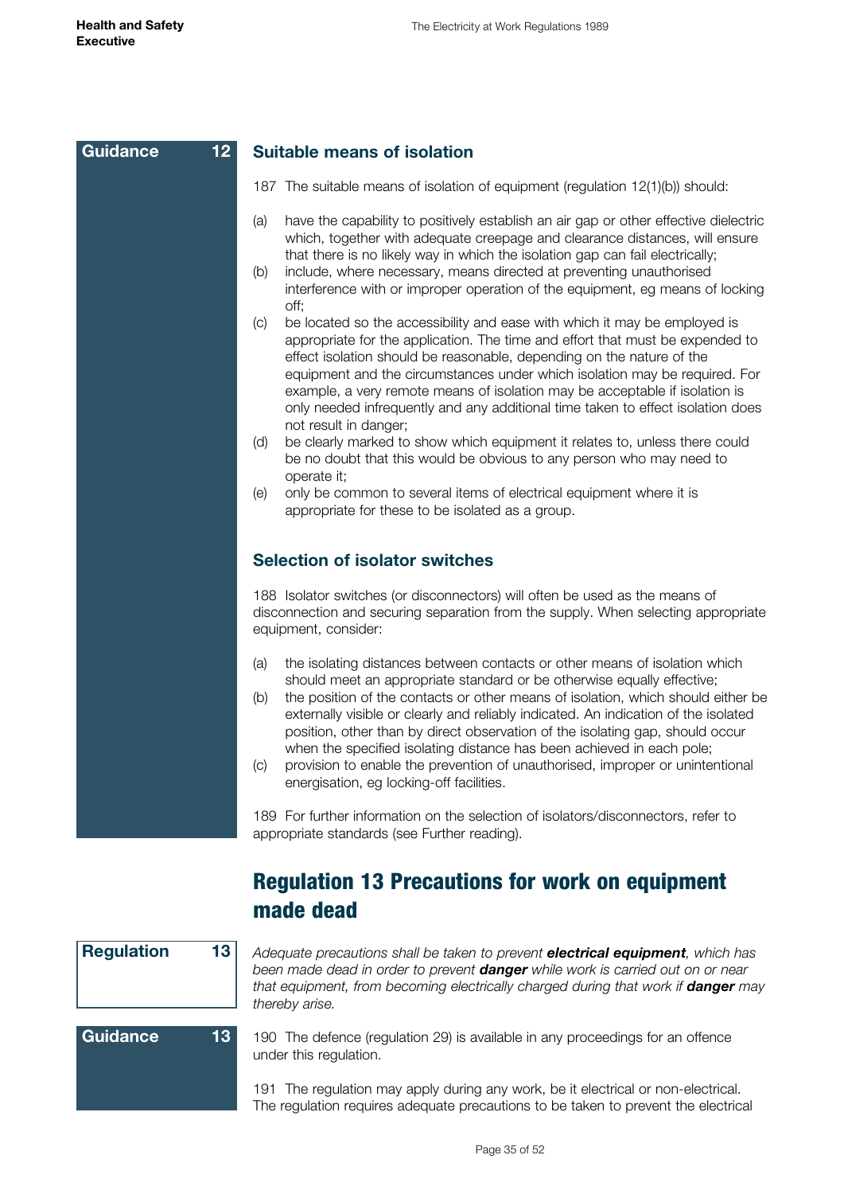**Guidance 12**

### Suitable means of isolation

187 The suitable means of isolation of equipment (regulation 12(1)(b)) should:

(a) have the capability to positively establish an air gap or other effective dielectric which, together with adequate creepage and clearance distances, will ensure that there is no likely way in which the isolation gap can fail electrically;
(b) include, where necessary, means directed at preventing unauthorised interference with or improper operation of the equipment, eg means of locking off;
(c) be located so the accessibility and ease with which it may be employed is appropriate for the application. The time and effort that must be expended to effect isolation should be reasonable, depending on the nature of the equipment and the circumstances under which isolation may be required. For example, a very remote means of isolation may be acceptable if isolation is only needed infrequently and any additional time taken to effect isolation does not result in danger;
(d) be clearly marked to show which equipment it relates to, unless there could be no doubt that this would be obvious to any person who may need to operate it;
(e) only be common to several items of electrical equipment where it is appropriate for these to be isolated as a group.

### Selection of isolator switches

188 Isolator switches (or disconnectors) will often be used as the means of disconnection and securing separation from the supply. When selecting appropriate equipment, consider:

(a) the isolating distances between contacts or other means of isolation which should meet an appropriate standard or be otherwise equally effective;
(b) the position of the contacts or other means of isolation, which should either be externally visible or clearly and reliably indicated. An indication of the isolated position, other than by direct observation of the isolating gap, should occur when the specified isolating distance has been achieved in each pole;
(c) provision to enable the prevention of unauthorised, improper or unintentional energisation, eg locking-off facilities.

189 For further information on the selection of isolators/disconnectors, refer to appropriate standards (see Further reading).

## Regulation 13 Precautions for work on equipment made dead

**Regulation 13**

*Adequate precautions shall be taken to prevent **electrical equipment**, which has been made dead in order to prevent **danger** while work is carried out on or near that equipment, from becoming electrically charged during that work if **danger** may thereby arise.*

**Guidance 13**

190 The defence (regulation 29) is available in any proceedings for an offence under this regulation.

191 The regulation may apply during any work, be it electrical or non-electrical. The regulation requires adequate precautions to be taken to prevent the electrical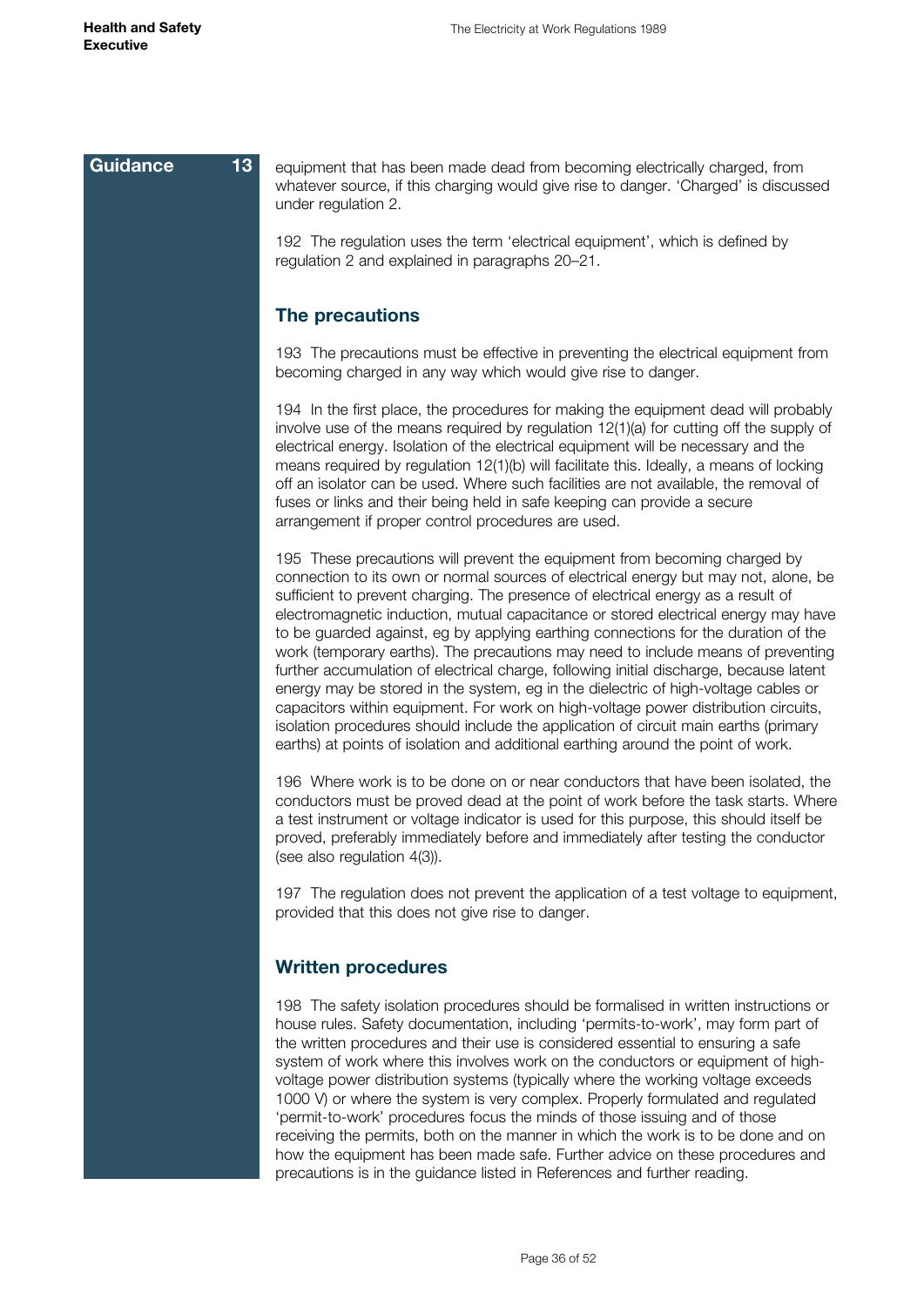Guidance 13

equipment that has been made dead from becoming electrically charged, from whatever source, if this charging would give rise to danger. 'Charged' is discussed under regulation 2.

192 The regulation uses the term 'electrical equipment', which is defined by regulation 2 and explained in paragraphs 20–21.

## The precautions

193 The precautions must be effective in preventing the electrical equipment from becoming charged in any way which would give rise to danger.

194 In the first place, the procedures for making the equipment dead will probably involve use of the means required by regulation 12(1)(a) for cutting off the supply of electrical energy. Isolation of the electrical equipment will be necessary and the means required by regulation 12(1)(b) will facilitate this. Ideally, a means of locking off an isolator can be used. Where such facilities are not available, the removal of fuses or links and their being held in safe keeping can provide a secure arrangement if proper control procedures are used.

195 These precautions will prevent the equipment from becoming charged by connection to its own or normal sources of electrical energy but may not, alone, be sufficient to prevent charging. The presence of electrical energy as a result of electromagnetic induction, mutual capacitance or stored electrical energy may have to be guarded against, eg by applying earthing connections for the duration of the work (temporary earths). The precautions may need to include means of preventing further accumulation of electrical charge, following initial discharge, because latent energy may be stored in the system, eg in the dielectric of high-voltage cables or capacitors within equipment. For work on high-voltage power distribution circuits, isolation procedures should include the application of circuit main earths (primary earths) at points of isolation and additional earthing around the point of work.

196 Where work is to be done on or near conductors that have been isolated, the conductors must be proved dead at the point of work before the task starts. Where a test instrument or voltage indicator is used for this purpose, this should itself be proved, preferably immediately before and immediately after testing the conductor (see also regulation 4(3)).

197 The regulation does not prevent the application of a test voltage to equipment, provided that this does not give rise to danger.

## Written procedures

198 The safety isolation procedures should be formalised in written instructions or house rules. Safety documentation, including 'permits-to-work', may form part of the written procedures and their use is considered essential to ensuring a safe system of work where this involves work on the conductors or equipment of high-voltage power distribution systems (typically where the working voltage exceeds 1000 V) or where the system is very complex. Properly formulated and regulated 'permit-to-work' procedures focus the minds of those issuing and of those receiving the permits, both on the manner in which the work is to be done and on how the equipment has been made safe. Further advice on these procedures and precautions is in the guidance listed in References and further reading.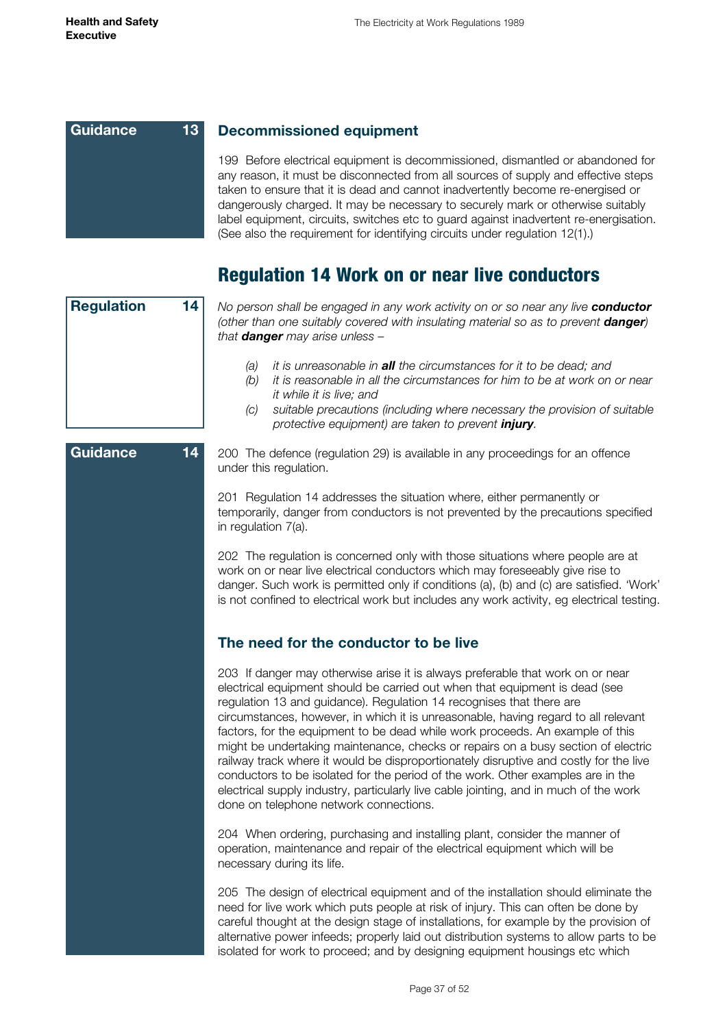**Guidance 13**

### Decommissioned equipment

199 Before electrical equipment is decommissioned, dismantled or abandoned for any reason, it must be disconnected from all sources of supply and effective steps taken to ensure that it is dead and cannot inadvertently become re-energised or dangerously charged. It may be necessary to securely mark or otherwise suitably label equipment, circuits, switches etc to guard against inadvertent re-energisation. (See also the requirement for identifying circuits under regulation 12(1).)

## Regulation 14 Work on or near live conductors

**Regulation 14**

*No person shall be engaged in any work activity on or so near any live **conductor** (other than one suitably covered with insulating material so as to prevent **danger**) that **danger** may arise unless –*

*(a) it is unreasonable in **all** the circumstances for it to be dead; and*
*(b) it is reasonable in all the circumstances for him to be at work on or near it while it is live; and*
*(c) suitable precautions (including where necessary the provision of suitable protective equipment) are taken to prevent **injury**.*

**Guidance 14**

200 The defence (regulation 29) is available in any proceedings for an offence under this regulation.

201 Regulation 14 addresses the situation where, either permanently or temporarily, danger from conductors is not prevented by the precautions specified in regulation 7(a).

202 The regulation is concerned only with those situations where people are at work on or near live electrical conductors which may foreseeably give rise to danger. Such work is permitted only if conditions (a), (b) and (c) are satisfied. 'Work' is not confined to electrical work but includes any work activity, eg electrical testing.

### The need for the conductor to be live

203 If danger may otherwise arise it is always preferable that work on or near electrical equipment should be carried out when that equipment is dead (see regulation 13 and guidance). Regulation 14 recognises that there are circumstances, however, in which it is unreasonable, having regard to all relevant factors, for the equipment to be dead while work proceeds. An example of this might be undertaking maintenance, checks or repairs on a busy section of electric railway track where it would be disproportionately disruptive and costly for the live conductors to be isolated for the period of the work. Other examples are in the electrical supply industry, particularly live cable jointing, and in much of the work done on telephone network connections.

204 When ordering, purchasing and installing plant, consider the manner of operation, maintenance and repair of the electrical equipment which will be necessary during its life.

205 The design of electrical equipment and of the installation should eliminate the need for live work which puts people at risk of injury. This can often be done by careful thought at the design stage of installations, for example by the provision of alternative power infeeds; properly laid out distribution systems to allow parts to be isolated for work to proceed; and by designing equipment housings etc which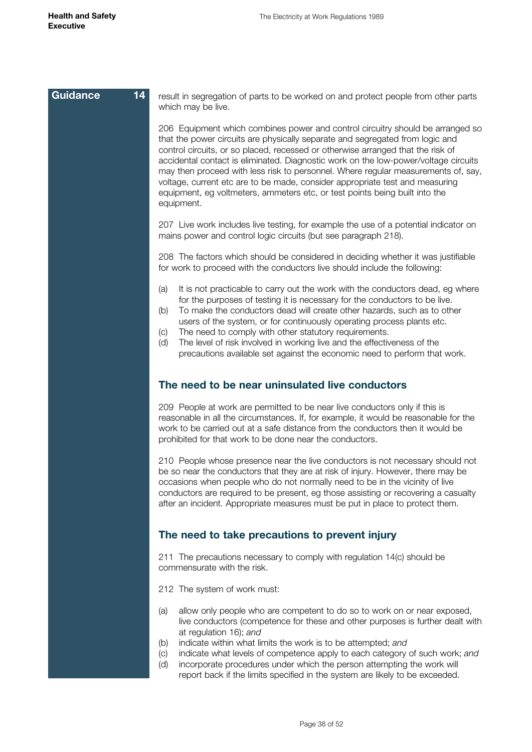Guidance 14

result in segregation of parts to be worked on and protect people from other parts which may be live.

206 Equipment which combines power and control circuitry should be arranged so that the power circuits are physically separate and segregated from logic and control circuits, or so placed, recessed or otherwise arranged that the risk of accidental contact is eliminated. Diagnostic work on the low-power/voltage circuits may then proceed with less risk to personnel. Where regular measurements of, say, voltage, current etc are to be made, consider appropriate test and measuring equipment, eg voltmeters, ammeters etc, or test points being built into the equipment.

207 Live work includes live testing, for example the use of a potential indicator on mains power and control logic circuits (but see paragraph 218).

208 The factors which should be considered in deciding whether it was justifiable for work to proceed with the conductors live should include the following:

(a) It is not practicable to carry out the work with the conductors dead, eg where for the purposes of testing it is necessary for the conductors to be live.
(b) To make the conductors dead will create other hazards, such as to other users of the system, or for continuously operating process plants etc.
(c) The need to comply with other statutory requirements.
(d) The level of risk involved in working live and the effectiveness of the precautions available set against the economic need to perform that work.

## The need to be near uninsulated live conductors

209 People at work are permitted to be near live conductors only if this is reasonable in all the circumstances. If, for example, it would be reasonable for the work to be carried out at a safe distance from the conductors then it would be prohibited for that work to be done near the conductors.

210 People whose presence near the live conductors is not necessary should not be so near the conductors that they are at risk of injury. However, there may be occasions when people who do not normally need to be in the vicinity of live conductors are required to be present, eg those assisting or recovering a casualty after an incident. Appropriate measures must be put in place to protect them.

## The need to take precautions to prevent injury

211 The precautions necessary to comply with regulation 14(c) should be commensurate with the risk.

212 The system of work must:

(a) allow only people who are competent to do so to work on or near exposed, live conductors (competence for these and other purposes is further dealt with at regulation 16); *and*
(b) indicate within what limits the work is to be attempted; *and*
(c) indicate what levels of competence apply to each category of such work; *and*
(d) incorporate procedures under which the person attempting the work will report back if the limits specified in the system are likely to be exceeded.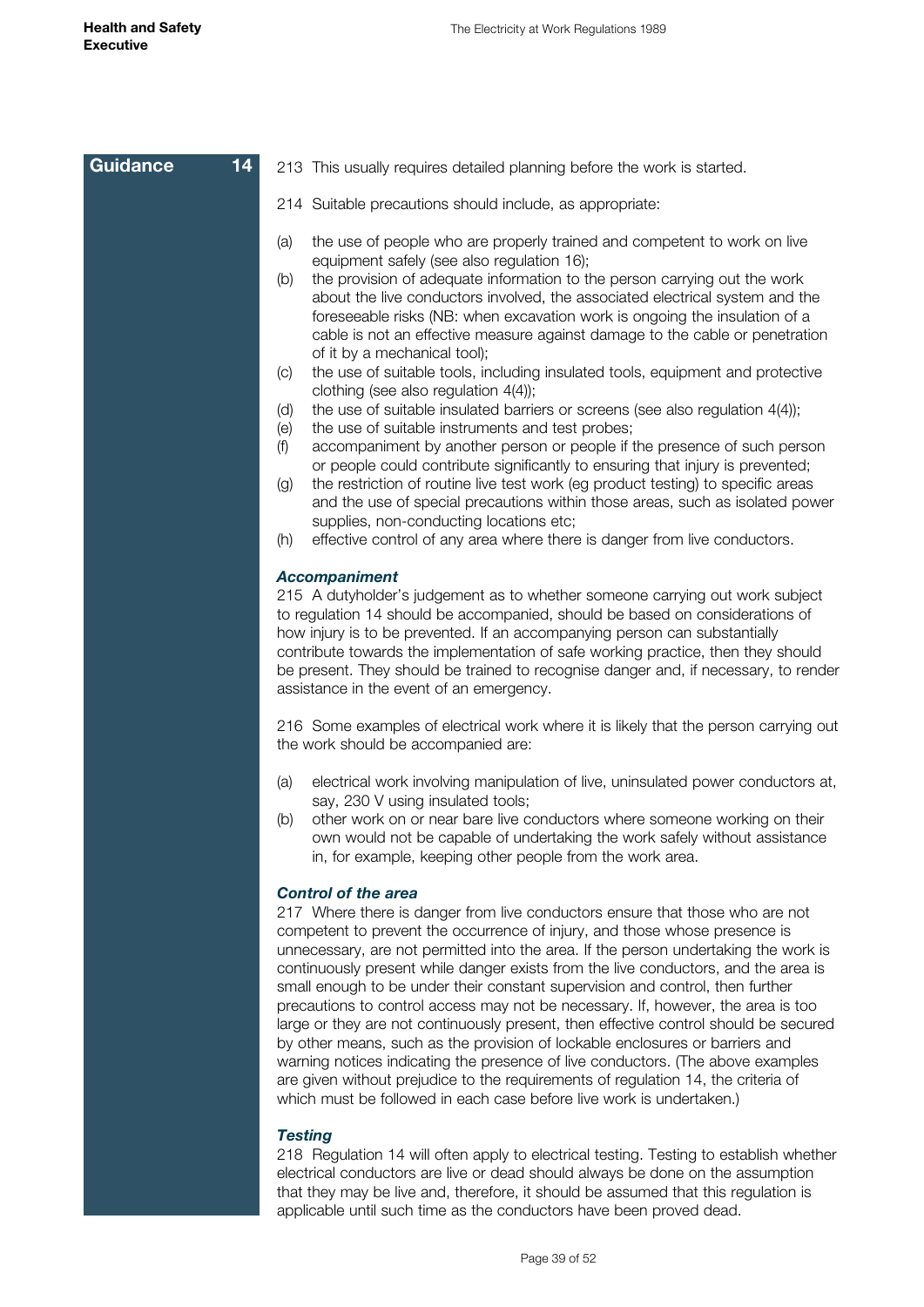**Guidance 14**

213 This usually requires detailed planning before the work is started.

214 Suitable precautions should include, as appropriate:

(a) the use of people who are properly trained and competent to work on live equipment safely (see also regulation 16);
(b) the provision of adequate information to the person carrying out the work about the live conductors involved, the associated electrical system and the foreseeable risks (NB: when excavation work is ongoing the insulation of a cable is not an effective measure against damage to the cable or penetration of it by a mechanical tool);
(c) the use of suitable tools, including insulated tools, equipment and protective clothing (see also regulation 4(4));
(d) the use of suitable insulated barriers or screens (see also regulation 4(4));
(e) the use of suitable instruments and test probes;
(f) accompaniment by another person or people if the presence of such person or people could contribute significantly to ensuring that injury is prevented;
(g) the restriction of routine live test work (eg product testing) to specific areas and the use of special precautions within those areas, such as isolated power supplies, non-conducting locations etc;
(h) effective control of any area where there is danger from live conductors.

### *Accompaniment*

215 A dutyholder's judgement as to whether someone carrying out work subject to regulation 14 should be accompanied, should be based on considerations of how injury is to be prevented. If an accompanying person can substantially contribute towards the implementation of safe working practice, then they should be present. They should be trained to recognise danger and, if necessary, to render assistance in the event of an emergency.

216 Some examples of electrical work where it is likely that the person carrying out the work should be accompanied are:

(a) electrical work involving manipulation of live, uninsulated power conductors at, say, 230 V using insulated tools;
(b) other work on or near bare live conductors where someone working on their own would not be capable of undertaking the work safely without assistance in, for example, keeping other people from the work area.

### *Control of the area*

217 Where there is danger from live conductors ensure that those who are not competent to prevent the occurrence of injury, and those whose presence is unnecessary, are not permitted into the area. If the person undertaking the work is continuously present while danger exists from the live conductors, and the area is small enough to be under their constant supervision and control, then further precautions to control access may not be necessary. If, however, the area is too large or they are not continuously present, then effective control should be secured by other means, such as the provision of lockable enclosures or barriers and warning notices indicating the presence of live conductors. (The above examples are given without prejudice to the requirements of regulation 14, the criteria of which must be followed in each case before live work is undertaken.)

### *Testing*

218 Regulation 14 will often apply to electrical testing. Testing to establish whether electrical conductors are live or dead should always be done on the assumption that they may be live and, therefore, it should be assumed that this regulation is applicable until such time as the conductors have been proved dead.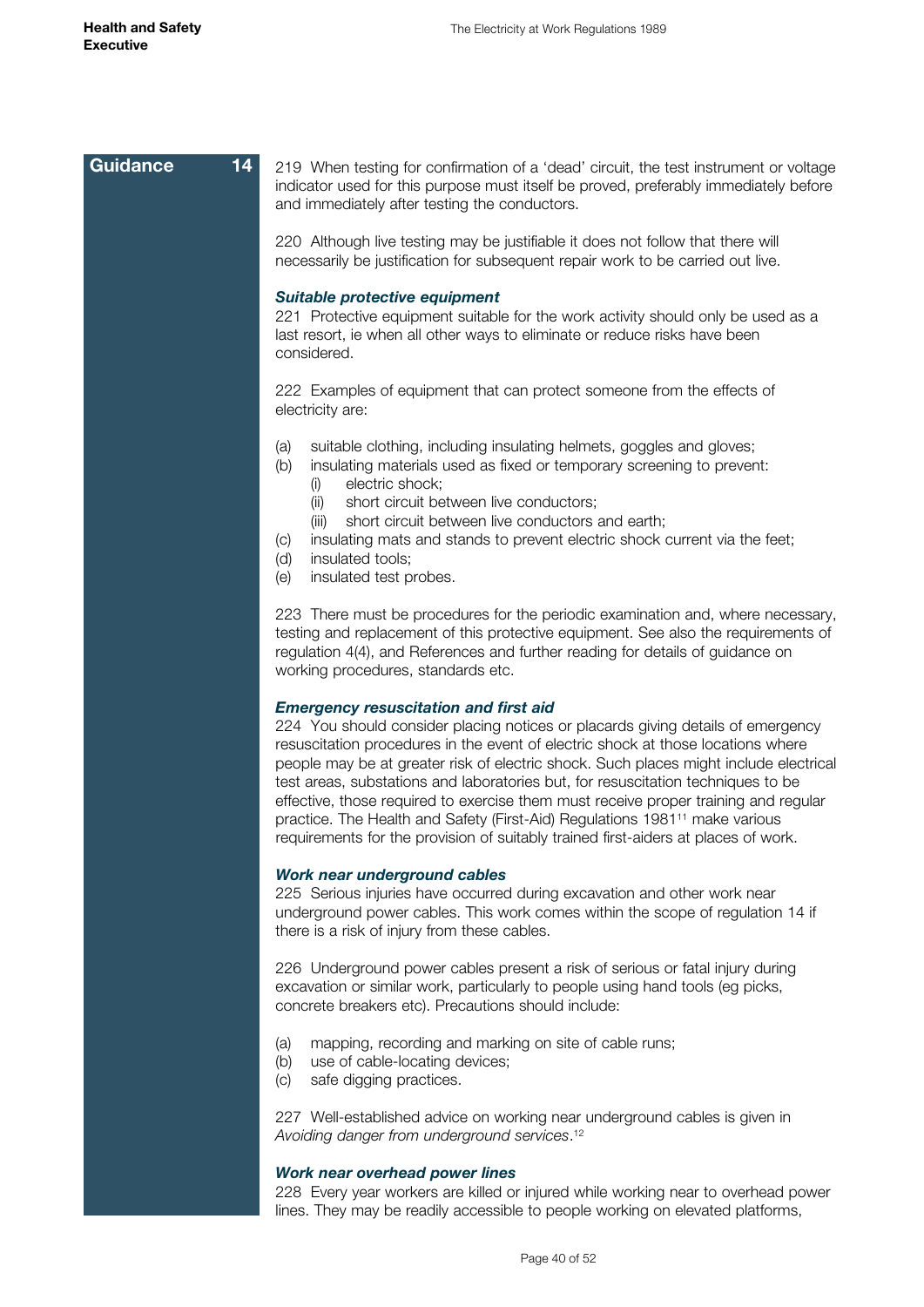**Guidance 14**

219 When testing for confirmation of a 'dead' circuit, the test instrument or voltage indicator used for this purpose must itself be proved, preferably immediately before and immediately after testing the conductors.

220 Although live testing may be justifiable it does not follow that there will necessarily be justification for subsequent repair work to be carried out live.

***Suitable protective equipment***

221 Protective equipment suitable for the work activity should only be used as a last resort, ie when all other ways to eliminate or reduce risks have been considered.

222 Examples of equipment that can protect someone from the effects of electricity are:

(a) suitable clothing, including insulating helmets, goggles and gloves;
(b) insulating materials used as fixed or temporary screening to prevent:
  (i) electric shock;
  (ii) short circuit between live conductors;
  (iii) short circuit between live conductors and earth;
(c) insulating mats and stands to prevent electric shock current via the feet;
(d) insulated tools;
(e) insulated test probes.

223 There must be procedures for the periodic examination and, where necessary, testing and replacement of this protective equipment. See also the requirements of regulation 4(4), and References and further reading for details of guidance on working procedures, standards etc.

***Emergency resuscitation and first aid***

224 You should consider placing notices or placards giving details of emergency resuscitation procedures in the event of electric shock at those locations where people may be at greater risk of electric shock. Such places might include electrical test areas, substations and laboratories but, for resuscitation techniques to be effective, those required to exercise them must receive proper training and regular practice. The Health and Safety (First-Aid) Regulations 1981[11] make various requirements for the provision of suitably trained first-aiders at places of work.

***Work near underground cables***

225 Serious injuries have occurred during excavation and other work near underground power cables. This work comes within the scope of regulation 14 if there is a risk of injury from these cables.

226 Underground power cables present a risk of serious or fatal injury during excavation or similar work, particularly to people using hand tools (eg picks, concrete breakers etc). Precautions should include:

(a) mapping, recording and marking on site of cable runs;
(b) use of cable-locating devices;
(c) safe digging practices.

227 Well-established advice on working near underground cables is given in *Avoiding danger from underground services*.[12]

***Work near overhead power lines***

228 Every year workers are killed or injured while working near to overhead power lines. They may be readily accessible to people working on elevated platforms,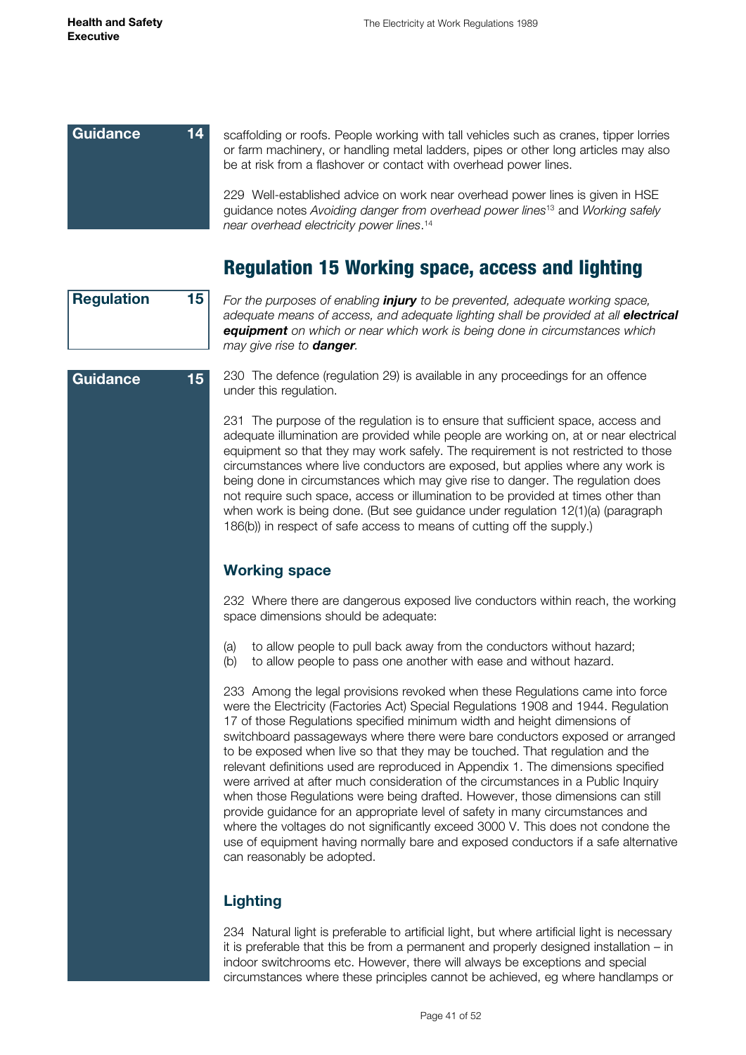**Guidance 14**

scaffolding or roofs. People working with tall vehicles such as cranes, tipper lorries or farm machinery, or handling metal ladders, pipes or other long articles may also be at risk from a flashover or contact with overhead power lines.

229 Well-established advice on work near overhead power lines is given in HSE guidance notes *Avoiding danger from overhead power lines*[13] and *Working safely near overhead electricity power lines*.[14]

## Regulation 15 Working space, access and lighting

**Regulation 15**

*For the purposes of enabling* ***injury*** *to be prevented, adequate working space, adequate means of access, and adequate lighting shall be provided at all* ***electrical equipment*** *on which or near which work is being done in circumstances which may give rise to* ***danger****.*

**Guidance 15**

230 The defence (regulation 29) is available in any proceedings for an offence under this regulation.

231 The purpose of the regulation is to ensure that sufficient space, access and adequate illumination are provided while people are working on, at or near electrical equipment so that they may work safely. The requirement is not restricted to those circumstances where live conductors are exposed, but applies where any work is being done in circumstances which may give rise to danger. The regulation does not require such space, access or illumination to be provided at times other than when work is being done. (But see guidance under regulation 12(1)(a) (paragraph 186(b)) in respect of safe access to means of cutting off the supply.)

### Working space

232 Where there are dangerous exposed live conductors within reach, the working space dimensions should be adequate:

(a) to allow people to pull back away from the conductors without hazard;
(b) to allow people to pass one another with ease and without hazard.

233 Among the legal provisions revoked when these Regulations came into force were the Electricity (Factories Act) Special Regulations 1908 and 1944. Regulation 17 of those Regulations specified minimum width and height dimensions of switchboard passageways where there were bare conductors exposed or arranged to be exposed when live so that they may be touched. That regulation and the relevant definitions used are reproduced in Appendix 1. The dimensions specified were arrived at after much consideration of the circumstances in a Public Inquiry when those Regulations were being drafted. However, those dimensions can still provide guidance for an appropriate level of safety in many circumstances and where the voltages do not significantly exceed 3000 V. This does not condone the use of equipment having normally bare and exposed conductors if a safe alternative can reasonably be adopted.

### Lighting

234 Natural light is preferable to artificial light, but where artificial light is necessary it is preferable that this be from a permanent and properly designed installation – in indoor switchrooms etc. However, there will always be exceptions and special circumstances where these principles cannot be achieved, eg where handlamps or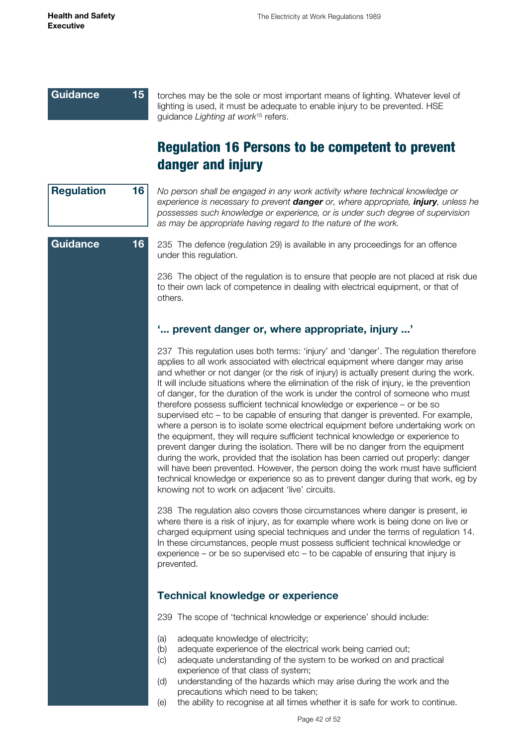Guidance 15

torches may be the sole or most important means of lighting. Whatever level of lighting is used, it must be adequate to enable injury to be prevented. HSE guidance *Lighting at work*[15] refers.

## Regulation 16 Persons to be competent to prevent danger and injury

Regulation 16

*No person shall be engaged in any work activity where technical knowledge or experience is necessary to prevent **danger** or, where appropriate, **injury**, unless he possesses such knowledge or experience, or is under such degree of supervision as may be appropriate having regard to the nature of the work.*

Guidance 16

235 The defence (regulation 29) is available in any proceedings for an offence under this regulation.

236 The object of the regulation is to ensure that people are not placed at risk due to their own lack of competence in dealing with electrical equipment, or that of others.

### '... prevent danger or, where appropriate, injury ...'

237 This regulation uses both terms: 'injury' and 'danger'. The regulation therefore applies to all work associated with electrical equipment where danger may arise and whether or not danger (or the risk of injury) is actually present during the work. It will include situations where the elimination of the risk of injury, ie the prevention of danger, for the duration of the work is under the control of someone who must therefore possess sufficient technical knowledge or experience – or be so supervised etc – to be capable of ensuring that danger is prevented. For example, where a person is to isolate some electrical equipment before undertaking work on the equipment, they will require sufficient technical knowledge or experience to prevent danger during the isolation. There will be no danger from the equipment during the work, provided that the isolation has been carried out properly: danger will have been prevented. However, the person doing the work must have sufficient technical knowledge or experience so as to prevent danger during that work, eg by knowing not to work on adjacent 'live' circuits.

238 The regulation also covers those circumstances where danger is present, ie where there is a risk of injury, as for example where work is being done on live or charged equipment using special techniques and under the terms of regulation 14. In these circumstances, people must possess sufficient technical knowledge or experience – or be so supervised etc – to be capable of ensuring that injury is prevented.

### Technical knowledge or experience

239 The scope of 'technical knowledge or experience' should include:

(a) adequate knowledge of electricity;
(b) adequate experience of the electrical work being carried out;
(c) adequate understanding of the system to be worked on and practical experience of that class of system;
(d) understanding of the hazards which may arise during the work and the precautions which need to be taken;
(e) the ability to recognise at all times whether it is safe for work to continue.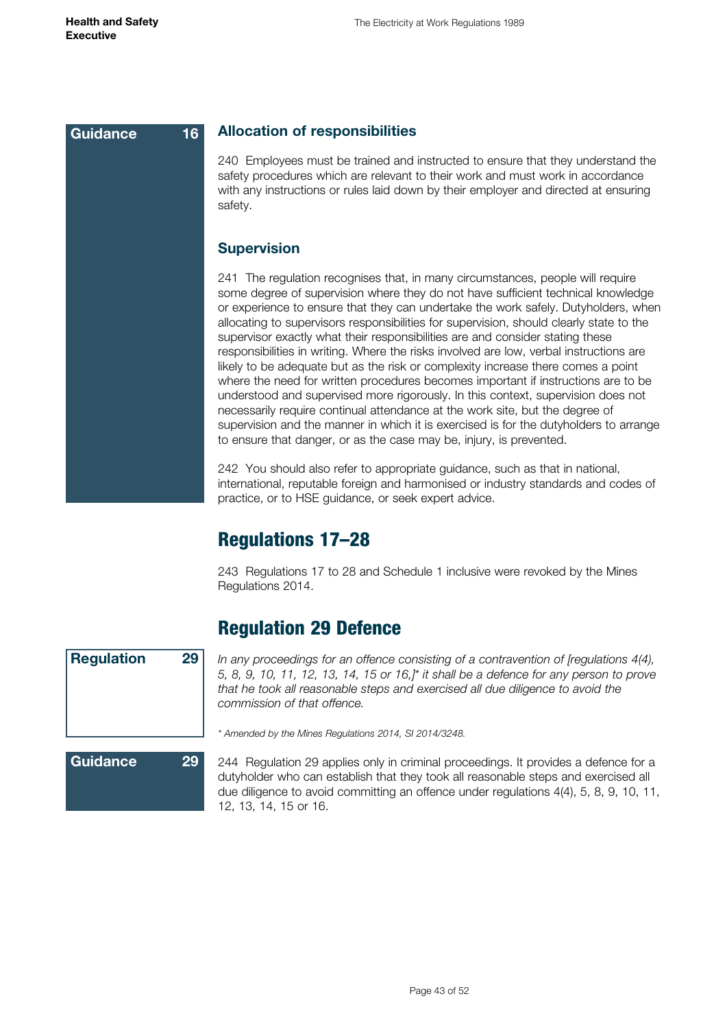**Guidance 16**

### Allocation of responsibilities

240 Employees must be trained and instructed to ensure that they understand the safety procedures which are relevant to their work and must work in accordance with any instructions or rules laid down by their employer and directed at ensuring safety.

### Supervision

241 The regulation recognises that, in many circumstances, people will require some degree of supervision where they do not have sufficient technical knowledge or experience to ensure that they can undertake the work safely. Dutyholders, when allocating to supervisors responsibilities for supervision, should clearly state to the supervisor exactly what their responsibilities are and consider stating these responsibilities in writing. Where the risks involved are low, verbal instructions are likely to be adequate but as the risk or complexity increase there comes a point where the need for written procedures becomes important if instructions are to be understood and supervised more rigorously. In this context, supervision does not necessarily require continual attendance at the work site, but the degree of supervision and the manner in which it is exercised is for the dutyholders to arrange to ensure that danger, or as the case may be, injury, is prevented.

242 You should also refer to appropriate guidance, such as that in national, international, reputable foreign and harmonised or industry standards and codes of practice, or to HSE guidance, or seek expert advice.

## Regulations 17–28

243 Regulations 17 to 28 and Schedule 1 inclusive were revoked by the Mines Regulations 2014.

## Regulation 29 Defence

**Regulation 29**

*In any proceedings for an offence consisting of a contravention of [regulations 4(4), 5, 8, 9, 10, 11, 12, 13, 14, 15 or 16,]\* it shall be a defence for any person to prove that he took all reasonable steps and exercised all due diligence to avoid the commission of that offence.*

*\* Amended by the Mines Regulations 2014, SI 2014/3248.*

**Guidance 29**

244 Regulation 29 applies only in criminal proceedings. It provides a defence for a dutyholder who can establish that they took all reasonable steps and exercised all due diligence to avoid committing an offence under regulations 4(4), 5, 8, 9, 10, 11, 12, 13, 14, 15 or 16.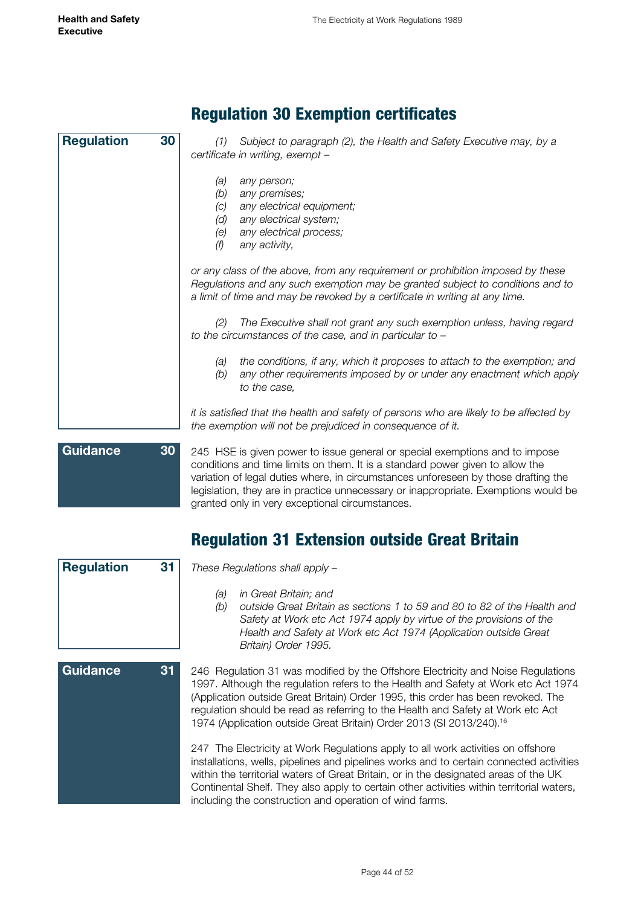## Regulation 30 Exemption certificates

**Regulation 30**

*(1) Subject to paragraph (2), the Health and Safety Executive may, by a certificate in writing, exempt –*

*(a) any person;*
*(b) any premises;*
*(c) any electrical equipment;*
*(d) any electrical system;*
*(e) any electrical process;*
*(f) any activity,*

*or any class of the above, from any requirement or prohibition imposed by these Regulations and any such exemption may be granted subject to conditions and to a limit of time and may be revoked by a certificate in writing at any time.*

*(2) The Executive shall not grant any such exemption unless, having regard to the circumstances of the case, and in particular to –*

*(a) the conditions, if any, which it proposes to attach to the exemption; and*
*(b) any other requirements imposed by or under any enactment which apply to the case,*

*it is satisfied that the health and safety of persons who are likely to be affected by the exemption will not be prejudiced in consequence of it.*

**Guidance 30**

245 HSE is given power to issue general or special exemptions and to impose conditions and time limits on them. It is a standard power given to allow the variation of legal duties where, in circumstances unforeseen by those drafting the legislation, they are in practice unnecessary or inappropriate. Exemptions would be granted only in very exceptional circumstances.

## Regulation 31 Extension outside Great Britain

**Regulation 31**

*These Regulations shall apply –*

*(a) in Great Britain; and*
*(b) outside Great Britain as sections 1 to 59 and 80 to 82 of the Health and Safety at Work etc Act 1974 apply by virtue of the provisions of the Health and Safety at Work etc Act 1974 (Application outside Great Britain) Order 1995.*

**Guidance 31**

246 Regulation 31 was modified by the Offshore Electricity and Noise Regulations 1997. Although the regulation refers to the Health and Safety at Work etc Act 1974 (Application outside Great Britain) Order 1995, this order has been revoked. The regulation should be read as referring to the Health and Safety at Work etc Act 1974 (Application outside Great Britain) Order 2013 (SI 2013/240).[16]

247 The Electricity at Work Regulations apply to all work activities on offshore installations, wells, pipelines and pipelines works and to certain connected activities within the territorial waters of Great Britain, or in the designated areas of the UK Continental Shelf. They also apply to certain other activities within territorial waters, including the construction and operation of wind farms.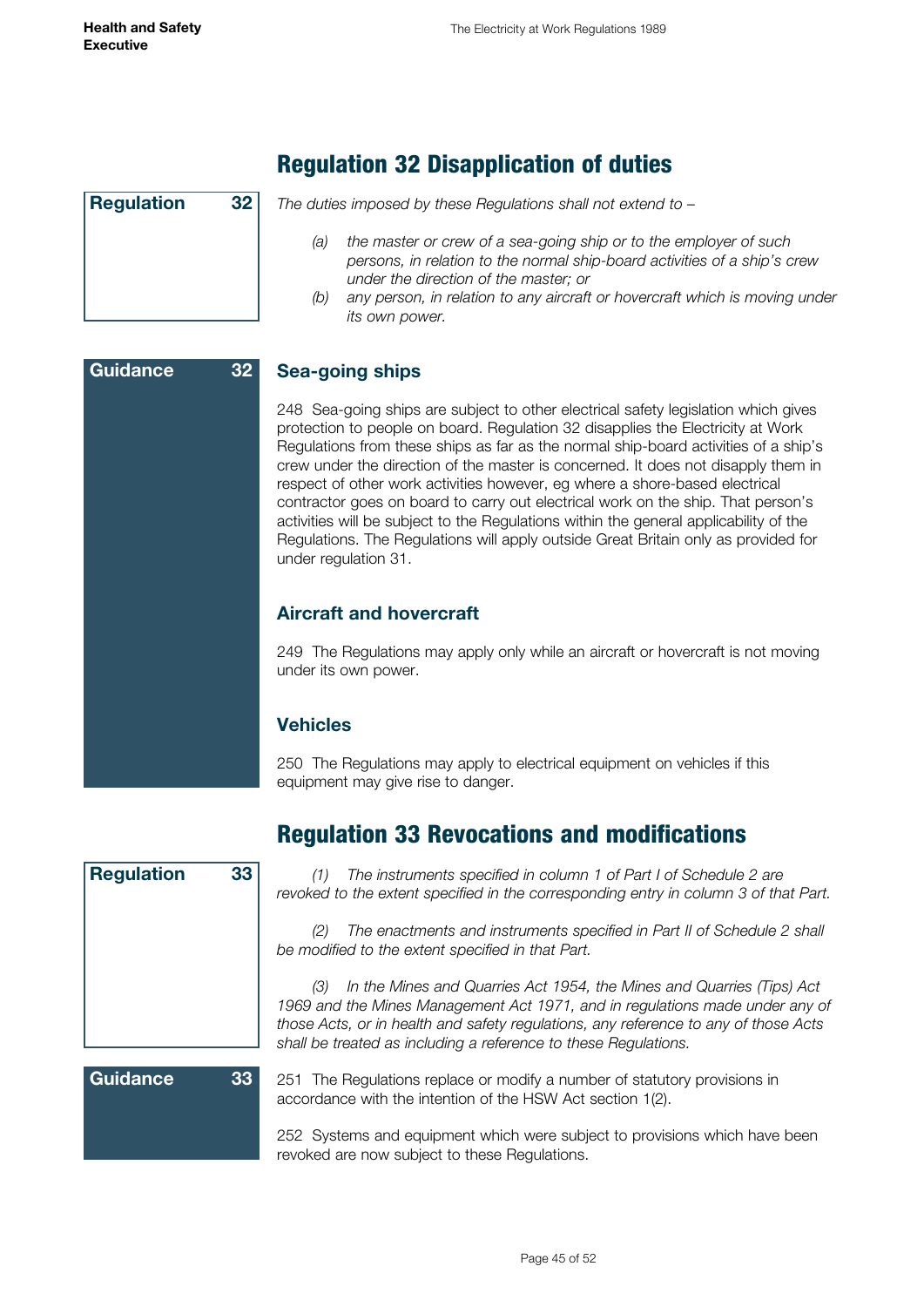## Regulation 32 Disapplication of duties

**Regulation 32**

*The duties imposed by these Regulations shall not extend to –*

- *(a) the master or crew of a sea-going ship or to the employer of such persons, in relation to the normal ship-board activities of a ship's crew under the direction of the master; or*
- *(b) any person, in relation to any aircraft or hovercraft which is moving under its own power.*

**Guidance 32**

### Sea-going ships

248 Sea-going ships are subject to other electrical safety legislation which gives protection to people on board. Regulation 32 disapplies the Electricity at Work Regulations from these ships as far as the normal ship-board activities of a ship's crew under the direction of the master is concerned. It does not disapply them in respect of other work activities however, eg where a shore-based electrical contractor goes on board to carry out electrical work on the ship. That person's activities will be subject to the Regulations within the general applicability of the Regulations. The Regulations will apply outside Great Britain only as provided for under regulation 31.

### Aircraft and hovercraft

249 The Regulations may apply only while an aircraft or hovercraft is not moving under its own power.

### Vehicles

250 The Regulations may apply to electrical equipment on vehicles if this equipment may give rise to danger.

## Regulation 33 Revocations and modifications

**Regulation 33**

*(1) The instruments specified in column 1 of Part I of Schedule 2 are revoked to the extent specified in the corresponding entry in column 3 of that Part.*

*(2) The enactments and instruments specified in Part II of Schedule 2 shall be modified to the extent specified in that Part.*

*(3) In the Mines and Quarries Act 1954, the Mines and Quarries (Tips) Act 1969 and the Mines Management Act 1971, and in regulations made under any of those Acts, or in health and safety regulations, any reference to any of those Acts shall be treated as including a reference to these Regulations.*

**Guidance 33**

251 The Regulations replace or modify a number of statutory provisions in accordance with the intention of the HSW Act section 1(2).

252 Systems and equipment which were subject to provisions which have been revoked are now subject to these Regulations.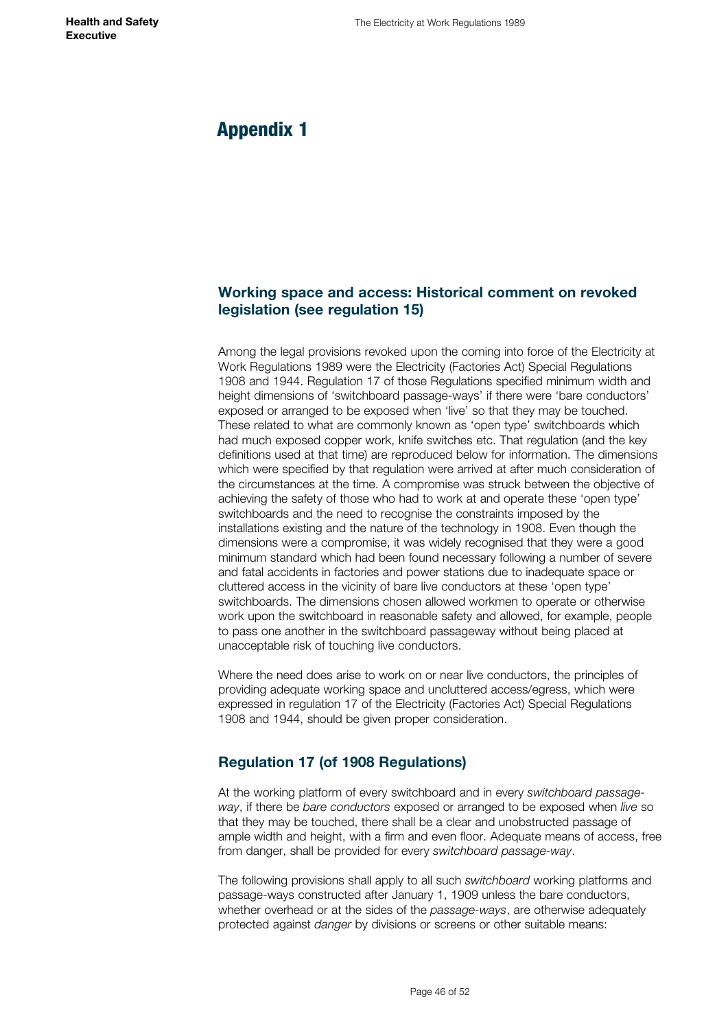# Appendix 1

## Working space and access: Historical comment on revoked legislation (see regulation 15)

Among the legal provisions revoked upon the coming into force of the Electricity at Work Regulations 1989 were the Electricity (Factories Act) Special Regulations 1908 and 1944. Regulation 17 of those Regulations specified minimum width and height dimensions of 'switchboard passage-ways' if there were 'bare conductors' exposed or arranged to be exposed when 'live' so that they may be touched. These related to what are commonly known as 'open type' switchboards which had much exposed copper work, knife switches etc. That regulation (and the key definitions used at that time) are reproduced below for information. The dimensions which were specified by that regulation were arrived at after much consideration of the circumstances at the time. A compromise was struck between the objective of achieving the safety of those who had to work at and operate these 'open type' switchboards and the need to recognise the constraints imposed by the installations existing and the nature of the technology in 1908. Even though the dimensions were a compromise, it was widely recognised that they were a good minimum standard which had been found necessary following a number of severe and fatal accidents in factories and power stations due to inadequate space or cluttered access in the vicinity of bare live conductors at these 'open type' switchboards. The dimensions chosen allowed workmen to operate or otherwise work upon the switchboard in reasonable safety and allowed, for example, people to pass one another in the switchboard passageway without being placed at unacceptable risk of touching live conductors.

Where the need does arise to work on or near live conductors, the principles of providing adequate working space and uncluttered access/egress, which were expressed in regulation 17 of the Electricity (Factories Act) Special Regulations 1908 and 1944, should be given proper consideration.

## Regulation 17 (of 1908 Regulations)

At the working platform of every switchboard and in every *switchboard passage-way*, if there be *bare conductors* exposed or arranged to be exposed when *live* so that they may be touched, there shall be a clear and unobstructed passage of ample width and height, with a firm and even floor. Adequate means of access, free from danger, shall be provided for every *switchboard passage-way*.

The following provisions shall apply to all such *switchboard* working platforms and passage-ways constructed after January 1, 1909 unless the bare conductors, whether overhead or at the sides of the *passage-ways*, are otherwise adequately protected against *danger* by divisions or screens or other suitable means: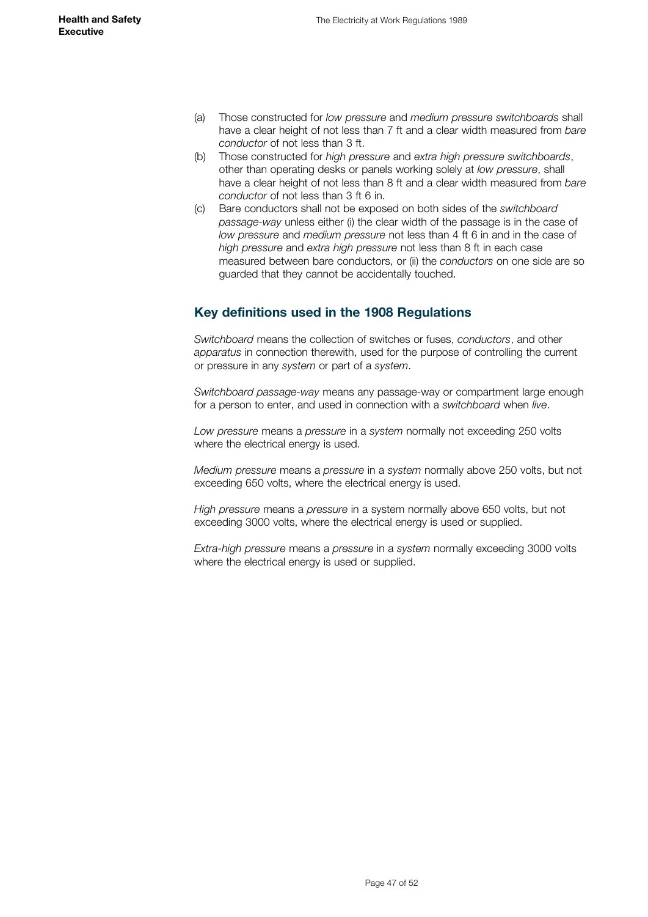(a) Those constructed for *low pressure* and *medium pressure switchboards* shall have a clear height of not less than 7 ft and a clear width measured from *bare conductor* of not less than 3 ft.

(b) Those constructed for *high pressure* and *extra high pressure switchboards*, other than operating desks or panels working solely at *low pressure*, shall have a clear height of not less than 8 ft and a clear width measured from *bare conductor* of not less than 3 ft 6 in.

(c) Bare conductors shall not be exposed on both sides of the *switchboard passage-way* unless either (i) the clear width of the passage is in the case of *low pressure* and *medium pressure* not less than 4 ft 6 in and in the case of *high pressure* and *extra high pressure* not less than 8 ft in each case measured between bare conductors, or (ii) the *conductors* on one side are so guarded that they cannot be accidentally touched.

## Key definitions used in the 1908 Regulations

*Switchboard* means the collection of switches or fuses, *conductors*, and other *apparatus* in connection therewith, used for the purpose of controlling the current or pressure in any *system* or part of a *system*.

*Switchboard passage-way* means any passage-way or compartment large enough for a person to enter, and used in connection with a *switchboard* when *live*.

*Low pressure* means a *pressure* in a *system* normally not exceeding 250 volts where the electrical energy is used.

*Medium pressure* means a *pressure* in a *system* normally above 250 volts, but not exceeding 650 volts, where the electrical energy is used.

*High pressure* means a *pressure* in a system normally above 650 volts, but not exceeding 3000 volts, where the electrical energy is used or supplied.

*Extra-high pressure* means a *pressure* in a *system* normally exceeding 3000 volts where the electrical energy is used or supplied.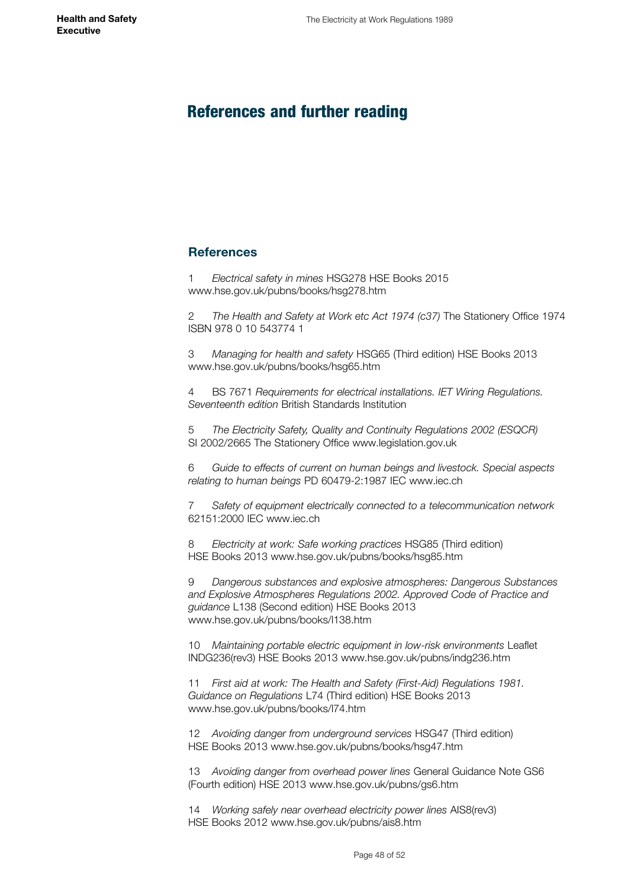# References and further reading

## References

1 *Electrical safety in mines* HSG278 HSE Books 2015 www.hse.gov.uk/pubns/books/hsg278.htm

2 *The Health and Safety at Work etc Act 1974 (c37)* The Stationery Office 1974 ISBN 978 0 10 543774 1

3 *Managing for health and safety* HSG65 (Third edition) HSE Books 2013 www.hse.gov.uk/pubns/books/hsg65.htm

4 BS 7671 *Requirements for electrical installations. IET Wiring Regulations. Seventeenth edition* British Standards Institution

5 *The Electricity Safety, Quality and Continuity Regulations 2002 (ESQCR)* SI 2002/2665 The Stationery Office www.legislation.gov.uk

6 *Guide to effects of current on human beings and livestock. Special aspects relating to human beings* PD 60479-2:1987 IEC www.iec.ch

7 *Safety of equipment electrically connected to a telecommunication network* 62151:2000 IEC www.iec.ch

8 *Electricity at work: Safe working practices* HSG85 (Third edition) HSE Books 2013 www.hse.gov.uk/pubns/books/hsg85.htm

9 *Dangerous substances and explosive atmospheres: Dangerous Substances and Explosive Atmospheres Regulations 2002. Approved Code of Practice and guidance* L138 (Second edition) HSE Books 2013 www.hse.gov.uk/pubns/books/l138.htm

10 *Maintaining portable electric equipment in low-risk environments* Leaflet INDG236(rev3) HSE Books 2013 www.hse.gov.uk/pubns/indg236.htm

11 *First aid at work: The Health and Safety (First-Aid) Regulations 1981. Guidance on Regulations* L74 (Third edition) HSE Books 2013 www.hse.gov.uk/pubns/books/l74.htm

12 *Avoiding danger from underground services* HSG47 (Third edition) HSE Books 2013 www.hse.gov.uk/pubns/books/hsg47.htm

13 *Avoiding danger from overhead power lines* General Guidance Note GS6 (Fourth edition) HSE 2013 www.hse.gov.uk/pubns/gs6.htm

14 *Working safely near overhead electricity power lines* AIS8(rev3) HSE Books 2012 www.hse.gov.uk/pubns/ais8.htm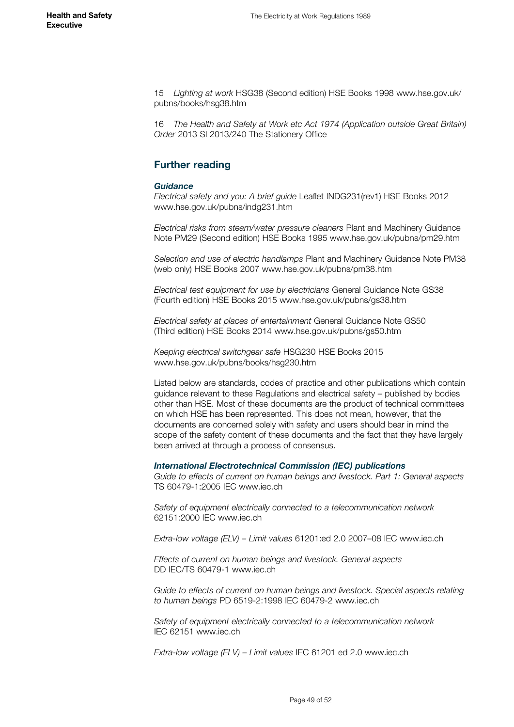15 *Lighting at work* HSG38 (Second edition) HSE Books 1998 www.hse.gov.uk/pubns/books/hsg38.htm

16 *The Health and Safety at Work etc Act 1974 (Application outside Great Britain) Order* 2013 SI 2013/240 The Stationery Office

## Further reading

### *Guidance*

*Electrical safety and you: A brief guide* Leaflet INDG231(rev1) HSE Books 2012 www.hse.gov.uk/pubns/indg231.htm

*Electrical risks from steam/water pressure cleaners* Plant and Machinery Guidance Note PM29 (Second edition) HSE Books 1995 www.hse.gov.uk/pubns/pm29.htm

*Selection and use of electric handlamps* Plant and Machinery Guidance Note PM38 (web only) HSE Books 2007 www.hse.gov.uk/pubns/pm38.htm

*Electrical test equipment for use by electricians* General Guidance Note GS38 (Fourth edition) HSE Books 2015 www.hse.gov.uk/pubns/gs38.htm

*Electrical safety at places of entertainment* General Guidance Note GS50 (Third edition) HSE Books 2014 www.hse.gov.uk/pubns/gs50.htm

*Keeping electrical switchgear safe* HSG230 HSE Books 2015 www.hse.gov.uk/pubns/books/hsg230.htm

Listed below are standards, codes of practice and other publications which contain guidance relevant to these Regulations and electrical safety – published by bodies other than HSE. Most of these documents are the product of technical committees on which HSE has been represented. This does not mean, however, that the documents are concerned solely with safety and users should bear in mind the scope of the safety content of these documents and the fact that they have largely been arrived at through a process of consensus.

### *International Electrotechnical Commission (IEC) publications*

*Guide to effects of current on human beings and livestock. Part 1: General aspects* TS 60479-1:2005 IEC www.iec.ch

*Safety of equipment electrically connected to a telecommunication network* 62151:2000 IEC www.iec.ch

*Extra-low voltage (ELV) – Limit values* 61201:ed 2.0 2007–08 IEC www.iec.ch

*Effects of current on human beings and livestock. General aspects* DD IEC/TS 60479-1 www.iec.ch

*Guide to effects of current on human beings and livestock. Special aspects relating to human beings* PD 6519-2:1998 IEC 60479-2 www.iec.ch

*Safety of equipment electrically connected to a telecommunication network* IEC 62151 www.iec.ch

*Extra-low voltage (ELV) – Limit values* IEC 61201 ed 2.0 www.iec.ch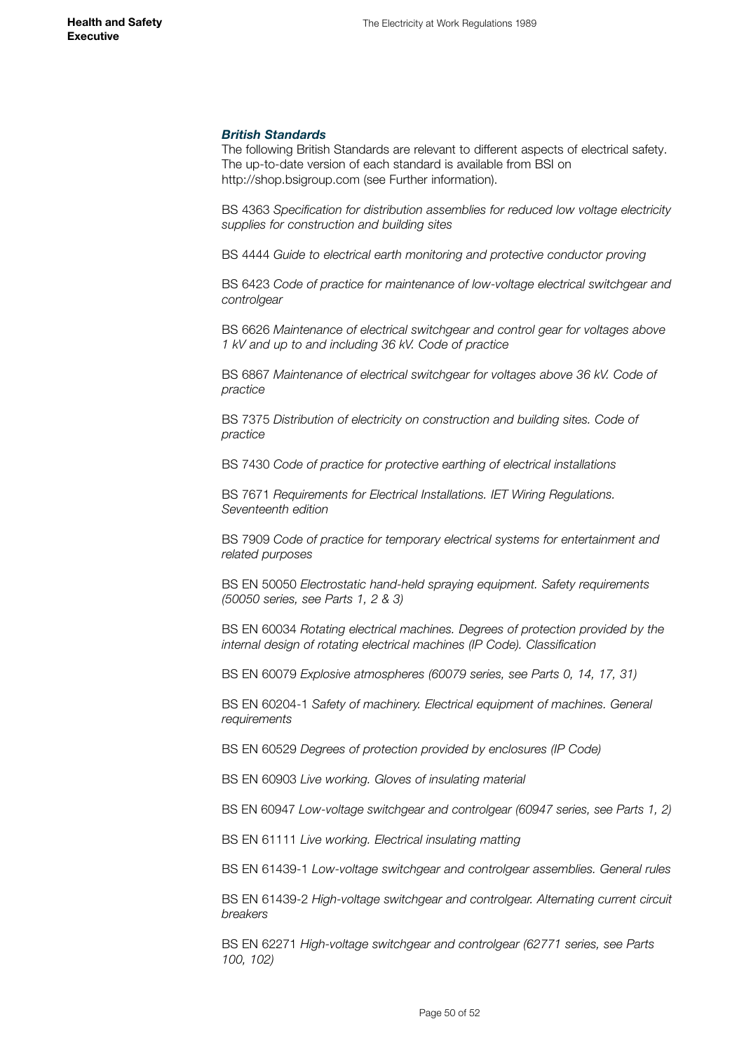### *British Standards*

The following British Standards are relevant to different aspects of electrical safety. The up-to-date version of each standard is available from BSI on http://shop.bsigroup.com (see Further information).

BS 4363 *Specification for distribution assemblies for reduced low voltage electricity supplies for construction and building sites*

BS 4444 *Guide to electrical earth monitoring and protective conductor proving*

BS 6423 *Code of practice for maintenance of low-voltage electrical switchgear and controlgear*

BS 6626 *Maintenance of electrical switchgear and control gear for voltages above 1 kV and up to and including 36 kV. Code of practice*

BS 6867 *Maintenance of electrical switchgear for voltages above 36 kV. Code of practice*

BS 7375 *Distribution of electricity on construction and building sites. Code of practice*

BS 7430 *Code of practice for protective earthing of electrical installations*

BS 7671 *Requirements for Electrical Installations. IET Wiring Regulations. Seventeenth edition*

BS 7909 *Code of practice for temporary electrical systems for entertainment and related purposes*

BS EN 50050 *Electrostatic hand-held spraying equipment. Safety requirements (50050 series, see Parts 1, 2 & 3)*

BS EN 60034 *Rotating electrical machines. Degrees of protection provided by the internal design of rotating electrical machines (IP Code). Classification*

BS EN 60079 *Explosive atmospheres (60079 series, see Parts 0, 14, 17, 31)*

BS EN 60204-1 *Safety of machinery. Electrical equipment of machines. General requirements*

BS EN 60529 *Degrees of protection provided by enclosures (IP Code)*

BS EN 60903 *Live working. Gloves of insulating material*

BS EN 60947 *Low-voltage switchgear and controlgear (60947 series, see Parts 1, 2)*

BS EN 61111 *Live working. Electrical insulating matting*

BS EN 61439-1 *Low-voltage switchgear and controlgear assemblies. General rules*

BS EN 61439-2 *High-voltage switchgear and controlgear. Alternating current circuit breakers*

BS EN 62271 *High-voltage switchgear and controlgear (62771 series, see Parts 100, 102)*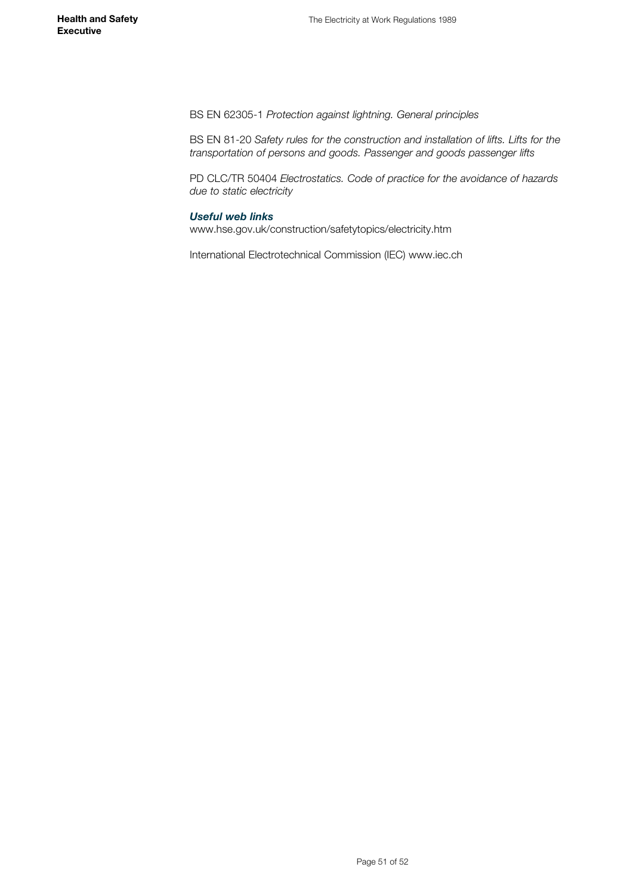BS EN 62305-1 *Protection against lightning. General principles*

BS EN 81-20 *Safety rules for the construction and installation of lifts. Lifts for the transportation of persons and goods. Passenger and goods passenger lifts*

PD CLC/TR 50404 *Electrostatics. Code of practice for the avoidance of hazards due to static electricity*

***Useful web links***

www.hse.gov.uk/construction/safetytopics/electricity.htm

International Electrotechnical Commission (IEC) www.iec.ch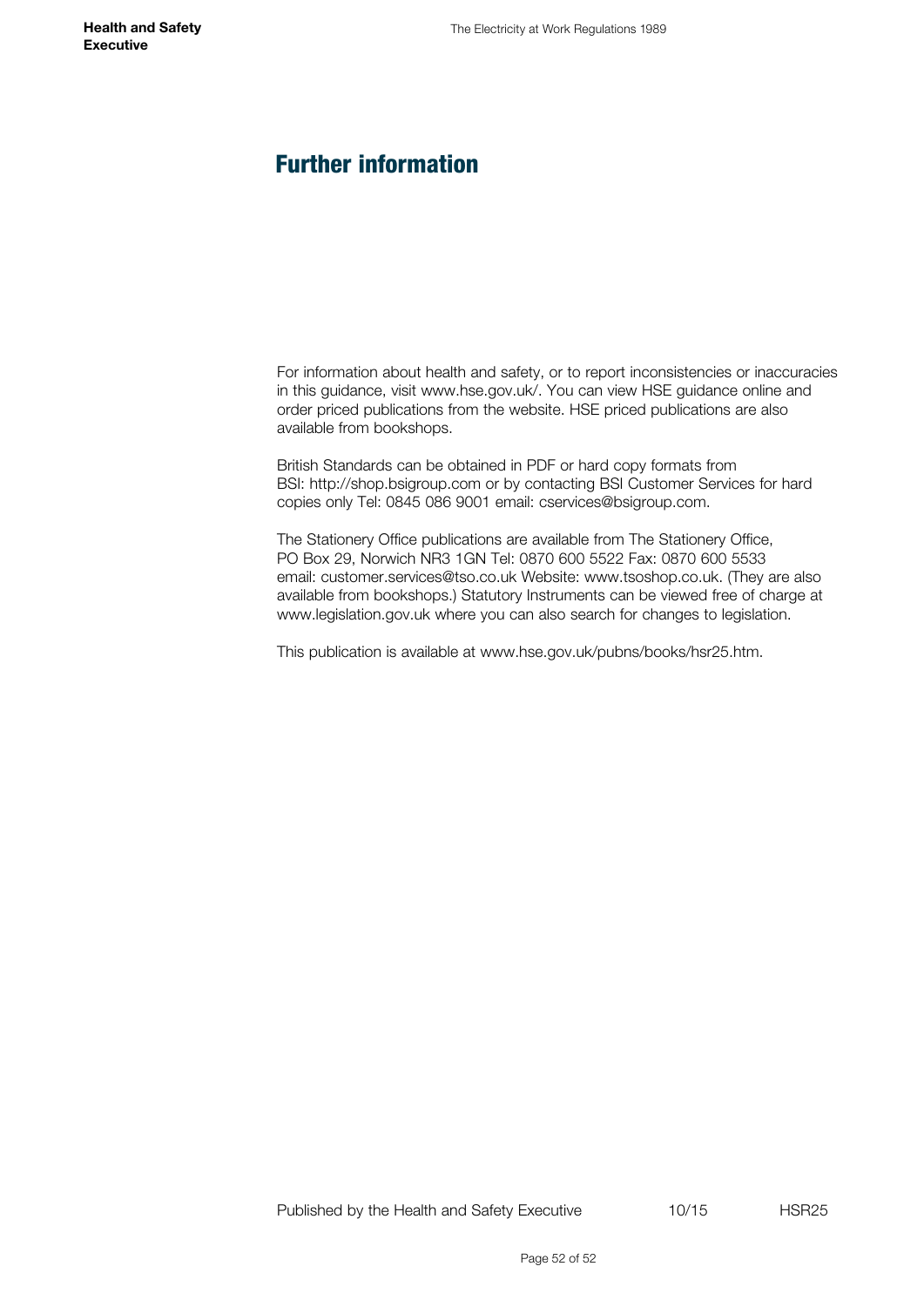# Further information

For information about health and safety, or to report inconsistencies or inaccuracies in this guidance, visit www.hse.gov.uk/. You can view HSE guidance online and order priced publications from the website. HSE priced publications are also available from bookshops.

British Standards can be obtained in PDF or hard copy formats from BSI: http://shop.bsigroup.com or by contacting BSI Customer Services for hard copies only Tel: 0845 086 9001 email: cservices@bsigroup.com.

The Stationery Office publications are available from The Stationery Office, PO Box 29, Norwich NR3 1GN Tel: 0870 600 5522 Fax: 0870 600 5533 email: customer.services@tso.co.uk Website: www.tsoshop.co.uk. (They are also available from bookshops.) Statutory Instruments can be viewed free of charge at www.legislation.gov.uk where you can also search for changes to legislation.

This publication is available at www.hse.gov.uk/pubns/books/hsr25.htm.

Published by the Health and Safety Executive 10/15 HSR25